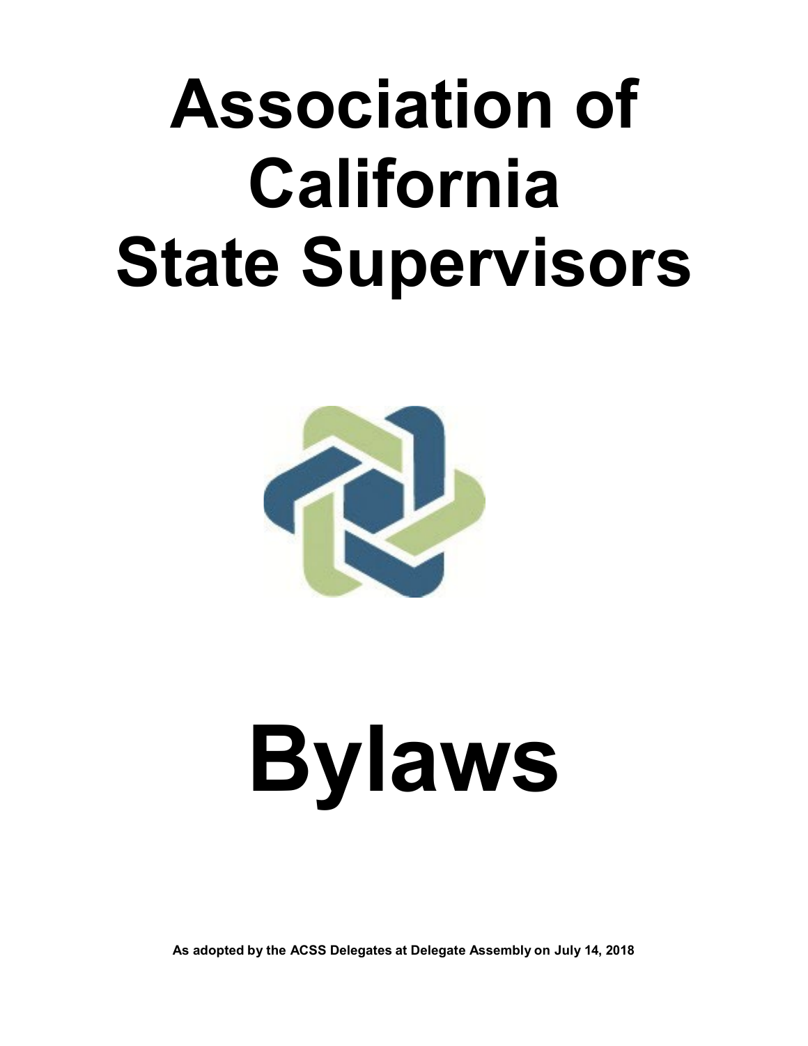# Association of California State Supervisors

# Bylaws

**As adopted by the ACSS Delegates at Delegate Assembly on July 14, 2018**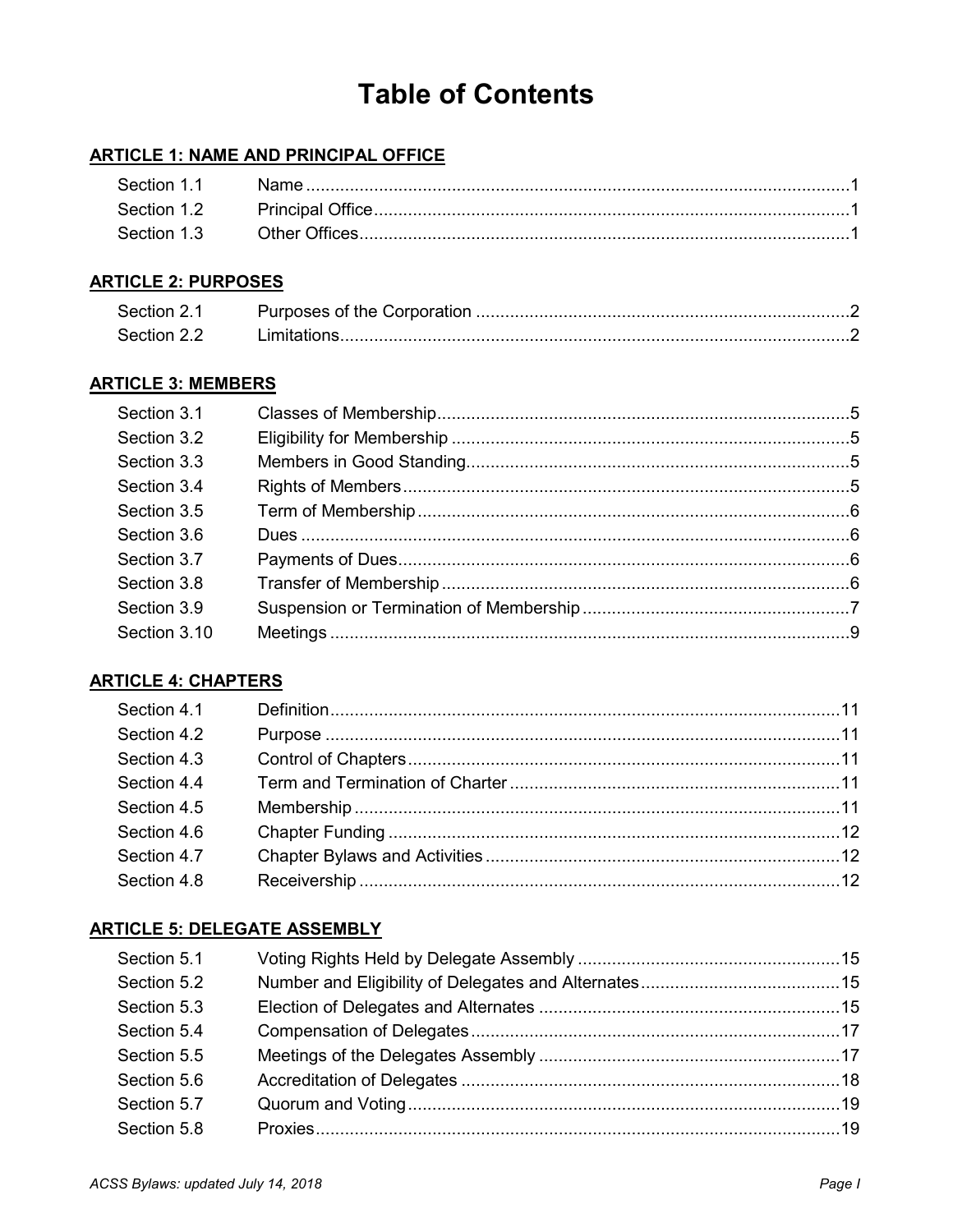# Table of Contents

## ARTICLE 1: NAME AND PRINCIPAL OFFICE

| | | |
|---|---|---|
| Section 1.1 | Name | 1 |
| Section 1.2 | Principal Office | 1 |
| Section 1.3 | Other Offices | 1 |

## ARTICLE 2: PURPOSES

| | | |
|---|---|---|
| Section 2.1 | Purposes of the Corporation | 2 |
| Section 2.2 | Limitations | 2 |

## ARTICLE 3: MEMBERS

| | | |
|---|---|---|
| Section 3.1 | Classes of Membership | 5 |
| Section 3.2 | Eligibility for Membership | 5 |
| Section 3.3 | Members in Good Standing | 5 |
| Section 3.4 | Rights of Members | 5 |
| Section 3.5 | Term of Membership | 6 |
| Section 3.6 | Dues | 6 |
| Section 3.7 | Payments of Dues | 6 |
| Section 3.8 | Transfer of Membership | 6 |
| Section 3.9 | Suspension or Termination of Membership | 7 |
| Section 3.10 | Meetings | 9 |

## ARTICLE 4: CHAPTERS

| | | |
|---|---|---|
| Section 4.1 | Definition | 11 |
| Section 4.2 | Purpose | 11 |
| Section 4.3 | Control of Chapters | 11 |
| Section 4.4 | Term and Termination of Charter | 11 |
| Section 4.5 | Membership | 11 |
| Section 4.6 | Chapter Funding | 12 |
| Section 4.7 | Chapter Bylaws and Activities | 12 |
| Section 4.8 | Receivership | 12 |

## ARTICLE 5: DELEGATE ASSEMBLY

| | | |
|---|---|---|
| Section 5.1 | Voting Rights Held by Delegate Assembly | 15 |
| Section 5.2 | Number and Eligibility of Delegates and Alternates | 15 |
| Section 5.3 | Election of Delegates and Alternates | 15 |
| Section 5.4 | Compensation of Delegates | 17 |
| Section 5.5 | Meetings of the Delegates Assembly | 17 |
| Section 5.6 | Accreditation of Delegates | 18 |
| Section 5.7 | Quorum and Voting | 19 |
| Section 5.8 | Proxies | 19 |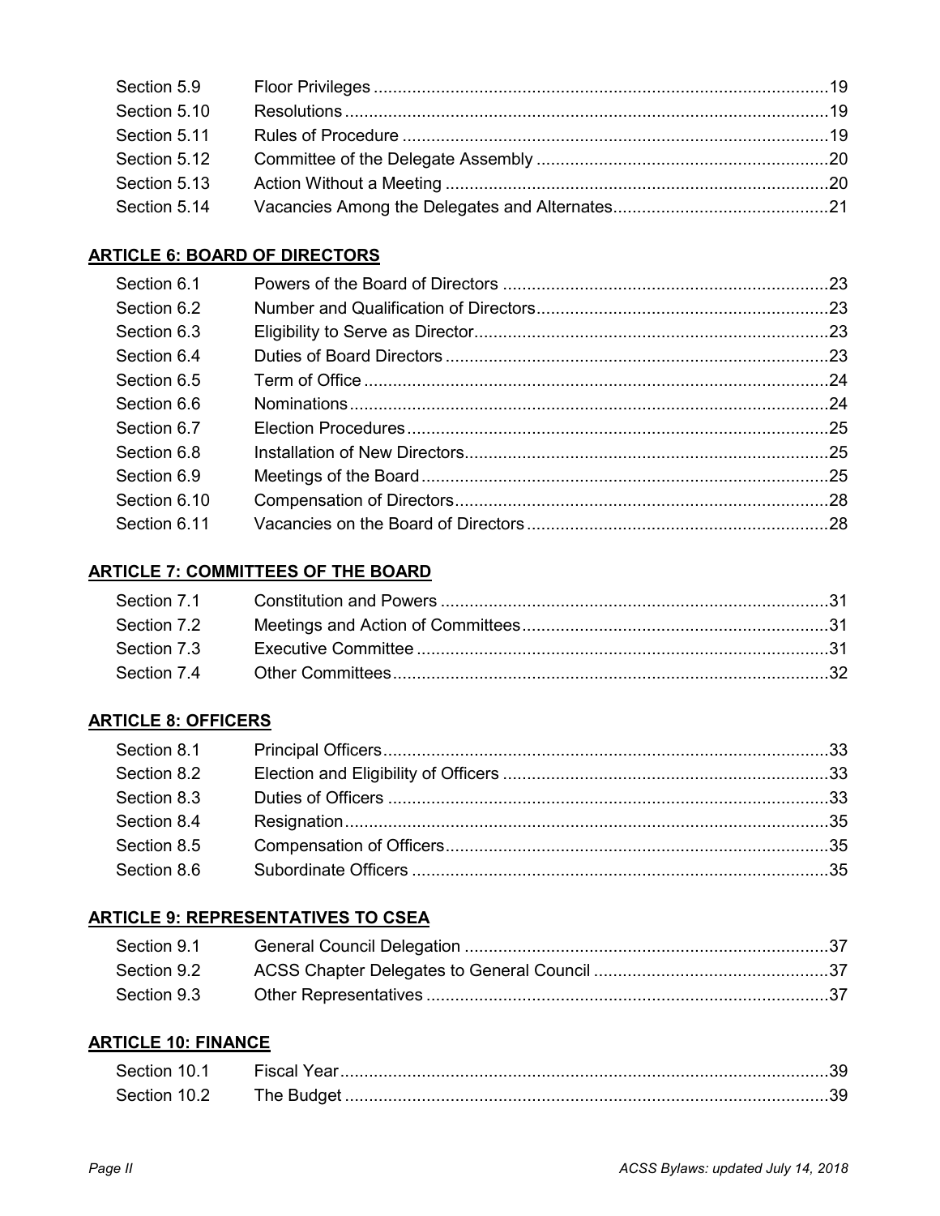| | | |
|---|---|---|
| Section 5.9 | Floor Privileges | 19 |
| Section 5.10 | Resolutions | 19 |
| Section 5.11 | Rules of Procedure | 19 |
| Section 5.12 | Committee of the Delegate Assembly | 20 |
| Section 5.13 | Action Without a Meeting | 20 |
| Section 5.14 | Vacancies Among the Delegates and Alternates | 21 |

## ARTICLE 6: BOARD OF DIRECTORS

| | | |
|---|---|---|
| Section 6.1 | Powers of the Board of Directors | 23 |
| Section 6.2 | Number and Qualification of Directors | 23 |
| Section 6.3 | Eligibility to Serve as Director | 23 |
| Section 6.4 | Duties of Board Directors | 23 |
| Section 6.5 | Term of Office | 24 |
| Section 6.6 | Nominations | 24 |
| Section 6.7 | Election Procedures | 25 |
| Section 6.8 | Installation of New Directors | 25 |
| Section 6.9 | Meetings of the Board | 25 |
| Section 6.10 | Compensation of Directors | 28 |
| Section 6.11 | Vacancies on the Board of Directors | 28 |

## ARTICLE 7: COMMITTEES OF THE BOARD

| | | |
|---|---|---|
| Section 7.1 | Constitution and Powers | 31 |
| Section 7.2 | Meetings and Action of Committees | 31 |
| Section 7.3 | Executive Committee | 31 |
| Section 7.4 | Other Committees | 32 |

## ARTICLE 8: OFFICERS

| | | |
|---|---|---|
| Section 8.1 | Principal Officers | 33 |
| Section 8.2 | Election and Eligibility of Officers | 33 |
| Section 8.3 | Duties of Officers | 33 |
| Section 8.4 | Resignation | 35 |
| Section 8.5 | Compensation of Officers | 35 |
| Section 8.6 | Subordinate Officers | 35 |

## ARTICLE 9: REPRESENTATIVES TO CSEA

| | | |
|---|---|---|
| Section 9.1 | General Council Delegation | 37 |
| Section 9.2 | ACSS Chapter Delegates to General Council | 37 |
| Section 9.3 | Other Representatives | 37 |

## ARTICLE 10: FINANCE

| | | |
|---|---|---|
| Section 10.1 | Fiscal Year | 39 |
| Section 10.2 | The Budget | 39 |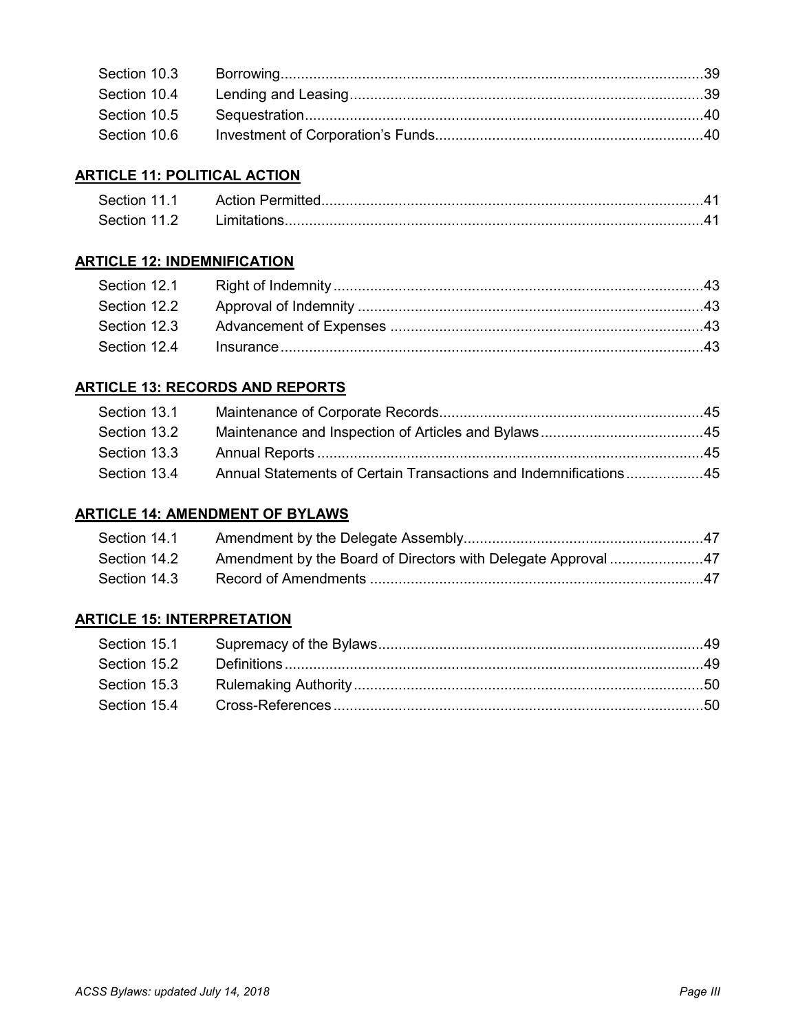| | | |
|---|---|---|
| Section 10.3 | Borrowing | 39 |
| Section 10.4 | Lending and Leasing | 39 |
| Section 10.5 | Sequestration | 40 |
| Section 10.6 | Investment of Corporation's Funds | 40 |

**ARTICLE 11: POLITICAL ACTION**

| | | |
|---|---|---|
| Section 11.1 | Action Permitted | 41 |
| Section 11.2 | Limitations | 41 |

**ARTICLE 12: INDEMNIFICATION**

| | | |
|---|---|---|
| Section 12.1 | Right of Indemnity | 43 |
| Section 12.2 | Approval of Indemnity | 43 |
| Section 12.3 | Advancement of Expenses | 43 |
| Section 12.4 | Insurance | 43 |

**ARTICLE 13: RECORDS AND REPORTS**

| | | |
|---|---|---|
| Section 13.1 | Maintenance of Corporate Records | 45 |
| Section 13.2 | Maintenance and Inspection of Articles and Bylaws | 45 |
| Section 13.3 | Annual Reports | 45 |
| Section 13.4 | Annual Statements of Certain Transactions and Indemnifications | 45 |

**ARTICLE 14: AMENDMENT OF BYLAWS**

| | | |
|---|---|---|
| Section 14.1 | Amendment by the Delegate Assembly | 47 |
| Section 14.2 | Amendment by the Board of Directors with Delegate Approval | 47 |
| Section 14.3 | Record of Amendments | 47 |

**ARTICLE 15: INTERPRETATION**

| | | |
|---|---|---|
| Section 15.1 | Supremacy of the Bylaws | 49 |
| Section 15.2 | Definitions | 49 |
| Section 15.3 | Rulemaking Authority | 50 |
| Section 15.4 | Cross-References | 50 |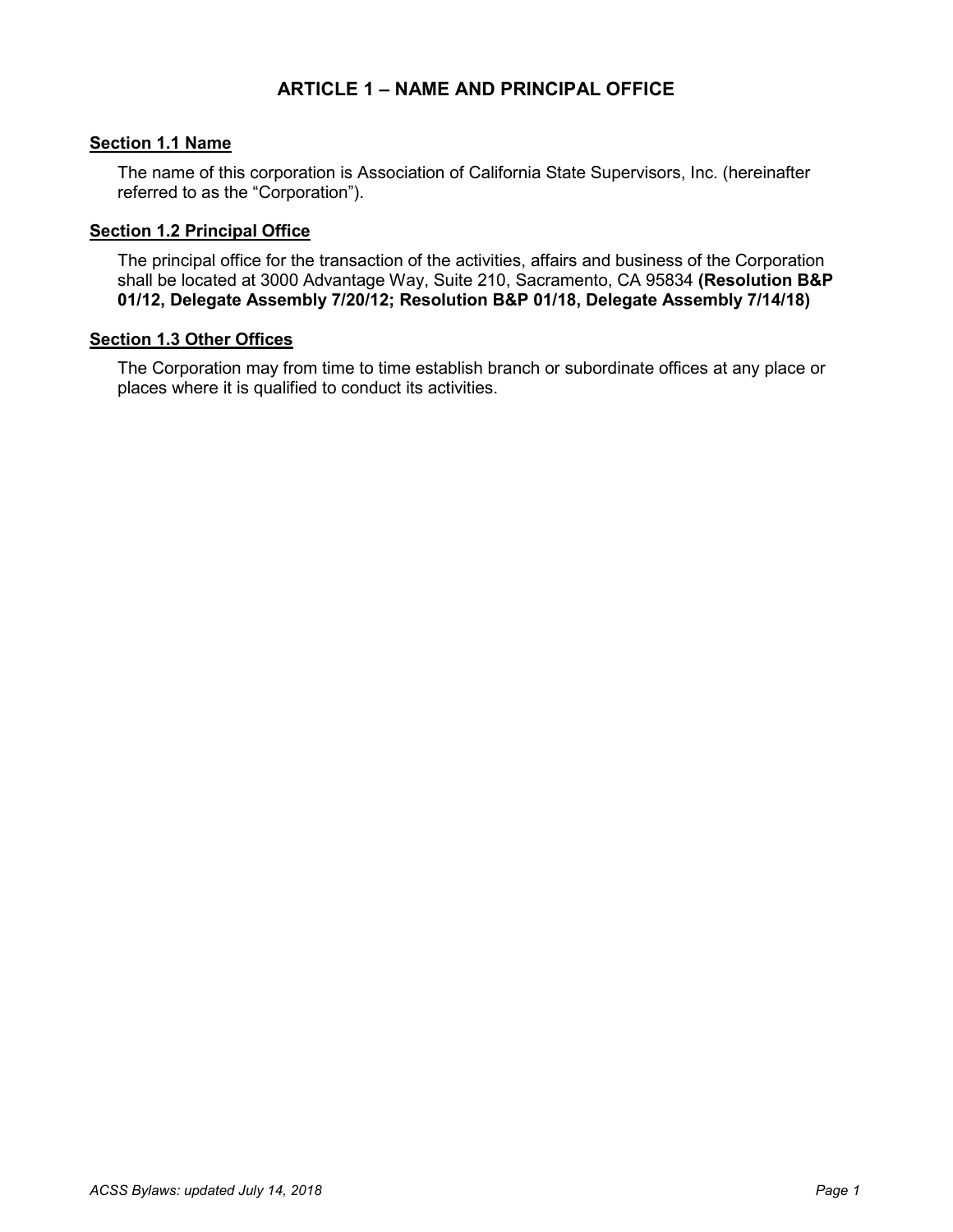# ARTICLE 1 – NAME AND PRINCIPAL OFFICE

## Section 1.1 Name

The name of this corporation is Association of California State Supervisors, Inc. (hereinafter referred to as the "Corporation").

## Section 1.2 Principal Office

The principal office for the transaction of the activities, affairs and business of the Corporation shall be located at 3000 Advantage Way, Suite 210, Sacramento, CA 95834 **(Resolution B&P 01/12, Delegate Assembly 7/20/12; Resolution B&P 01/18, Delegate Assembly 7/14/18)**

## Section 1.3 Other Offices

The Corporation may from time to time establish branch or subordinate offices at any place or places where it is qualified to conduct its activities.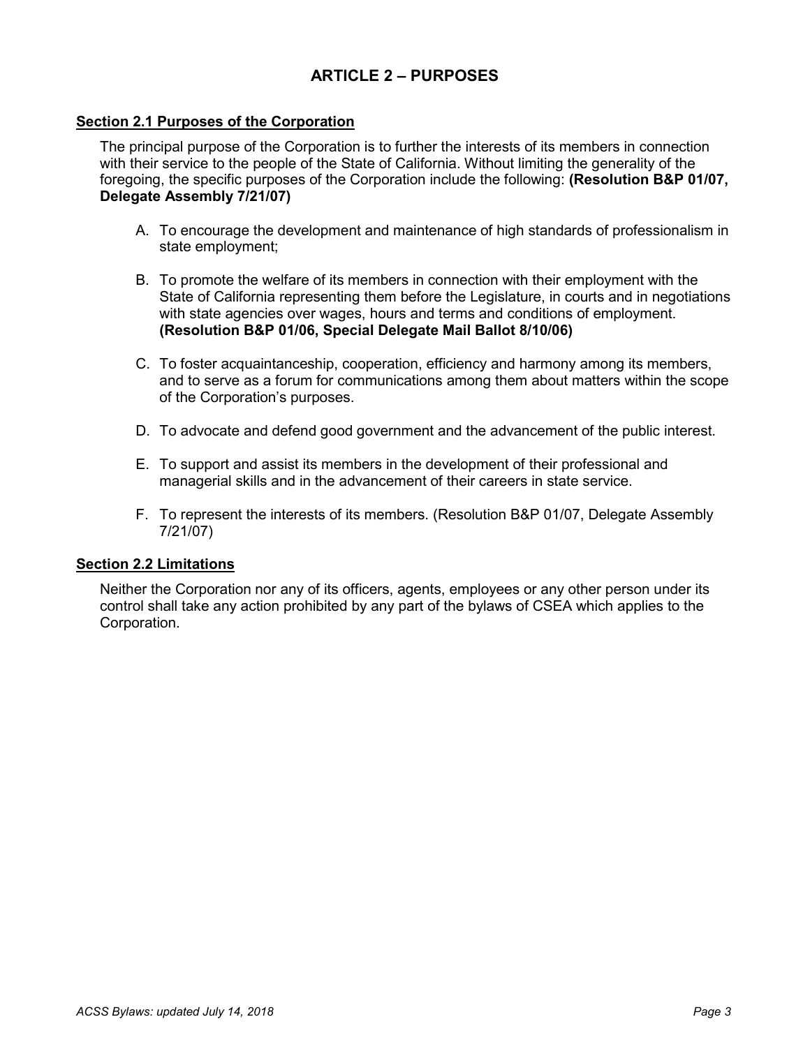## ARTICLE 2 – PURPOSES

### Section 2.1 Purposes of the Corporation

The principal purpose of the Corporation is to further the interests of its members in connection with their service to the people of the State of California. Without limiting the generality of the foregoing, the specific purposes of the Corporation include the following: **(Resolution B&P 01/07, Delegate Assembly 7/21/07)**

A. To encourage the development and maintenance of high standards of professionalism in state employment;

B. To promote the welfare of its members in connection with their employment with the State of California representing them before the Legislature, in courts and in negotiations with state agencies over wages, hours and terms and conditions of employment. **(Resolution B&P 01/06, Special Delegate Mail Ballot 8/10/06)**

C. To foster acquaintanceship, cooperation, efficiency and harmony among its members, and to serve as a forum for communications among them about matters within the scope of the Corporation's purposes.

D. To advocate and defend good government and the advancement of the public interest.

E. To support and assist its members in the development of their professional and managerial skills and in the advancement of their careers in state service.

F. To represent the interests of its members. (Resolution B&P 01/07, Delegate Assembly 7/21/07)

### Section 2.2 Limitations

Neither the Corporation nor any of its officers, agents, employees or any other person under its control shall take any action prohibited by any part of the bylaws of CSEA which applies to the Corporation.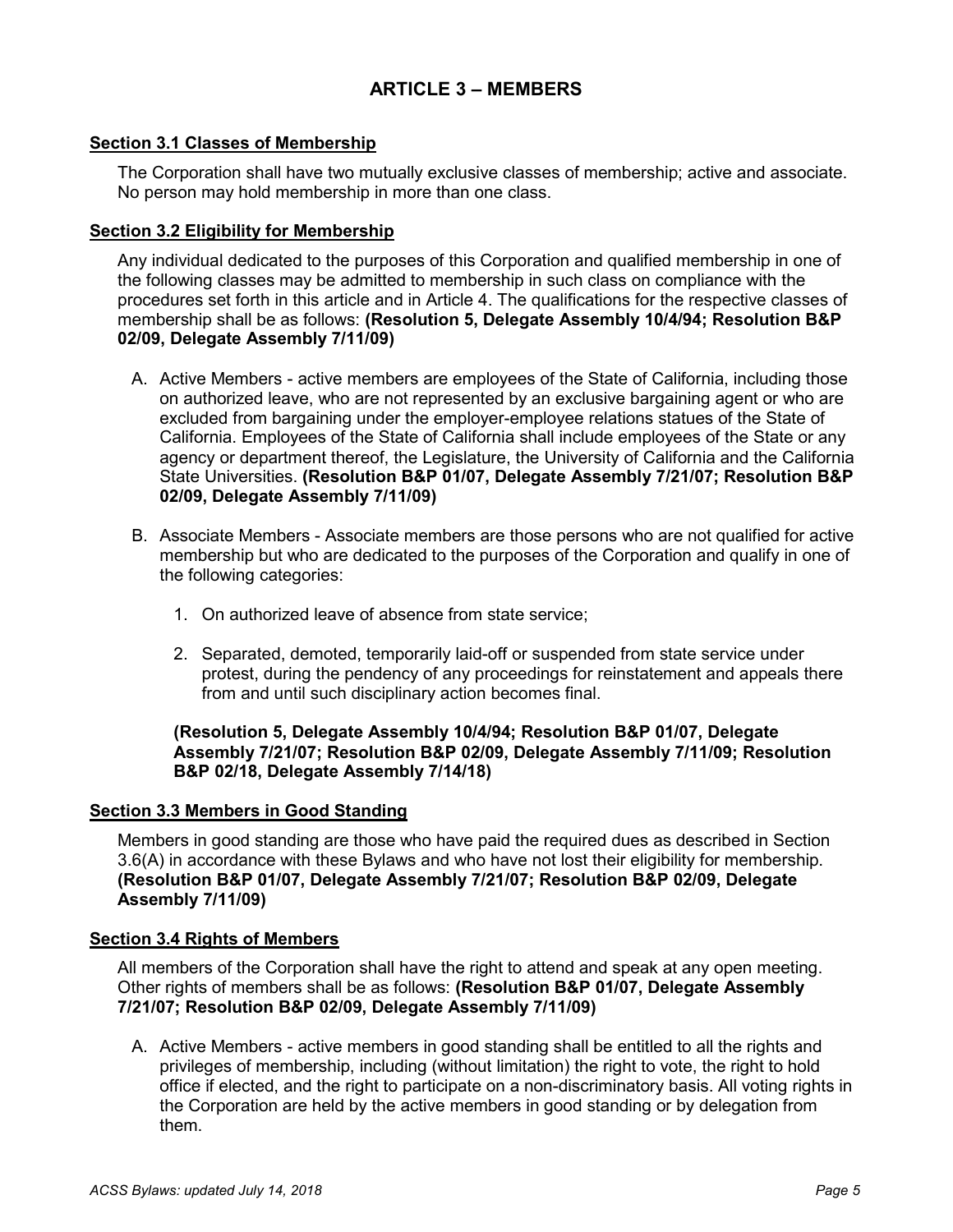## ARTICLE 3 – MEMBERS

### Section 3.1 Classes of Membership

The Corporation shall have two mutually exclusive classes of membership; active and associate. No person may hold membership in more than one class.

### Section 3.2 Eligibility for Membership

Any individual dedicated to the purposes of this Corporation and qualified membership in one of the following classes may be admitted to membership in such class on compliance with the procedures set forth in this article and in Article 4. The qualifications for the respective classes of membership shall be as follows: **(Resolution 5, Delegate Assembly 10/4/94; Resolution B&P 02/09, Delegate Assembly 7/11/09)**

A. Active Members - active members are employees of the State of California, including those on authorized leave, who are not represented by an exclusive bargaining agent or who are excluded from bargaining under the employer-employee relations statues of the State of California. Employees of the State of California shall include employees of the State or any agency or department thereof, the Legislature, the University of California and the California State Universities. **(Resolution B&P 01/07, Delegate Assembly 7/21/07; Resolution B&P 02/09, Delegate Assembly 7/11/09)**

B. Associate Members - Associate members are those persons who are not qualified for active membership but who are dedicated to the purposes of the Corporation and qualify in one of the following categories:

   1. On authorized leave of absence from state service;

   2. Separated, demoted, temporarily laid-off or suspended from state service under protest, during the pendency of any proceedings for reinstatement and appeals there from and until such disciplinary action becomes final.

   **(Resolution 5, Delegate Assembly 10/4/94; Resolution B&P 01/07, Delegate Assembly 7/21/07; Resolution B&P 02/09, Delegate Assembly 7/11/09; Resolution B&P 02/18, Delegate Assembly 7/14/18)**

### Section 3.3 Members in Good Standing

Members in good standing are those who have paid the required dues as described in Section 3.6(A) in accordance with these Bylaws and who have not lost their eligibility for membership. **(Resolution B&P 01/07, Delegate Assembly 7/21/07; Resolution B&P 02/09, Delegate Assembly 7/11/09)**

### Section 3.4 Rights of Members

All members of the Corporation shall have the right to attend and speak at any open meeting. Other rights of members shall be as follows: **(Resolution B&P 01/07, Delegate Assembly 7/21/07; Resolution B&P 02/09, Delegate Assembly 7/11/09)**

A. Active Members - active members in good standing shall be entitled to all the rights and privileges of membership, including (without limitation) the right to vote, the right to hold office if elected, and the right to participate on a non-discriminatory basis. All voting rights in the Corporation are held by the active members in good standing or by delegation from them.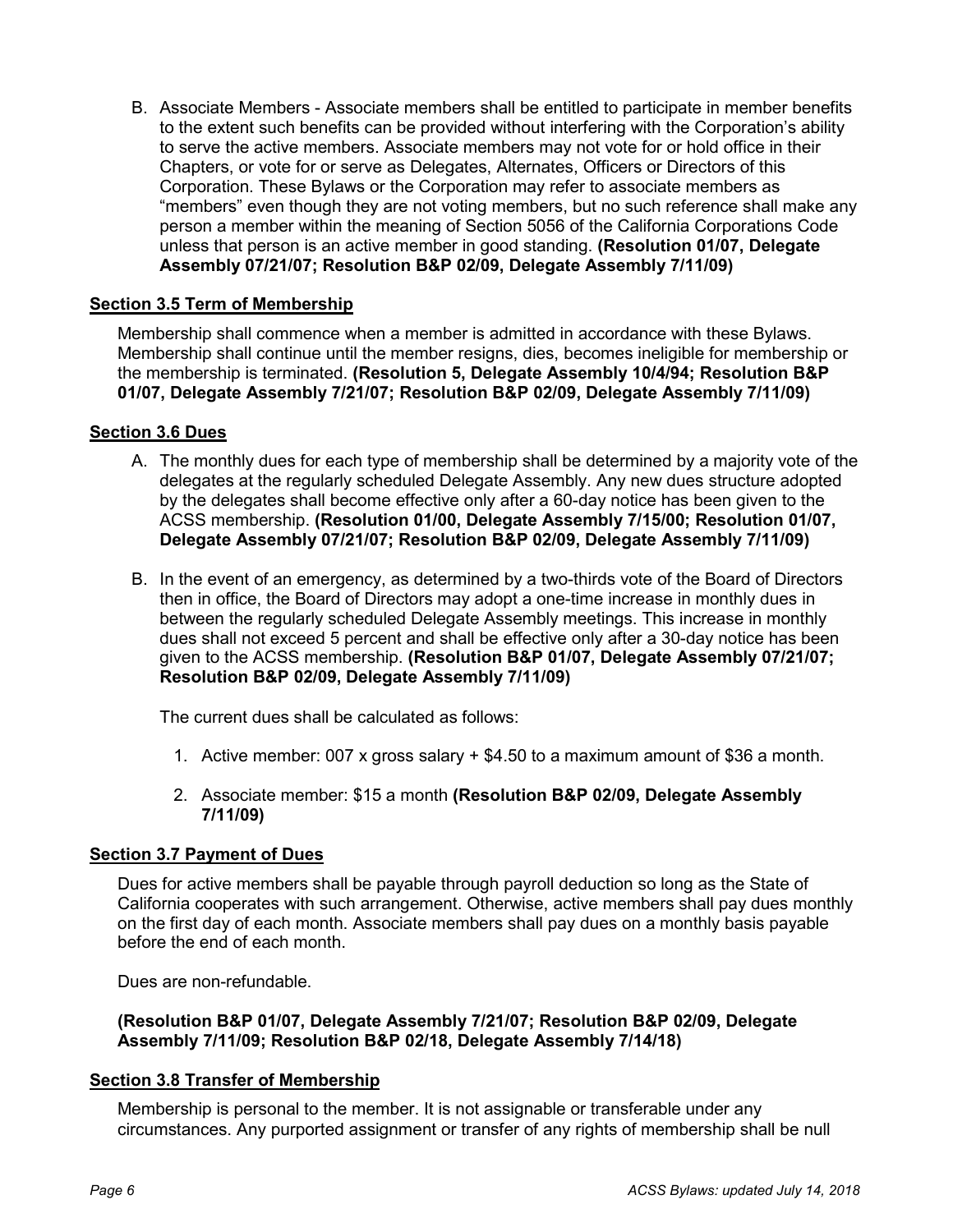B. Associate Members - Associate members shall be entitled to participate in member benefits to the extent such benefits can be provided without interfering with the Corporation's ability to serve the active members. Associate members may not vote for or hold office in their Chapters, or vote for or serve as Delegates, Alternates, Officers or Directors of this Corporation. These Bylaws or the Corporation may refer to associate members as "members" even though they are not voting members, but no such reference shall make any person a member within the meaning of Section 5056 of the California Corporations Code unless that person is an active member in good standing. **(Resolution 01/07, Delegate Assembly 07/21/07; Resolution B&P 02/09, Delegate Assembly 7/11/09)**

**Section 3.5 Term of Membership**

Membership shall commence when a member is admitted in accordance with these Bylaws. Membership shall continue until the member resigns, dies, becomes ineligible for membership or the membership is terminated. **(Resolution 5, Delegate Assembly 10/4/94; Resolution B&P 01/07, Delegate Assembly 7/21/07; Resolution B&P 02/09, Delegate Assembly 7/11/09)**

**Section 3.6 Dues**

A. The monthly dues for each type of membership shall be determined by a majority vote of the delegates at the regularly scheduled Delegate Assembly. Any new dues structure adopted by the delegates shall become effective only after a 60-day notice has been given to the ACSS membership. **(Resolution 01/00, Delegate Assembly 7/15/00; Resolution 01/07, Delegate Assembly 07/21/07; Resolution B&P 02/09, Delegate Assembly 7/11/09)**

B. In the event of an emergency, as determined by a two-thirds vote of the Board of Directors then in office, the Board of Directors may adopt a one-time increase in monthly dues in between the regularly scheduled Delegate Assembly meetings. This increase in monthly dues shall not exceed 5 percent and shall be effective only after a 30-day notice has been given to the ACSS membership. **(Resolution B&P 01/07, Delegate Assembly 07/21/07; Resolution B&P 02/09, Delegate Assembly 7/11/09)**

   The current dues shall be calculated as follows:

   1. Active member: 007 x gross salary + $4.50 to a maximum amount of $36 a month.
   2. Associate member: $15 a month **(Resolution B&P 02/09, Delegate Assembly 7/11/09)**

**Section 3.7 Payment of Dues**

Dues for active members shall be payable through payroll deduction so long as the State of California cooperates with such arrangement. Otherwise, active members shall pay dues monthly on the first day of each month. Associate members shall pay dues on a monthly basis payable before the end of each month.

Dues are non-refundable.

**(Resolution B&P 01/07, Delegate Assembly 7/21/07; Resolution B&P 02/09, Delegate Assembly 7/11/09; Resolution B&P 02/18, Delegate Assembly 7/14/18)**

**Section 3.8 Transfer of Membership**

Membership is personal to the member. It is not assignable or transferable under any circumstances. Any purported assignment or transfer of any rights of membership shall be null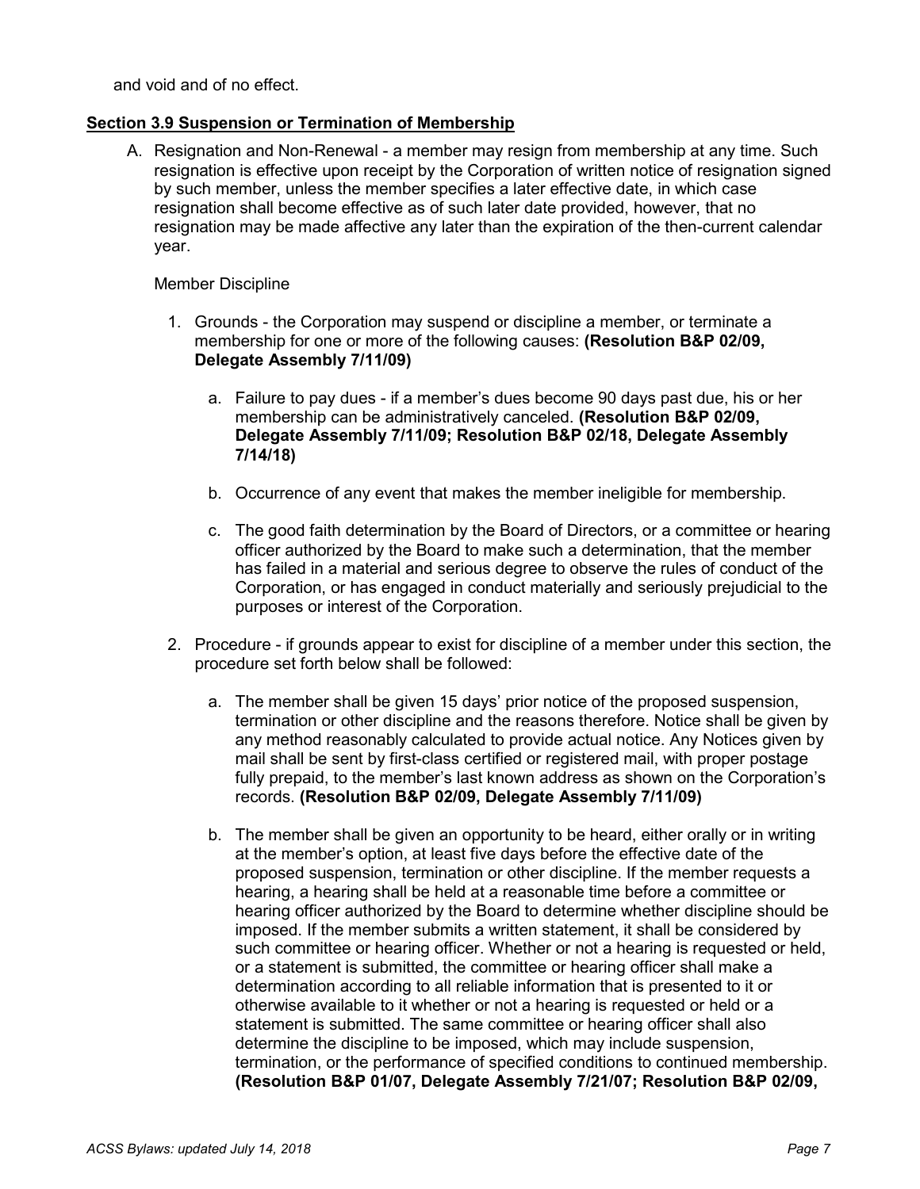and void and of no effect.

**Section 3.9 Suspension or Termination of Membership**

A. Resignation and Non-Renewal - a member may resign from membership at any time. Such resignation is effective upon receipt by the Corporation of written notice of resignation signed by such member, unless the member specifies a later effective date, in which case resignation shall become effective as of such later date provided, however, that no resignation may be made affective any later than the expiration of the then-current calendar year.

   Member Discipline

   1. Grounds - the Corporation may suspend or discipline a member, or terminate a membership for one or more of the following causes: **(Resolution B&P 02/09, Delegate Assembly 7/11/09)**

      a. Failure to pay dues - if a member's dues become 90 days past due, his or her membership can be administratively canceled. **(Resolution B&P 02/09, Delegate Assembly 7/11/09; Resolution B&P 02/18, Delegate Assembly 7/14/18)**

      b. Occurrence of any event that makes the member ineligible for membership.

      c. The good faith determination by the Board of Directors, or a committee or hearing officer authorized by the Board to make such a determination, that the member has failed in a material and serious degree to observe the rules of conduct of the Corporation, or has engaged in conduct materially and seriously prejudicial to the purposes or interest of the Corporation.

   2. Procedure - if grounds appear to exist for discipline of a member under this section, the procedure set forth below shall be followed:

      a. The member shall be given 15 days' prior notice of the proposed suspension, termination or other discipline and the reasons therefore. Notice shall be given by any method reasonably calculated to provide actual notice. Any Notices given by mail shall be sent by first-class certified or registered mail, with proper postage fully prepaid, to the member's last known address as shown on the Corporation's records. **(Resolution B&P 02/09, Delegate Assembly 7/11/09)**

      b. The member shall be given an opportunity to be heard, either orally or in writing at the member's option, at least five days before the effective date of the proposed suspension, termination or other discipline. If the member requests a hearing, a hearing shall be held at a reasonable time before a committee or hearing officer authorized by the Board to determine whether discipline should be imposed. If the member submits a written statement, it shall be considered by such committee or hearing officer. Whether or not a hearing is requested or held, or a statement is submitted, the committee or hearing officer shall make a determination according to all reliable information that is presented to it or otherwise available to it whether or not a hearing is requested or held or a statement is submitted. The same committee or hearing officer shall also determine the discipline to be imposed, which may include suspension, termination, or the performance of specified conditions to continued membership. **(Resolution B&P 01/07, Delegate Assembly 7/21/07; Resolution B&P 02/09,**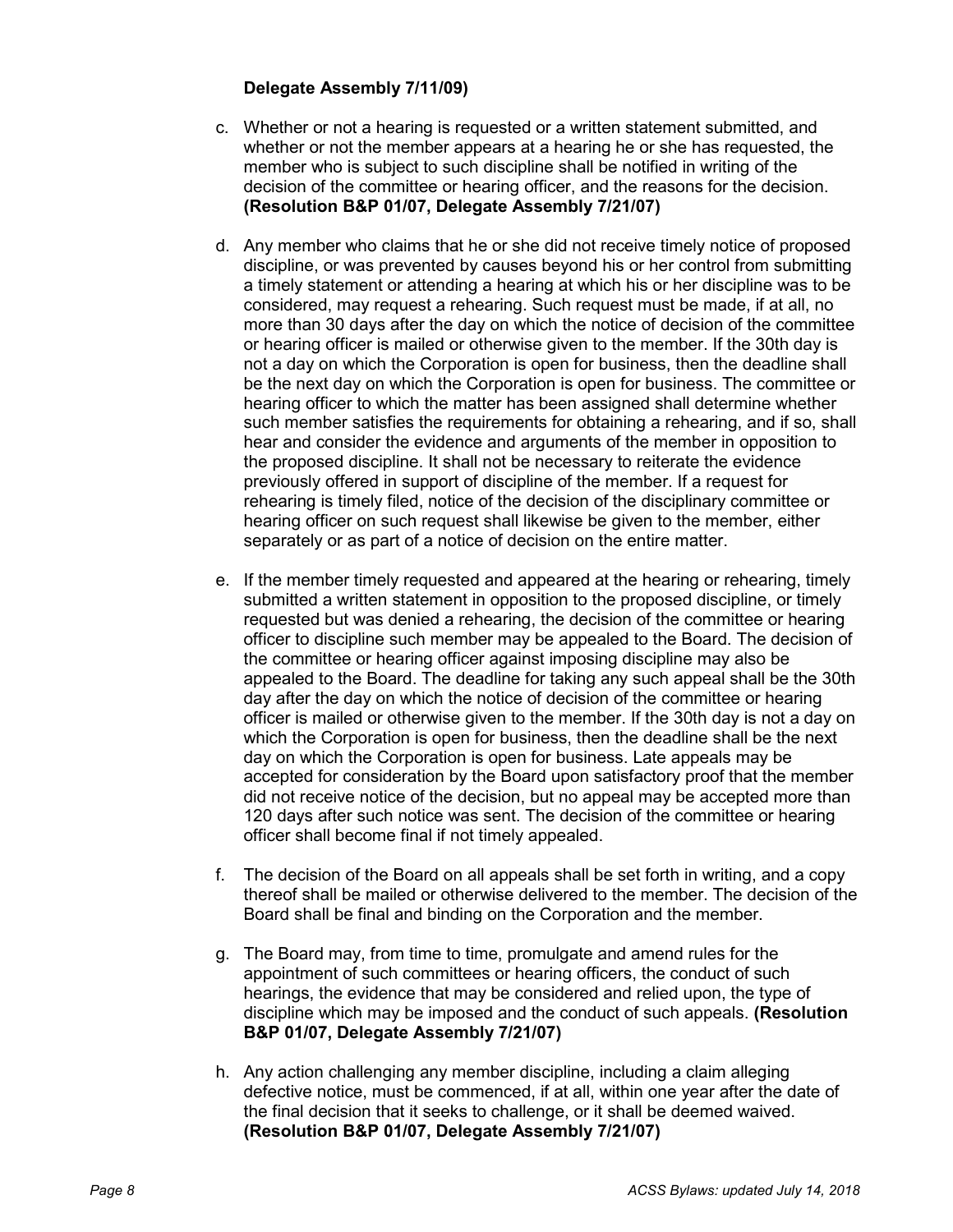**Delegate Assembly 7/11/09)**

c. Whether or not a hearing is requested or a written statement submitted, and whether or not the member appears at a hearing he or she has requested, the member who is subject to such discipline shall be notified in writing of the decision of the committee or hearing officer, and the reasons for the decision. **(Resolution B&P 01/07, Delegate Assembly 7/21/07)**

d. Any member who claims that he or she did not receive timely notice of proposed discipline, or was prevented by causes beyond his or her control from submitting a timely statement or attending a hearing at which his or her discipline was to be considered, may request a rehearing. Such request must be made, if at all, no more than 30 days after the day on which the notice of decision of the committee or hearing officer is mailed or otherwise given to the member. If the 30th day is not a day on which the Corporation is open for business, then the deadline shall be the next day on which the Corporation is open for business. The committee or hearing officer to which the matter has been assigned shall determine whether such member satisfies the requirements for obtaining a rehearing, and if so, shall hear and consider the evidence and arguments of the member in opposition to the proposed discipline. It shall not be necessary to reiterate the evidence previously offered in support of discipline of the member. If a request for rehearing is timely filed, notice of the decision of the disciplinary committee or hearing officer on such request shall likewise be given to the member, either separately or as part of a notice of decision on the entire matter.

e. If the member timely requested and appeared at the hearing or rehearing, timely submitted a written statement in opposition to the proposed discipline, or timely requested but was denied a rehearing, the decision of the committee or hearing officer to discipline such member may be appealed to the Board. The decision of the committee or hearing officer against imposing discipline may also be appealed to the Board. The deadline for taking any such appeal shall be the 30th day after the day on which the notice of decision of the committee or hearing officer is mailed or otherwise given to the member. If the 30th day is not a day on which the Corporation is open for business, then the deadline shall be the next day on which the Corporation is open for business. Late appeals may be accepted for consideration by the Board upon satisfactory proof that the member did not receive notice of the decision, but no appeal may be accepted more than 120 days after such notice was sent. The decision of the committee or hearing officer shall become final if not timely appealed.

f. The decision of the Board on all appeals shall be set forth in writing, and a copy thereof shall be mailed or otherwise delivered to the member. The decision of the Board shall be final and binding on the Corporation and the member.

g. The Board may, from time to time, promulgate and amend rules for the appointment of such committees or hearing officers, the conduct of such hearings, the evidence that may be considered and relied upon, the type of discipline which may be imposed and the conduct of such appeals. **(Resolution B&P 01/07, Delegate Assembly 7/21/07)**

h. Any action challenging any member discipline, including a claim alleging defective notice, must be commenced, if at all, within one year after the date of the final decision that it seeks to challenge, or it shall be deemed waived. **(Resolution B&P 01/07, Delegate Assembly 7/21/07)**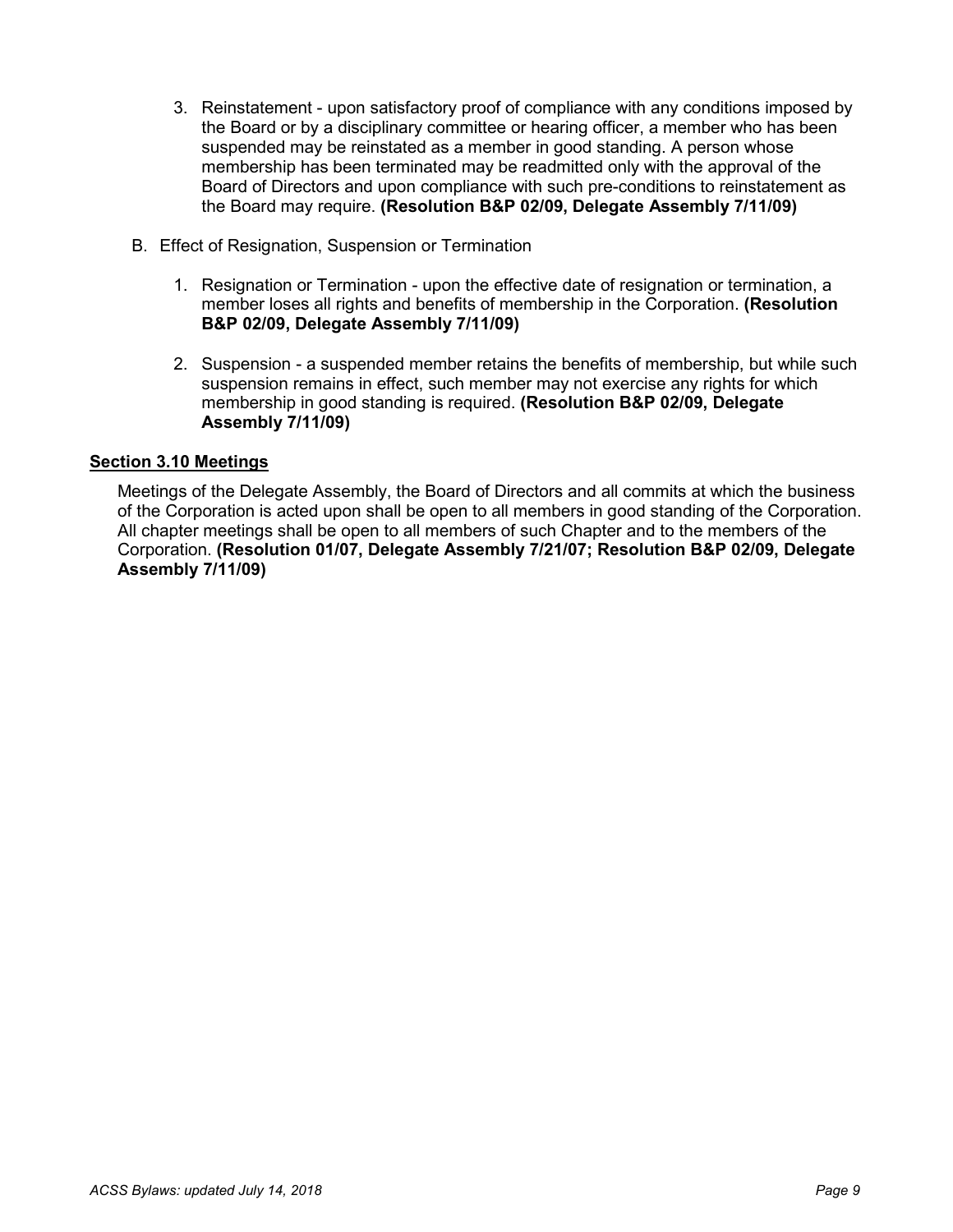3. Reinstatement - upon satisfactory proof of compliance with any conditions imposed by the Board or by a disciplinary committee or hearing officer, a member who has been suspended may be reinstated as a member in good standing. A person whose membership has been terminated may be readmitted only with the approval of the Board of Directors and upon compliance with such pre-conditions to reinstatement as the Board may require. **(Resolution B&P 02/09, Delegate Assembly 7/11/09)**

B. Effect of Resignation, Suspension or Termination

1. Resignation or Termination - upon the effective date of resignation or termination, a member loses all rights and benefits of membership in the Corporation. **(Resolution B&P 02/09, Delegate Assembly 7/11/09)**

2. Suspension - a suspended member retains the benefits of membership, but while such suspension remains in effect, such member may not exercise any rights for which membership in good standing is required. **(Resolution B&P 02/09, Delegate Assembly 7/11/09)**

### Section 3.10 Meetings

Meetings of the Delegate Assembly, the Board of Directors and all commits at which the business of the Corporation is acted upon shall be open to all members in good standing of the Corporation. All chapter meetings shall be open to all members of such Chapter and to the members of the Corporation. **(Resolution 01/07, Delegate Assembly 7/21/07; Resolution B&P 02/09, Delegate Assembly 7/11/09)**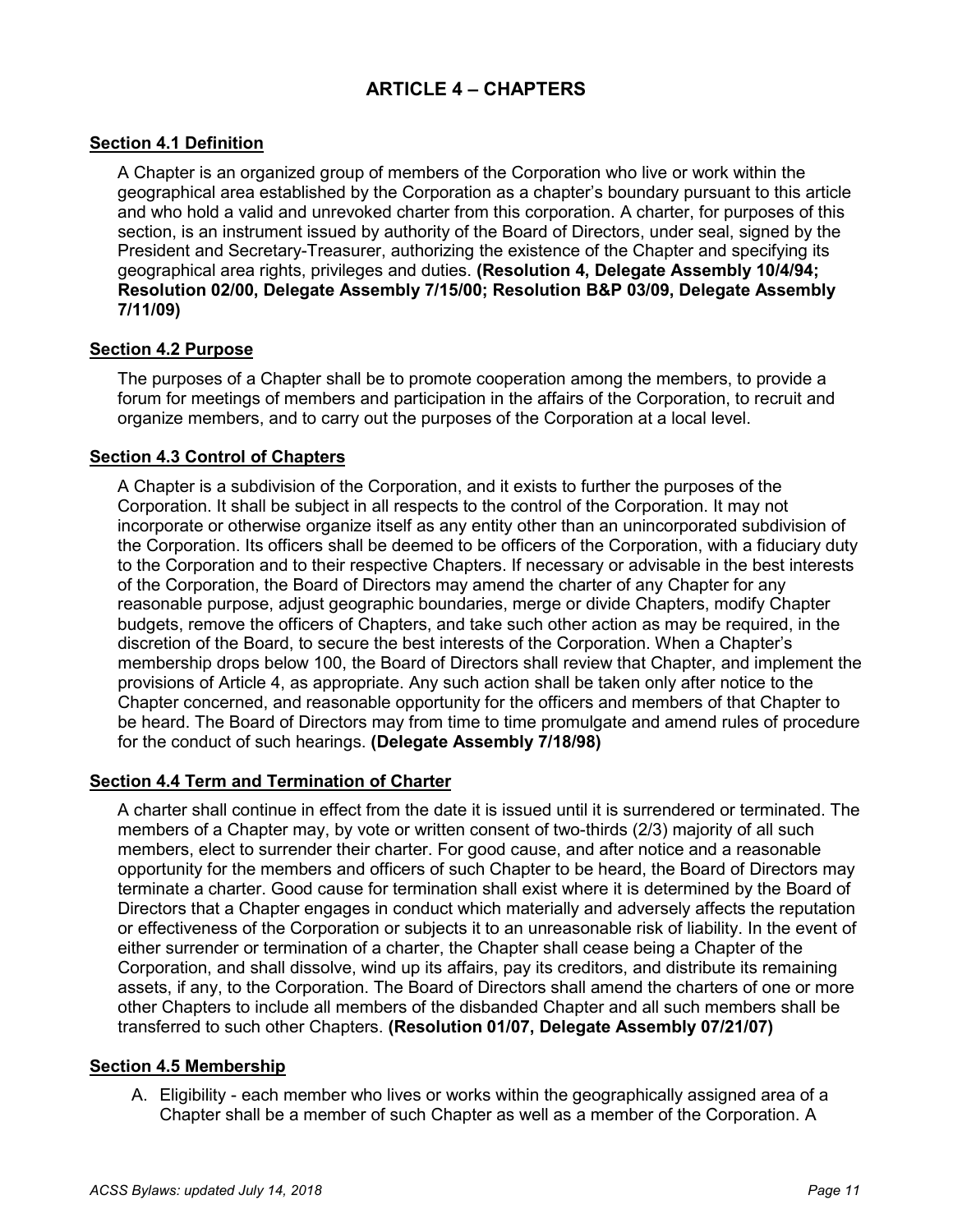# ARTICLE 4 – CHAPTERS

## Section 4.1 Definition

A Chapter is an organized group of members of the Corporation who live or work within the geographical area established by the Corporation as a chapter's boundary pursuant to this article and who hold a valid and unrevoked charter from this corporation. A charter, for purposes of this section, is an instrument issued by authority of the Board of Directors, under seal, signed by the President and Secretary-Treasurer, authorizing the existence of the Chapter and specifying its geographical area rights, privileges and duties. **(Resolution 4, Delegate Assembly 10/4/94; Resolution 02/00, Delegate Assembly 7/15/00; Resolution B&P 03/09, Delegate Assembly 7/11/09)**

## Section 4.2 Purpose

The purposes of a Chapter shall be to promote cooperation among the members, to provide a forum for meetings of members and participation in the affairs of the Corporation, to recruit and organize members, and to carry out the purposes of the Corporation at a local level.

## Section 4.3 Control of Chapters

A Chapter is a subdivision of the Corporation, and it exists to further the purposes of the Corporation. It shall be subject in all respects to the control of the Corporation. It may not incorporate or otherwise organize itself as any entity other than an unincorporated subdivision of the Corporation. Its officers shall be deemed to be officers of the Corporation, with a fiduciary duty to the Corporation and to their respective Chapters. If necessary or advisable in the best interests of the Corporation, the Board of Directors may amend the charter of any Chapter for any reasonable purpose, adjust geographic boundaries, merge or divide Chapters, modify Chapter budgets, remove the officers of Chapters, and take such other action as may be required, in the discretion of the Board, to secure the best interests of the Corporation. When a Chapter's membership drops below 100, the Board of Directors shall review that Chapter, and implement the provisions of Article 4, as appropriate. Any such action shall be taken only after notice to the Chapter concerned, and reasonable opportunity for the officers and members of that Chapter to be heard. The Board of Directors may from time to time promulgate and amend rules of procedure for the conduct of such hearings. **(Delegate Assembly 7/18/98)**

## Section 4.4 Term and Termination of Charter

A charter shall continue in effect from the date it is issued until it is surrendered or terminated. The members of a Chapter may, by vote or written consent of two-thirds (2/3) majority of all such members, elect to surrender their charter. For good cause, and after notice and a reasonable opportunity for the members and officers of such Chapter to be heard, the Board of Directors may terminate a charter. Good cause for termination shall exist where it is determined by the Board of Directors that a Chapter engages in conduct which materially and adversely affects the reputation or effectiveness of the Corporation or subjects it to an unreasonable risk of liability. In the event of either surrender or termination of a charter, the Chapter shall cease being a Chapter of the Corporation, and shall dissolve, wind up its affairs, pay its creditors, and distribute its remaining assets, if any, to the Corporation. The Board of Directors shall amend the charters of one or more other Chapters to include all members of the disbanded Chapter and all such members shall be transferred to such other Chapters. **(Resolution 01/07, Delegate Assembly 07/21/07)**

## Section 4.5 Membership

A. Eligibility - each member who lives or works within the geographically assigned area of a Chapter shall be a member of such Chapter as well as a member of the Corporation. A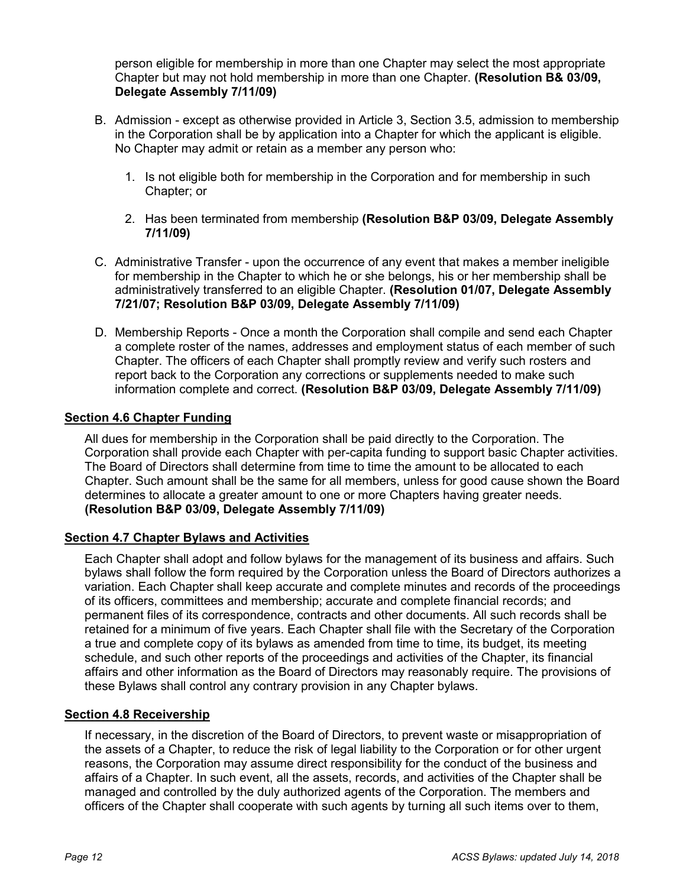person eligible for membership in more than one Chapter may select the most appropriate Chapter but may not hold membership in more than one Chapter. **(Resolution B& 03/09, Delegate Assembly 7/11/09)**

B. Admission - except as otherwise provided in Article 3, Section 3.5, admission to membership in the Corporation shall be by application into a Chapter for which the applicant is eligible. No Chapter may admit or retain as a member any person who:

   1. Is not eligible both for membership in the Corporation and for membership in such Chapter; or

   2. Has been terminated from membership **(Resolution B&P 03/09, Delegate Assembly 7/11/09)**

C. Administrative Transfer - upon the occurrence of any event that makes a member ineligible for membership in the Chapter to which he or she belongs, his or her membership shall be administratively transferred to an eligible Chapter. **(Resolution 01/07, Delegate Assembly 7/21/07; Resolution B&P 03/09, Delegate Assembly 7/11/09)**

D. Membership Reports - Once a month the Corporation shall compile and send each Chapter a complete roster of the names, addresses and employment status of each member of such Chapter. The officers of each Chapter shall promptly review and verify such rosters and report back to the Corporation any corrections or supplements needed to make such information complete and correct. **(Resolution B&P 03/09, Delegate Assembly 7/11/09)**

### Section 4.6 Chapter Funding

All dues for membership in the Corporation shall be paid directly to the Corporation. The Corporation shall provide each Chapter with per-capita funding to support basic Chapter activities. The Board of Directors shall determine from time to time the amount to be allocated to each Chapter. Such amount shall be the same for all members, unless for good cause shown the Board determines to allocate a greater amount to one or more Chapters having greater needs. **(Resolution B&P 03/09, Delegate Assembly 7/11/09)**

### Section 4.7 Chapter Bylaws and Activities

Each Chapter shall adopt and follow bylaws for the management of its business and affairs. Such bylaws shall follow the form required by the Corporation unless the Board of Directors authorizes a variation. Each Chapter shall keep accurate and complete minutes and records of the proceedings of its officers, committees and membership; accurate and complete financial records; and permanent files of its correspondence, contracts and other documents. All such records shall be retained for a minimum of five years. Each Chapter shall file with the Secretary of the Corporation a true and complete copy of its bylaws as amended from time to time, its budget, its meeting schedule, and such other reports of the proceedings and activities of the Chapter, its financial affairs and other information as the Board of Directors may reasonably require. The provisions of these Bylaws shall control any contrary provision in any Chapter bylaws.

### Section 4.8 Receivership

If necessary, in the discretion of the Board of Directors, to prevent waste or misappropriation of the assets of a Chapter, to reduce the risk of legal liability to the Corporation or for other urgent reasons, the Corporation may assume direct responsibility for the conduct of the business and affairs of a Chapter. In such event, all the assets, records, and activities of the Chapter shall be managed and controlled by the duly authorized agents of the Corporation. The members and officers of the Chapter shall cooperate with such agents by turning all such items over to them,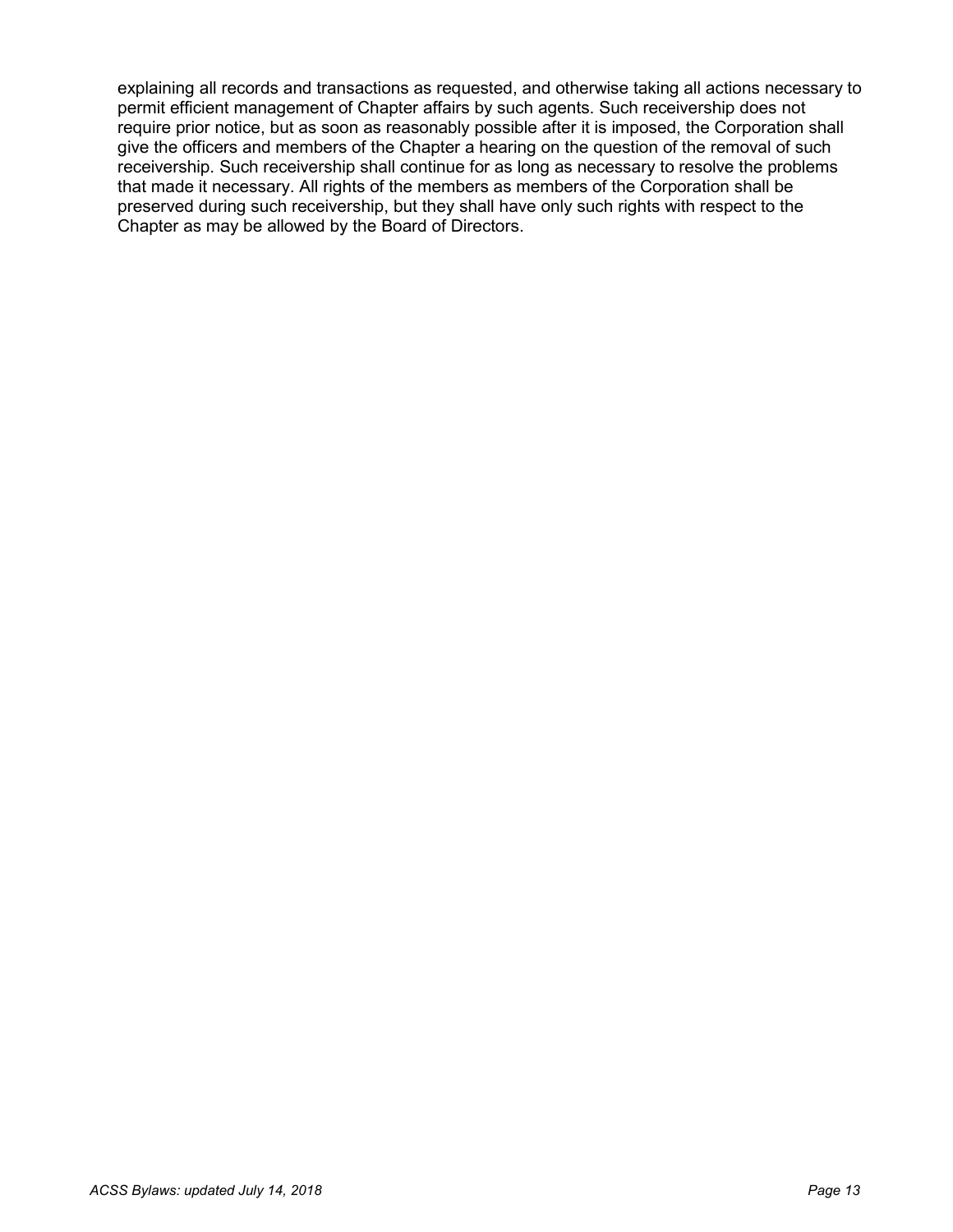explaining all records and transactions as requested, and otherwise taking all actions necessary to permit efficient management of Chapter affairs by such agents. Such receivership does not require prior notice, but as soon as reasonably possible after it is imposed, the Corporation shall give the officers and members of the Chapter a hearing on the question of the removal of such receivership. Such receivership shall continue for as long as necessary to resolve the problems that made it necessary. All rights of the members as members of the Corporation shall be preserved during such receivership, but they shall have only such rights with respect to the Chapter as may be allowed by the Board of Directors.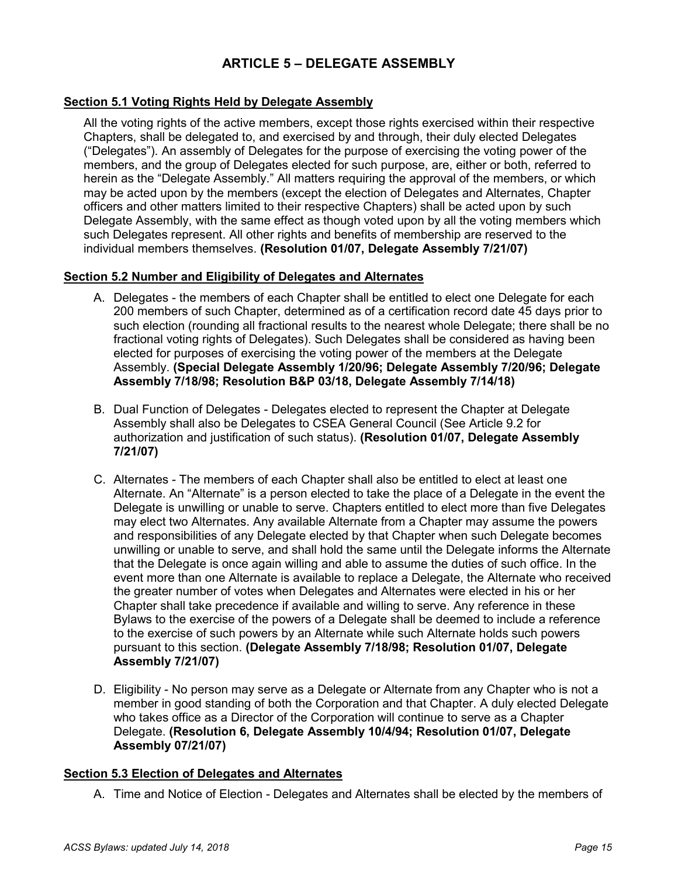## ARTICLE 5 – DELEGATE ASSEMBLY

### Section 5.1 Voting Rights Held by Delegate Assembly

All the voting rights of the active members, except those rights exercised within their respective Chapters, shall be delegated to, and exercised by and through, their duly elected Delegates ("Delegates"). An assembly of Delegates for the purpose of exercising the voting power of the members, and the group of Delegates elected for such purpose, are, either or both, referred to herein as the "Delegate Assembly." All matters requiring the approval of the members, or which may be acted upon by the members (except the election of Delegates and Alternates, Chapter officers and other matters limited to their respective Chapters) shall be acted upon by such Delegate Assembly, with the same effect as though voted upon by all the voting members which such Delegates represent. All other rights and benefits of membership are reserved to the individual members themselves. **(Resolution 01/07, Delegate Assembly 7/21/07)**

### Section 5.2 Number and Eligibility of Delegates and Alternates

A. Delegates - the members of each Chapter shall be entitled to elect one Delegate for each 200 members of such Chapter, determined as of a certification record date 45 days prior to such election (rounding all fractional results to the nearest whole Delegate; there shall be no fractional voting rights of Delegates). Such Delegates shall be considered as having been elected for purposes of exercising the voting power of the members at the Delegate Assembly. **(Special Delegate Assembly 1/20/96; Delegate Assembly 7/20/96; Delegate Assembly 7/18/98; Resolution B&P 03/18, Delegate Assembly 7/14/18)**

B. Dual Function of Delegates - Delegates elected to represent the Chapter at Delegate Assembly shall also be Delegates to CSEA General Council (See Article 9.2 for authorization and justification of such status). **(Resolution 01/07, Delegate Assembly 7/21/07)**

C. Alternates - The members of each Chapter shall also be entitled to elect at least one Alternate. An "Alternate" is a person elected to take the place of a Delegate in the event the Delegate is unwilling or unable to serve. Chapters entitled to elect more than five Delegates may elect two Alternates. Any available Alternate from a Chapter may assume the powers and responsibilities of any Delegate elected by that Chapter when such Delegate becomes unwilling or unable to serve, and shall hold the same until the Delegate informs the Alternate that the Delegate is once again willing and able to assume the duties of such office. In the event more than one Alternate is available to replace a Delegate, the Alternate who received the greater number of votes when Delegates and Alternates were elected in his or her Chapter shall take precedence if available and willing to serve. Any reference in these Bylaws to the exercise of the powers of a Delegate shall be deemed to include a reference to the exercise of such powers by an Alternate while such Alternate holds such powers pursuant to this section. **(Delegate Assembly 7/18/98; Resolution 01/07, Delegate Assembly 7/21/07)**

D. Eligibility - No person may serve as a Delegate or Alternate from any Chapter who is not a member in good standing of both the Corporation and that Chapter. A duly elected Delegate who takes office as a Director of the Corporation will continue to serve as a Chapter Delegate. **(Resolution 6, Delegate Assembly 10/4/94; Resolution 01/07, Delegate Assembly 07/21/07)**

### Section 5.3 Election of Delegates and Alternates

A. Time and Notice of Election - Delegates and Alternates shall be elected by the members of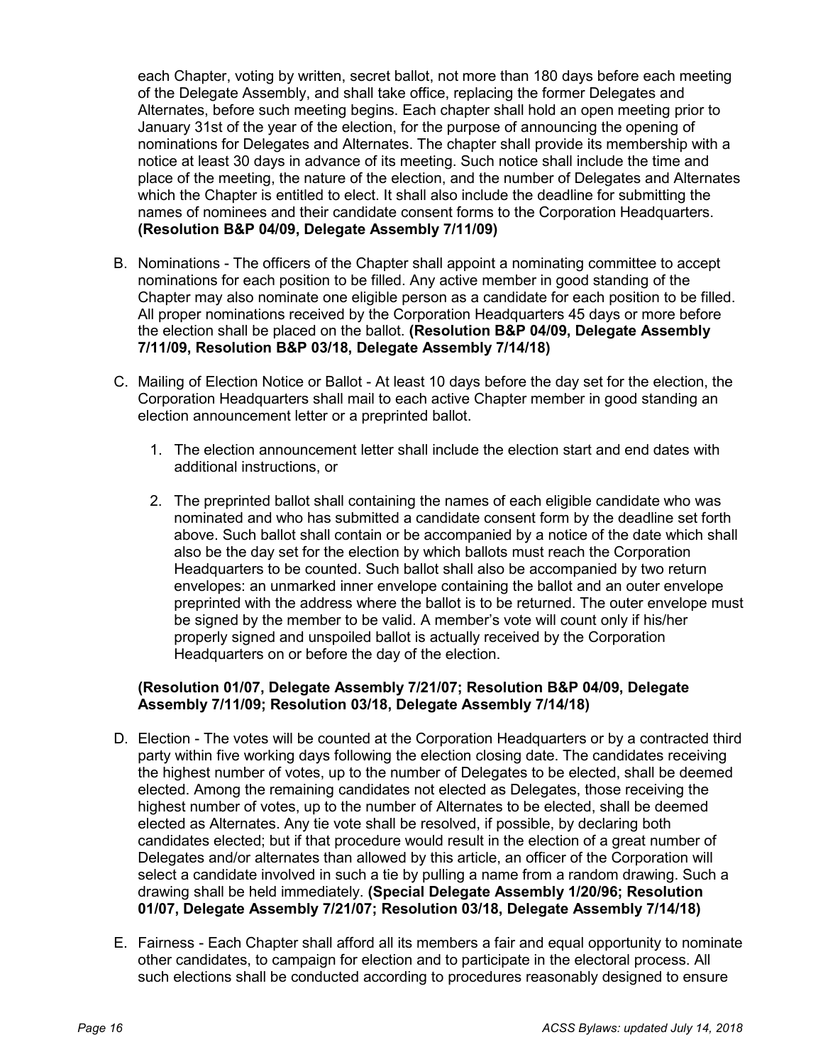each Chapter, voting by written, secret ballot, not more than 180 days before each meeting of the Delegate Assembly, and shall take office, replacing the former Delegates and Alternates, before such meeting begins. Each chapter shall hold an open meeting prior to January 31st of the year of the election, for the purpose of announcing the opening of nominations for Delegates and Alternates. The chapter shall provide its membership with a notice at least 30 days in advance of its meeting. Such notice shall include the time and place of the meeting, the nature of the election, and the number of Delegates and Alternates which the Chapter is entitled to elect. It shall also include the deadline for submitting the names of nominees and their candidate consent forms to the Corporation Headquarters. **(Resolution B&P 04/09, Delegate Assembly 7/11/09)**

B. Nominations - The officers of the Chapter shall appoint a nominating committee to accept nominations for each position to be filled. Any active member in good standing of the Chapter may also nominate one eligible person as a candidate for each position to be filled. All proper nominations received by the Corporation Headquarters 45 days or more before the election shall be placed on the ballot. **(Resolution B&P 04/09, Delegate Assembly 7/11/09, Resolution B&P 03/18, Delegate Assembly 7/14/18)**

C. Mailing of Election Notice or Ballot - At least 10 days before the day set for the election, the Corporation Headquarters shall mail to each active Chapter member in good standing an election announcement letter or a preprinted ballot.

   1. The election announcement letter shall include the election start and end dates with additional instructions, or

   2. The preprinted ballot shall containing the names of each eligible candidate who was nominated and who has submitted a candidate consent form by the deadline set forth above. Such ballot shall contain or be accompanied by a notice of the date which shall also be the day set for the election by which ballots must reach the Corporation Headquarters to be counted. Such ballot shall also be accompanied by two return envelopes: an unmarked inner envelope containing the ballot and an outer envelope preprinted with the address where the ballot is to be returned. The outer envelope must be signed by the member to be valid. A member's vote will count only if his/her properly signed and unspoiled ballot is actually received by the Corporation Headquarters on or before the day of the election.

   **(Resolution 01/07, Delegate Assembly 7/21/07; Resolution B&P 04/09, Delegate Assembly 7/11/09; Resolution 03/18, Delegate Assembly 7/14/18)**

D. Election - The votes will be counted at the Corporation Headquarters or by a contracted third party within five working days following the election closing date. The candidates receiving the highest number of votes, up to the number of Delegates to be elected, shall be deemed elected. Among the remaining candidates not elected as Delegates, those receiving the highest number of votes, up to the number of Alternates to be elected, shall be deemed elected as Alternates. Any tie vote shall be resolved, if possible, by declaring both candidates elected; but if that procedure would result in the election of a great number of Delegates and/or alternates than allowed by this article, an officer of the Corporation will select a candidate involved in such a tie by pulling a name from a random drawing. Such a drawing shall be held immediately. **(Special Delegate Assembly 1/20/96; Resolution 01/07, Delegate Assembly 7/21/07; Resolution 03/18, Delegate Assembly 7/14/18)**

E. Fairness - Each Chapter shall afford all its members a fair and equal opportunity to nominate other candidates, to campaign for election and to participate in the electoral process. All such elections shall be conducted according to procedures reasonably designed to ensure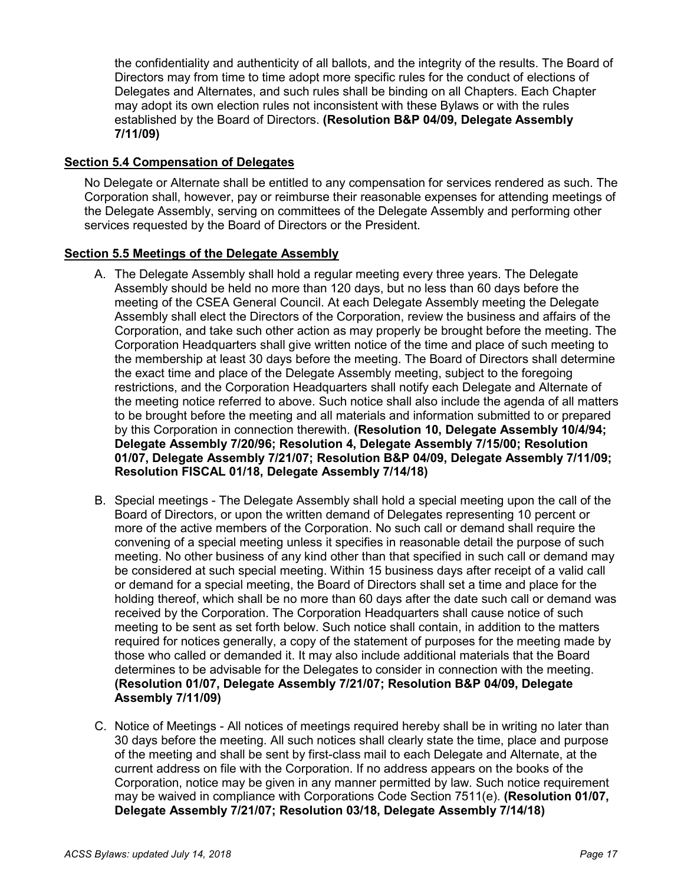the confidentiality and authenticity of all ballots, and the integrity of the results. The Board of Directors may from time to time adopt more specific rules for the conduct of elections of Delegates and Alternates, and such rules shall be binding on all Chapters. Each Chapter may adopt its own election rules not inconsistent with these Bylaws or with the rules established by the Board of Directors. **(Resolution B&P 04/09, Delegate Assembly 7/11/09)**

**Section 5.4 Compensation of Delegates**

No Delegate or Alternate shall be entitled to any compensation for services rendered as such. The Corporation shall, however, pay or reimburse their reasonable expenses for attending meetings of the Delegate Assembly, serving on committees of the Delegate Assembly and performing other services requested by the Board of Directors or the President.

**Section 5.5 Meetings of the Delegate Assembly**

A. The Delegate Assembly shall hold a regular meeting every three years. The Delegate Assembly should be held no more than 120 days, but no less than 60 days before the meeting of the CSEA General Council. At each Delegate Assembly meeting the Delegate Assembly shall elect the Directors of the Corporation, review the business and affairs of the Corporation, and take such other action as may properly be brought before the meeting. The Corporation Headquarters shall give written notice of the time and place of such meeting to the membership at least 30 days before the meeting. The Board of Directors shall determine the exact time and place of the Delegate Assembly meeting, subject to the foregoing restrictions, and the Corporation Headquarters shall notify each Delegate and Alternate of the meeting notice referred to above. Such notice shall also include the agenda of all matters to be brought before the meeting and all materials and information submitted to or prepared by this Corporation in connection therewith. **(Resolution 10, Delegate Assembly 10/4/94; Delegate Assembly 7/20/96; Resolution 4, Delegate Assembly 7/15/00; Resolution 01/07, Delegate Assembly 7/21/07; Resolution B&P 04/09, Delegate Assembly 7/11/09; Resolution FISCAL 01/18, Delegate Assembly 7/14/18)**

B. Special meetings - The Delegate Assembly shall hold a special meeting upon the call of the Board of Directors, or upon the written demand of Delegates representing 10 percent or more of the active members of the Corporation. No such call or demand shall require the convening of a special meeting unless it specifies in reasonable detail the purpose of such meeting. No other business of any kind other than that specified in such call or demand may be considered at such special meeting. Within 15 business days after receipt of a valid call or demand for a special meeting, the Board of Directors shall set a time and place for the holding thereof, which shall be no more than 60 days after the date such call or demand was received by the Corporation. The Corporation Headquarters shall cause notice of such meeting to be sent as set forth below. Such notice shall contain, in addition to the matters required for notices generally, a copy of the statement of purposes for the meeting made by those who called or demanded it. It may also include additional materials that the Board determines to be advisable for the Delegates to consider in connection with the meeting. **(Resolution 01/07, Delegate Assembly 7/21/07; Resolution B&P 04/09, Delegate Assembly 7/11/09)**

C. Notice of Meetings - All notices of meetings required hereby shall be in writing no later than 30 days before the meeting. All such notices shall clearly state the time, place and purpose of the meeting and shall be sent by first-class mail to each Delegate and Alternate, at the current address on file with the Corporation. If no address appears on the books of the Corporation, notice may be given in any manner permitted by law. Such notice requirement may be waived in compliance with Corporations Code Section 7511(e). **(Resolution 01/07, Delegate Assembly 7/21/07; Resolution 03/18, Delegate Assembly 7/14/18)**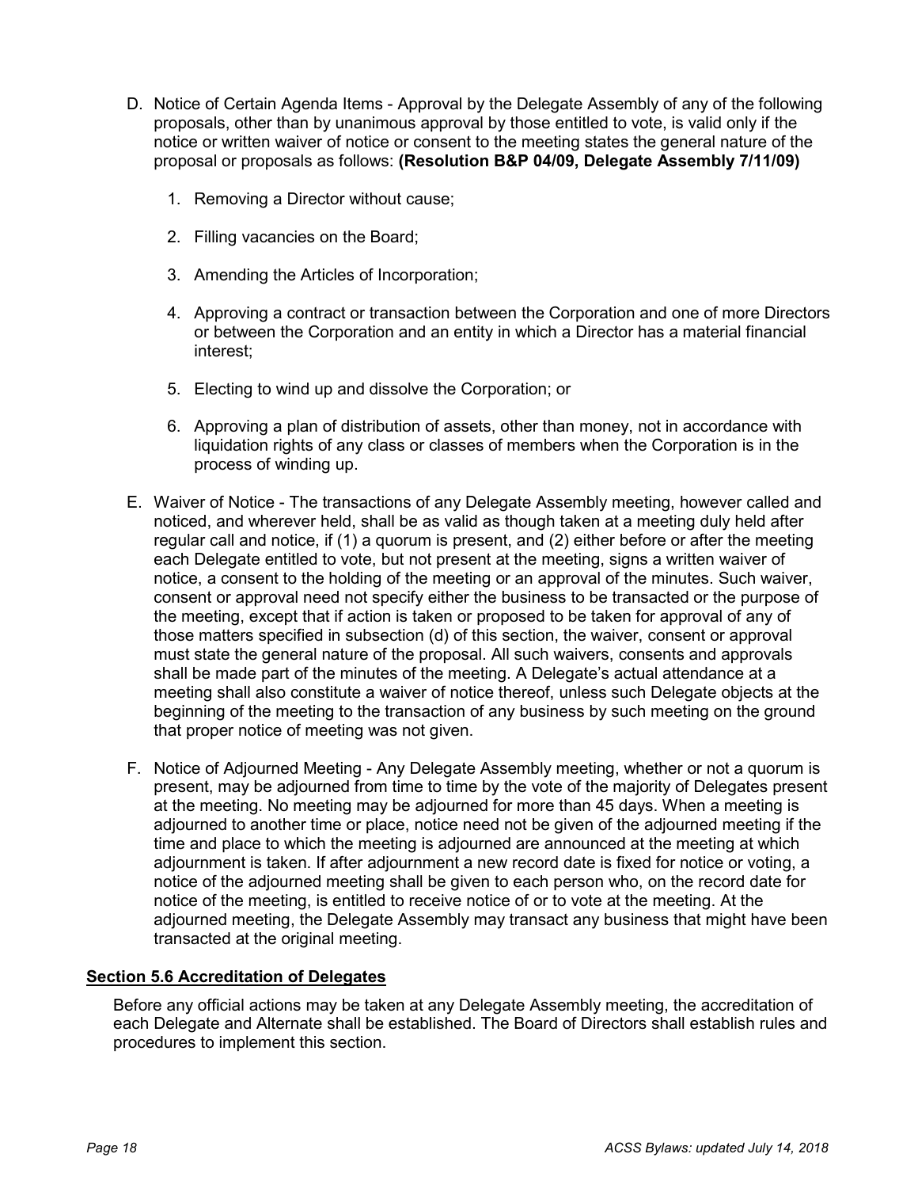D. Notice of Certain Agenda Items - Approval by the Delegate Assembly of any of the following proposals, other than by unanimous approval by those entitled to vote, is valid only if the notice or written waiver of notice or consent to the meeting states the general nature of the proposal or proposals as follows: **(Resolution B&P 04/09, Delegate Assembly 7/11/09)**

   1. Removing a Director without cause;

   2. Filling vacancies on the Board;

   3. Amending the Articles of Incorporation;

   4. Approving a contract or transaction between the Corporation and one of more Directors or between the Corporation and an entity in which a Director has a material financial interest;

   5. Electing to wind up and dissolve the Corporation; or

   6. Approving a plan of distribution of assets, other than money, not in accordance with liquidation rights of any class or classes of members when the Corporation is in the process of winding up.

E. Waiver of Notice - The transactions of any Delegate Assembly meeting, however called and noticed, and wherever held, shall be as valid as though taken at a meeting duly held after regular call and notice, if (1) a quorum is present, and (2) either before or after the meeting each Delegate entitled to vote, but not present at the meeting, signs a written waiver of notice, a consent to the holding of the meeting or an approval of the minutes. Such waiver, consent or approval need not specify either the business to be transacted or the purpose of the meeting, except that if action is taken or proposed to be taken for approval of any of those matters specified in subsection (d) of this section, the waiver, consent or approval must state the general nature of the proposal. All such waivers, consents and approvals shall be made part of the minutes of the meeting. A Delegate's actual attendance at a meeting shall also constitute a waiver of notice thereof, unless such Delegate objects at the beginning of the meeting to the transaction of any business by such meeting on the ground that proper notice of meeting was not given.

F. Notice of Adjourned Meeting - Any Delegate Assembly meeting, whether or not a quorum is present, may be adjourned from time to time by the vote of the majority of Delegates present at the meeting. No meeting may be adjourned for more than 45 days. When a meeting is adjourned to another time or place, notice need not be given of the adjourned meeting if the time and place to which the meeting is adjourned are announced at the meeting at which adjournment is taken. If after adjournment a new record date is fixed for notice or voting, a notice of the adjourned meeting shall be given to each person who, on the record date for notice of the meeting, is entitled to receive notice of or to vote at the meeting. At the adjourned meeting, the Delegate Assembly may transact any business that might have been transacted at the original meeting.

## Section 5.6 Accreditation of Delegates

Before any official actions may be taken at any Delegate Assembly meeting, the accreditation of each Delegate and Alternate shall be established. The Board of Directors shall establish rules and procedures to implement this section.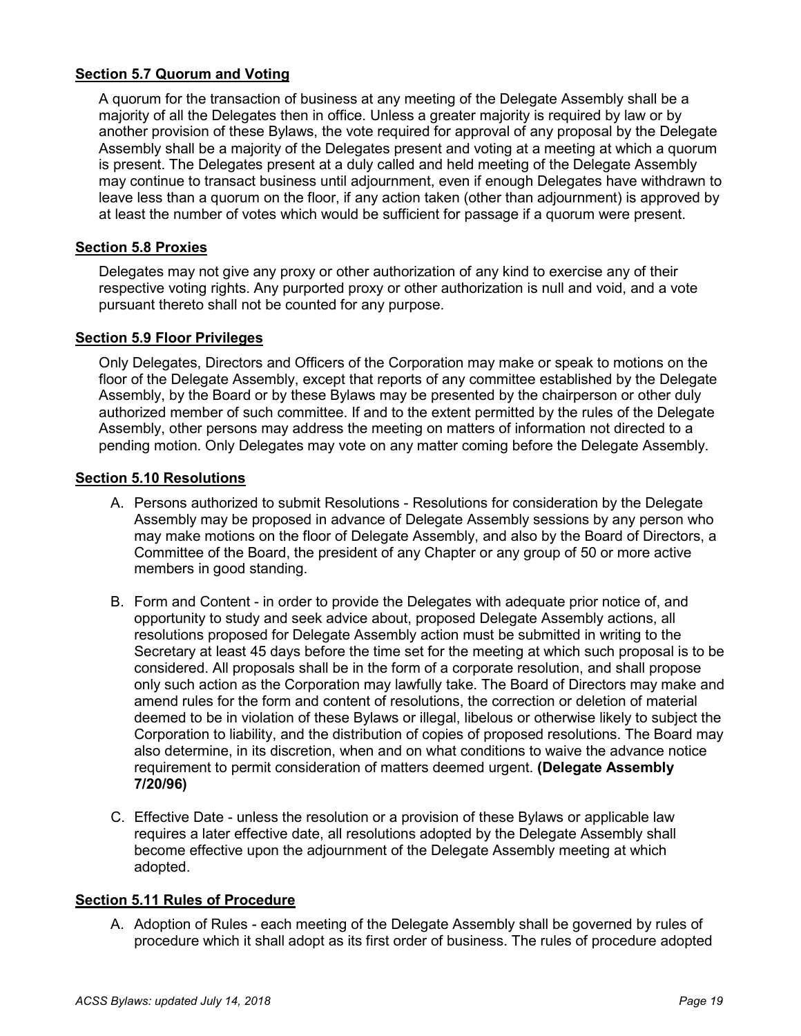**Section 5.7 Quorum and Voting**

A quorum for the transaction of business at any meeting of the Delegate Assembly shall be a majority of all the Delegates then in office. Unless a greater majority is required by law or by another provision of these Bylaws, the vote required for approval of any proposal by the Delegate Assembly shall be a majority of the Delegates present and voting at a meeting at which a quorum is present. The Delegates present at a duly called and held meeting of the Delegate Assembly may continue to transact business until adjournment, even if enough Delegates have withdrawn to leave less than a quorum on the floor, if any action taken (other than adjournment) is approved by at least the number of votes which would be sufficient for passage if a quorum were present.

**Section 5.8 Proxies**

Delegates may not give any proxy or other authorization of any kind to exercise any of their respective voting rights. Any purported proxy or other authorization is null and void, and a vote pursuant thereto shall not be counted for any purpose.

**Section 5.9 Floor Privileges**

Only Delegates, Directors and Officers of the Corporation may make or speak to motions on the floor of the Delegate Assembly, except that reports of any committee established by the Delegate Assembly, by the Board or by these Bylaws may be presented by the chairperson or other duly authorized member of such committee. If and to the extent permitted by the rules of the Delegate Assembly, other persons may address the meeting on matters of information not directed to a pending motion. Only Delegates may vote on any matter coming before the Delegate Assembly.

**Section 5.10 Resolutions**

A. Persons authorized to submit Resolutions - Resolutions for consideration by the Delegate Assembly may be proposed in advance of Delegate Assembly sessions by any person who may make motions on the floor of Delegate Assembly, and also by the Board of Directors, a Committee of the Board, the president of any Chapter or any group of 50 or more active members in good standing.

B. Form and Content - in order to provide the Delegates with adequate prior notice of, and opportunity to study and seek advice about, proposed Delegate Assembly actions, all resolutions proposed for Delegate Assembly action must be submitted in writing to the Secretary at least 45 days before the time set for the meeting at which such proposal is to be considered. All proposals shall be in the form of a corporate resolution, and shall propose only such action as the Corporation may lawfully take. The Board of Directors may make and amend rules for the form and content of resolutions, the correction or deletion of material deemed to be in violation of these Bylaws or illegal, libelous or otherwise likely to subject the Corporation to liability, and the distribution of copies of proposed resolutions. The Board may also determine, in its discretion, when and on what conditions to waive the advance notice requirement to permit consideration of matters deemed urgent. **(Delegate Assembly 7/20/96)**

C. Effective Date - unless the resolution or a provision of these Bylaws or applicable law requires a later effective date, all resolutions adopted by the Delegate Assembly shall become effective upon the adjournment of the Delegate Assembly meeting at which adopted.

**Section 5.11 Rules of Procedure**

A. Adoption of Rules - each meeting of the Delegate Assembly shall be governed by rules of procedure which it shall adopt as its first order of business. The rules of procedure adopted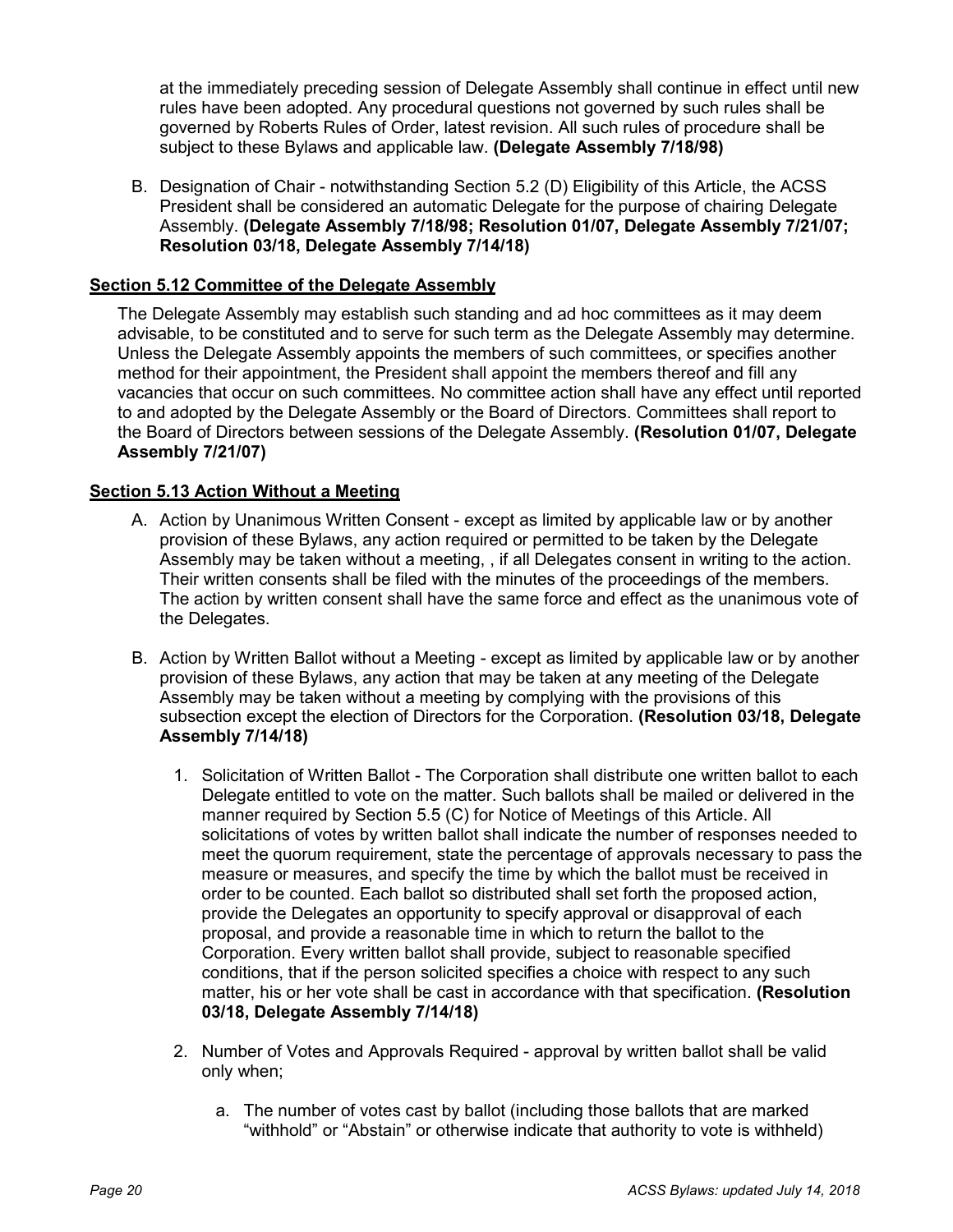at the immediately preceding session of Delegate Assembly shall continue in effect until new rules have been adopted. Any procedural questions not governed by such rules shall be governed by Roberts Rules of Order, latest revision. All such rules of procedure shall be subject to these Bylaws and applicable law. **(Delegate Assembly 7/18/98)**

B. Designation of Chair - notwithstanding Section 5.2 (D) Eligibility of this Article, the ACSS President shall be considered an automatic Delegate for the purpose of chairing Delegate Assembly. **(Delegate Assembly 7/18/98; Resolution 01/07, Delegate Assembly 7/21/07; Resolution 03/18, Delegate Assembly 7/14/18)**

**Section 5.12 Committee of the Delegate Assembly**

The Delegate Assembly may establish such standing and ad hoc committees as it may deem advisable, to be constituted and to serve for such term as the Delegate Assembly may determine. Unless the Delegate Assembly appoints the members of such committees, or specifies another method for their appointment, the President shall appoint the members thereof and fill any vacancies that occur on such committees. No committee action shall have any effect until reported to and adopted by the Delegate Assembly or the Board of Directors. Committees shall report to the Board of Directors between sessions of the Delegate Assembly. **(Resolution 01/07, Delegate Assembly 7/21/07)**

**Section 5.13 Action Without a Meeting**

A. Action by Unanimous Written Consent - except as limited by applicable law or by another provision of these Bylaws, any action required or permitted to be taken by the Delegate Assembly may be taken without a meeting, , if all Delegates consent in writing to the action. Their written consents shall be filed with the minutes of the proceedings of the members. The action by written consent shall have the same force and effect as the unanimous vote of the Delegates.

B. Action by Written Ballot without a Meeting - except as limited by applicable law or by another provision of these Bylaws, any action that may be taken at any meeting of the Delegate Assembly may be taken without a meeting by complying with the provisions of this subsection except the election of Directors for the Corporation. **(Resolution 03/18, Delegate Assembly 7/14/18)**

   1. Solicitation of Written Ballot - The Corporation shall distribute one written ballot to each Delegate entitled to vote on the matter. Such ballots shall be mailed or delivered in the manner required by Section 5.5 (C) for Notice of Meetings of this Article. All solicitations of votes by written ballot shall indicate the number of responses needed to meet the quorum requirement, state the percentage of approvals necessary to pass the measure or measures, and specify the time by which the ballot must be received in order to be counted. Each ballot so distributed shall set forth the proposed action, provide the Delegates an opportunity to specify approval or disapproval of each proposal, and provide a reasonable time in which to return the ballot to the Corporation. Every written ballot shall provide, subject to reasonable specified conditions, that if the person solicited specifies a choice with respect to any such matter, his or her vote shall be cast in accordance with that specification. **(Resolution 03/18, Delegate Assembly 7/14/18)**

   2. Number of Votes and Approvals Required - approval by written ballot shall be valid only when;

      a. The number of votes cast by ballot (including those ballots that are marked “withhold” or “Abstain” or otherwise indicate that authority to vote is withheld)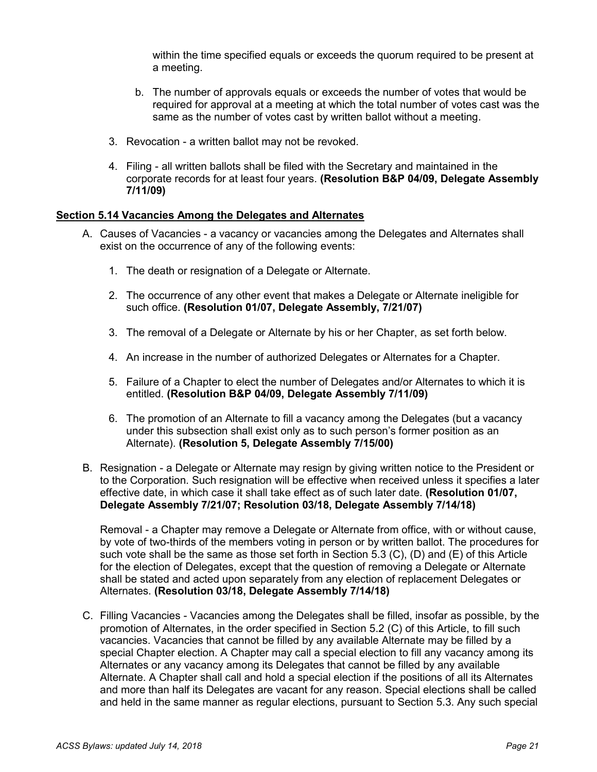within the time specified equals or exceeds the quorum required to be present at a meeting.

b. The number of approvals equals or exceeds the number of votes that would be required for approval at a meeting at which the total number of votes cast was the same as the number of votes cast by written ballot without a meeting.

3. Revocation - a written ballot may not be revoked.

4. Filing - all written ballots shall be filed with the Secretary and maintained in the corporate records for at least four years. **(Resolution B&P 04/09, Delegate Assembly 7/11/09)**

**Section 5.14 Vacancies Among the Delegates and Alternates**

A. Causes of Vacancies - a vacancy or vacancies among the Delegates and Alternates shall exist on the occurrence of any of the following events:

1. The death or resignation of a Delegate or Alternate.

2. The occurrence of any other event that makes a Delegate or Alternate ineligible for such office. **(Resolution 01/07, Delegate Assembly, 7/21/07)**

3. The removal of a Delegate or Alternate by his or her Chapter, as set forth below.

4. An increase in the number of authorized Delegates or Alternates for a Chapter.

5. Failure of a Chapter to elect the number of Delegates and/or Alternates to which it is entitled. **(Resolution B&P 04/09, Delegate Assembly 7/11/09)**

6. The promotion of an Alternate to fill a vacancy among the Delegates (but a vacancy under this subsection shall exist only as to such person's former position as an Alternate). **(Resolution 5, Delegate Assembly 7/15/00)**

B. Resignation - a Delegate or Alternate may resign by giving written notice to the President or to the Corporation. Such resignation will be effective when received unless it specifies a later effective date, in which case it shall take effect as of such later date. **(Resolution 01/07, Delegate Assembly 7/21/07; Resolution 03/18, Delegate Assembly 7/14/18)**

Removal - a Chapter may remove a Delegate or Alternate from office, with or without cause, by vote of two-thirds of the members voting in person or by written ballot. The procedures for such vote shall be the same as those set forth in Section 5.3 (C), (D) and (E) of this Article for the election of Delegates, except that the question of removing a Delegate or Alternate shall be stated and acted upon separately from any election of replacement Delegates or Alternates. **(Resolution 03/18, Delegate Assembly 7/14/18)**

C. Filling Vacancies - Vacancies among the Delegates shall be filled, insofar as possible, by the promotion of Alternates, in the order specified in Section 5.2 (C) of this Article, to fill such vacancies. Vacancies that cannot be filled by any available Alternate may be filled by a special Chapter election. A Chapter may call a special election to fill any vacancy among its Alternates or any vacancy among its Delegates that cannot be filled by any available Alternate. A Chapter shall call and hold a special election if the positions of all its Alternates and more than half its Delegates are vacant for any reason. Special elections shall be called and held in the same manner as regular elections, pursuant to Section 5.3. Any such special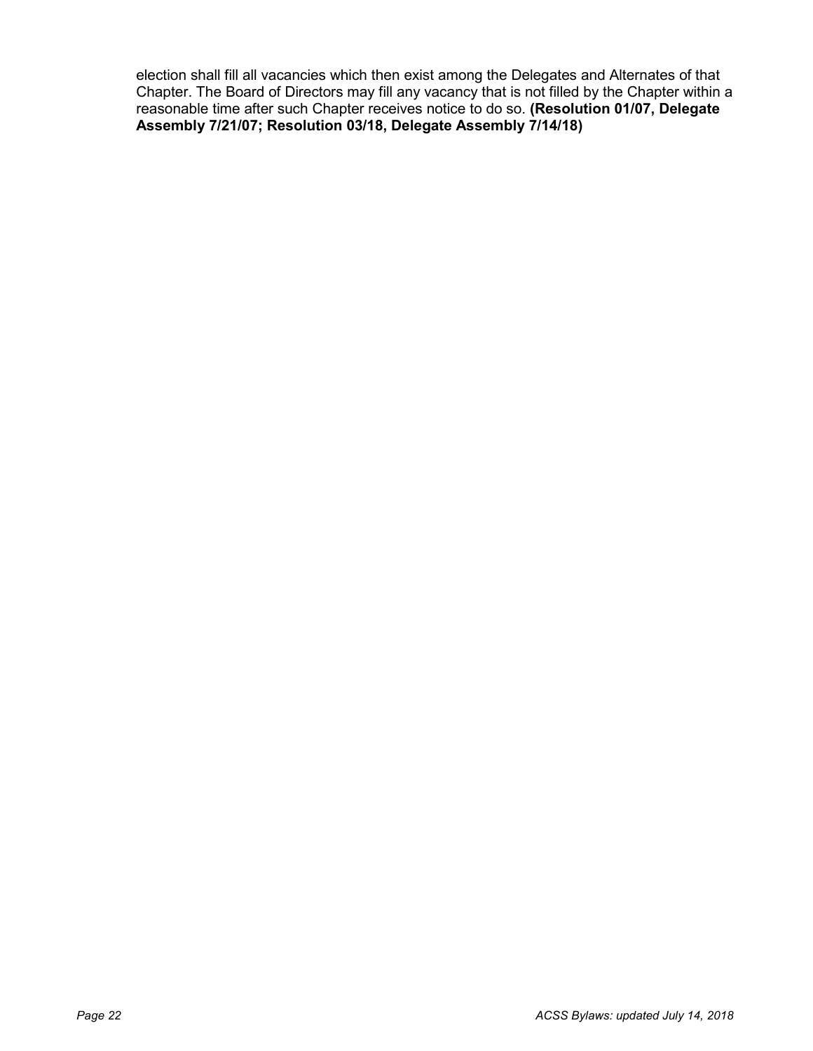election shall fill all vacancies which then exist among the Delegates and Alternates of that Chapter. The Board of Directors may fill any vacancy that is not filled by the Chapter within a reasonable time after such Chapter receives notice to do so. **(Resolution 01/07, Delegate Assembly 7/21/07; Resolution 03/18, Delegate Assembly 7/14/18)**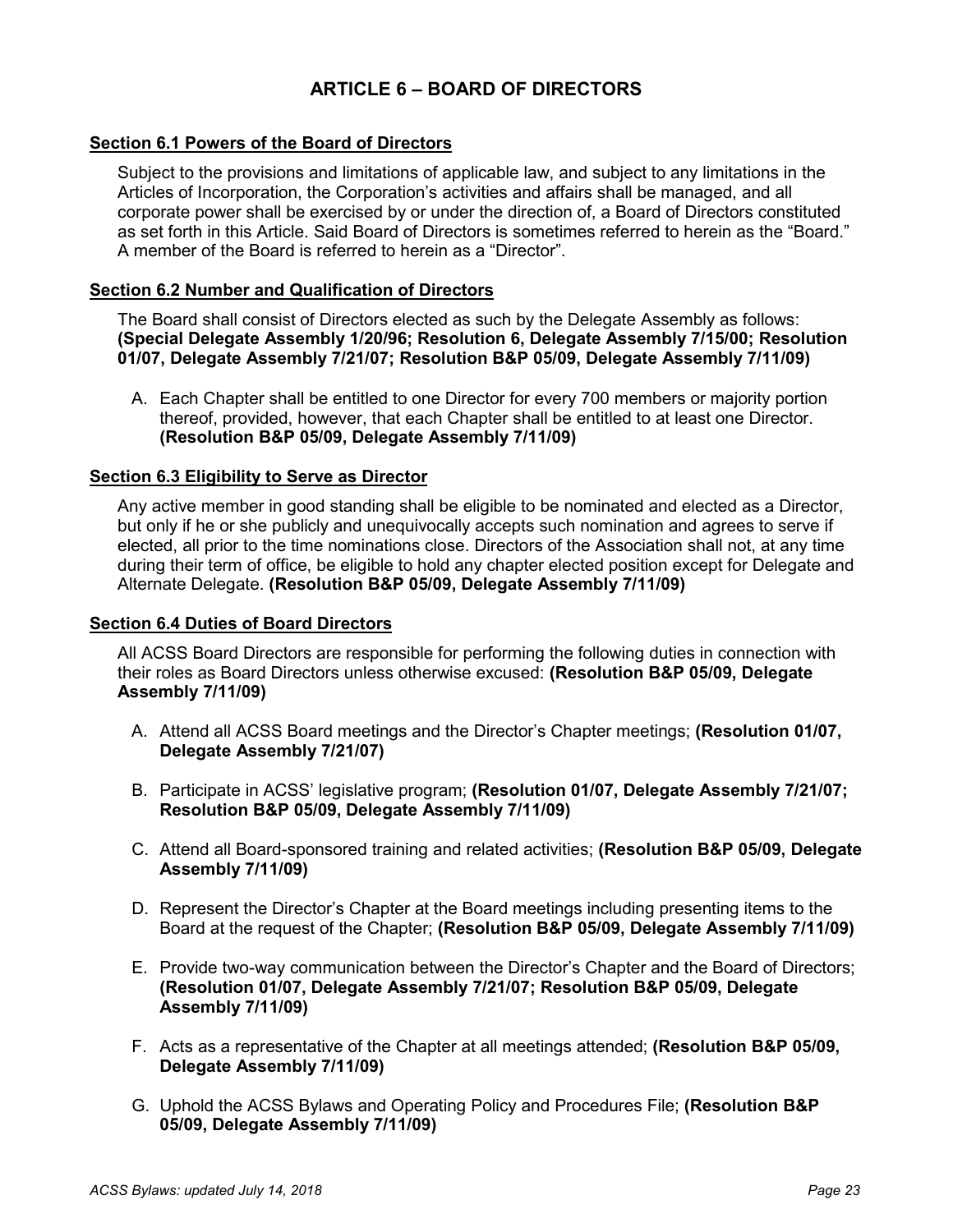# ARTICLE 6 – BOARD OF DIRECTORS

## Section 6.1 Powers of the Board of Directors

Subject to the provisions and limitations of applicable law, and subject to any limitations in the Articles of Incorporation, the Corporation's activities and affairs shall be managed, and all corporate power shall be exercised by or under the direction of, a Board of Directors constituted as set forth in this Article. Said Board of Directors is sometimes referred to herein as the "Board." A member of the Board is referred to herein as a "Director".

## Section 6.2 Number and Qualification of Directors

The Board shall consist of Directors elected as such by the Delegate Assembly as follows: **(Special Delegate Assembly 1/20/96; Resolution 6, Delegate Assembly 7/15/00; Resolution 01/07, Delegate Assembly 7/21/07; Resolution B&P 05/09, Delegate Assembly 7/11/09)**

A. Each Chapter shall be entitled to one Director for every 700 members or majority portion thereof, provided, however, that each Chapter shall be entitled to at least one Director. **(Resolution B&P 05/09, Delegate Assembly 7/11/09)**

## Section 6.3 Eligibility to Serve as Director

Any active member in good standing shall be eligible to be nominated and elected as a Director, but only if he or she publicly and unequivocally accepts such nomination and agrees to serve if elected, all prior to the time nominations close. Directors of the Association shall not, at any time during their term of office, be eligible to hold any chapter elected position except for Delegate and Alternate Delegate. **(Resolution B&P 05/09, Delegate Assembly 7/11/09)**

## Section 6.4 Duties of Board Directors

All ACSS Board Directors are responsible for performing the following duties in connection with their roles as Board Directors unless otherwise excused: **(Resolution B&P 05/09, Delegate Assembly 7/11/09)**

A. Attend all ACSS Board meetings and the Director's Chapter meetings; **(Resolution 01/07, Delegate Assembly 7/21/07)**

B. Participate in ACSS' legislative program; **(Resolution 01/07, Delegate Assembly 7/21/07; Resolution B&P 05/09, Delegate Assembly 7/11/09)**

C. Attend all Board-sponsored training and related activities; **(Resolution B&P 05/09, Delegate Assembly 7/11/09)**

D. Represent the Director's Chapter at the Board meetings including presenting items to the Board at the request of the Chapter; **(Resolution B&P 05/09, Delegate Assembly 7/11/09)**

E. Provide two-way communication between the Director's Chapter and the Board of Directors; **(Resolution 01/07, Delegate Assembly 7/21/07; Resolution B&P 05/09, Delegate Assembly 7/11/09)**

F. Acts as a representative of the Chapter at all meetings attended; **(Resolution B&P 05/09, Delegate Assembly 7/11/09)**

G. Uphold the ACSS Bylaws and Operating Policy and Procedures File; **(Resolution B&P 05/09, Delegate Assembly 7/11/09)**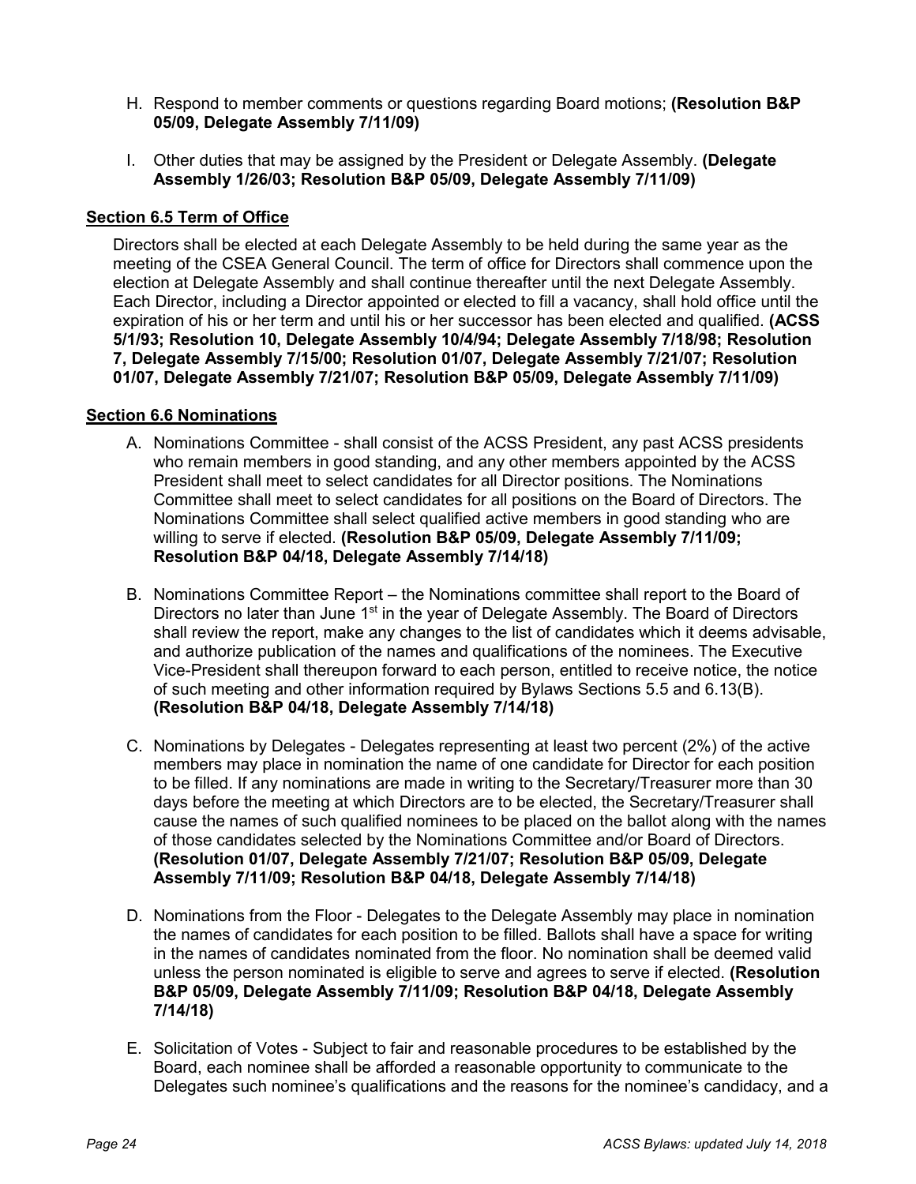H. Respond to member comments or questions regarding Board motions; **(Resolution B&P 05/09, Delegate Assembly 7/11/09)**

I. Other duties that may be assigned by the President or Delegate Assembly. **(Delegate Assembly 1/26/03; Resolution B&P 05/09, Delegate Assembly 7/11/09)**

## Section 6.5 Term of Office

Directors shall be elected at each Delegate Assembly to be held during the same year as the meeting of the CSEA General Council. The term of office for Directors shall commence upon the election at Delegate Assembly and shall continue thereafter until the next Delegate Assembly. Each Director, including a Director appointed or elected to fill a vacancy, shall hold office until the expiration of his or her term and until his or her successor has been elected and qualified. **(ACSS 5/1/93; Resolution 10, Delegate Assembly 10/4/94; Delegate Assembly 7/18/98; Resolution 7, Delegate Assembly 7/15/00; Resolution 01/07, Delegate Assembly 7/21/07; Resolution 01/07, Delegate Assembly 7/21/07; Resolution B&P 05/09, Delegate Assembly 7/11/09)**

## Section 6.6 Nominations

A. Nominations Committee - shall consist of the ACSS President, any past ACSS presidents who remain members in good standing, and any other members appointed by the ACSS President shall meet to select candidates for all Director positions. The Nominations Committee shall meet to select candidates for all positions on the Board of Directors. The Nominations Committee shall select qualified active members in good standing who are willing to serve if elected. **(Resolution B&P 05/09, Delegate Assembly 7/11/09; Resolution B&P 04/18, Delegate Assembly 7/14/18)**

B. Nominations Committee Report – the Nominations committee shall report to the Board of Directors no later than June 1st in the year of Delegate Assembly. The Board of Directors shall review the report, make any changes to the list of candidates which it deems advisable, and authorize publication of the names and qualifications of the nominees. The Executive Vice-President shall thereupon forward to each person, entitled to receive notice, the notice of such meeting and other information required by Bylaws Sections 5.5 and 6.13(B). **(Resolution B&P 04/18, Delegate Assembly 7/14/18)**

C. Nominations by Delegates - Delegates representing at least two percent (2%) of the active members may place in nomination the name of one candidate for Director for each position to be filled. If any nominations are made in writing to the Secretary/Treasurer more than 30 days before the meeting at which Directors are to be elected, the Secretary/Treasurer shall cause the names of such qualified nominees to be placed on the ballot along with the names of those candidates selected by the Nominations Committee and/or Board of Directors. **(Resolution 01/07, Delegate Assembly 7/21/07; Resolution B&P 05/09, Delegate Assembly 7/11/09; Resolution B&P 04/18, Delegate Assembly 7/14/18)**

D. Nominations from the Floor - Delegates to the Delegate Assembly may place in nomination the names of candidates for each position to be filled. Ballots shall have a space for writing in the names of candidates nominated from the floor. No nomination shall be deemed valid unless the person nominated is eligible to serve and agrees to serve if elected. **(Resolution B&P 05/09, Delegate Assembly 7/11/09; Resolution B&P 04/18, Delegate Assembly 7/14/18)**

E. Solicitation of Votes - Subject to fair and reasonable procedures to be established by the Board, each nominee shall be afforded a reasonable opportunity to communicate to the Delegates such nominee's qualifications and the reasons for the nominee's candidacy, and a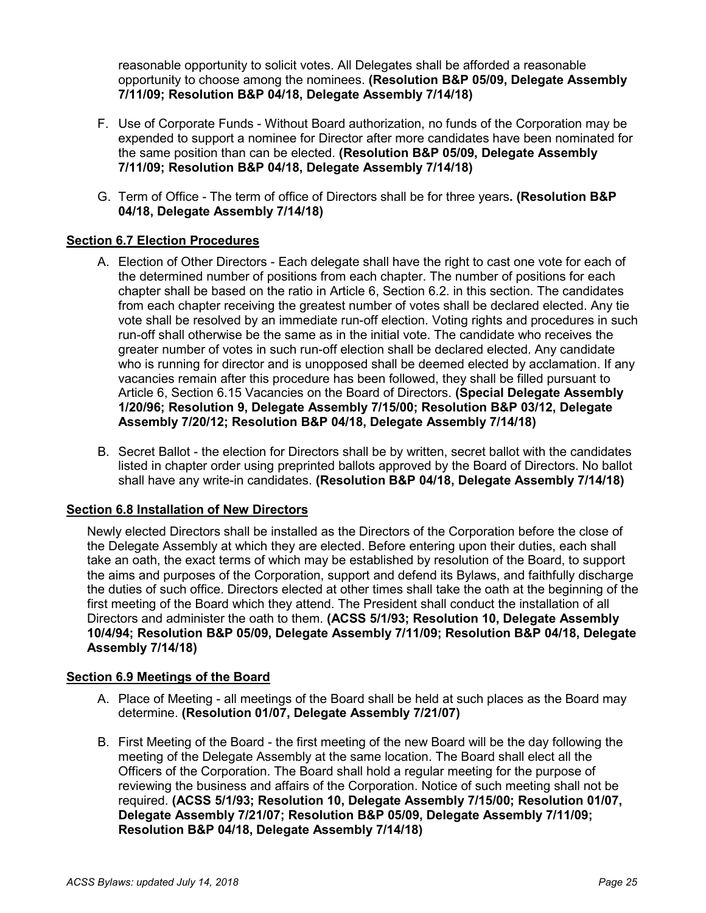reasonable opportunity to solicit votes. All Delegates shall be afforded a reasonable opportunity to choose among the nominees. **(Resolution B&P 05/09, Delegate Assembly 7/11/09; Resolution B&P 04/18, Delegate Assembly 7/14/18)**

F. Use of Corporate Funds - Without Board authorization, no funds of the Corporation may be expended to support a nominee for Director after more candidates have been nominated for the same position than can be elected. **(Resolution B&P 05/09, Delegate Assembly 7/11/09; Resolution B&P 04/18, Delegate Assembly 7/14/18)**

G. Term of Office - The term of office of Directors shall be for three years**. (Resolution B&P 04/18, Delegate Assembly 7/14/18)**

**<u>Section 6.7 Election Procedures</u>**

A. Election of Other Directors - Each delegate shall have the right to cast one vote for each of the determined number of positions from each chapter. The number of positions for each chapter shall be based on the ratio in Article 6, Section 6.2. in this section. The candidates from each chapter receiving the greatest number of votes shall be declared elected. Any tie vote shall be resolved by an immediate run-off election. Voting rights and procedures in such run-off shall otherwise be the same as in the initial vote. The candidate who receives the greater number of votes in such run-off election shall be declared elected. Any candidate who is running for director and is unopposed shall be deemed elected by acclamation. If any vacancies remain after this procedure has been followed, they shall be filled pursuant to Article 6, Section 6.15 Vacancies on the Board of Directors. **(Special Delegate Assembly 1/20/96; Resolution 9, Delegate Assembly 7/15/00; Resolution B&P 03/12, Delegate Assembly 7/20/12; Resolution B&P 04/18, Delegate Assembly 7/14/18)**

B. Secret Ballot - the election for Directors shall be by written, secret ballot with the candidates listed in chapter order using preprinted ballots approved by the Board of Directors. No ballot shall have any write-in candidates. **(Resolution B&P 04/18, Delegate Assembly 7/14/18)**

**<u>Section 6.8 Installation of New Directors</u>**

Newly elected Directors shall be installed as the Directors of the Corporation before the close of the Delegate Assembly at which they are elected. Before entering upon their duties, each shall take an oath, the exact terms of which may be established by resolution of the Board, to support the aims and purposes of the Corporation, support and defend its Bylaws, and faithfully discharge the duties of such office. Directors elected at other times shall take the oath at the beginning of the first meeting of the Board which they attend. The President shall conduct the installation of all Directors and administer the oath to them. **(ACSS 5/1/93; Resolution 10, Delegate Assembly 10/4/94; Resolution B&P 05/09, Delegate Assembly 7/11/09; Resolution B&P 04/18, Delegate Assembly 7/14/18)**

**<u>Section 6.9 Meetings of the Board</u>**

A. Place of Meeting - all meetings of the Board shall be held at such places as the Board may determine. **(Resolution 01/07, Delegate Assembly 7/21/07)**

B. First Meeting of the Board - the first meeting of the new Board will be the day following the meeting of the Delegate Assembly at the same location. The Board shall elect all the Officers of the Corporation. The Board shall hold a regular meeting for the purpose of reviewing the business and affairs of the Corporation. Notice of such meeting shall not be required. **(ACSS 5/1/93; Resolution 10, Delegate Assembly 7/15/00; Resolution 01/07, Delegate Assembly 7/21/07; Resolution B&P 05/09, Delegate Assembly 7/11/09; Resolution B&P 04/18, Delegate Assembly 7/14/18)**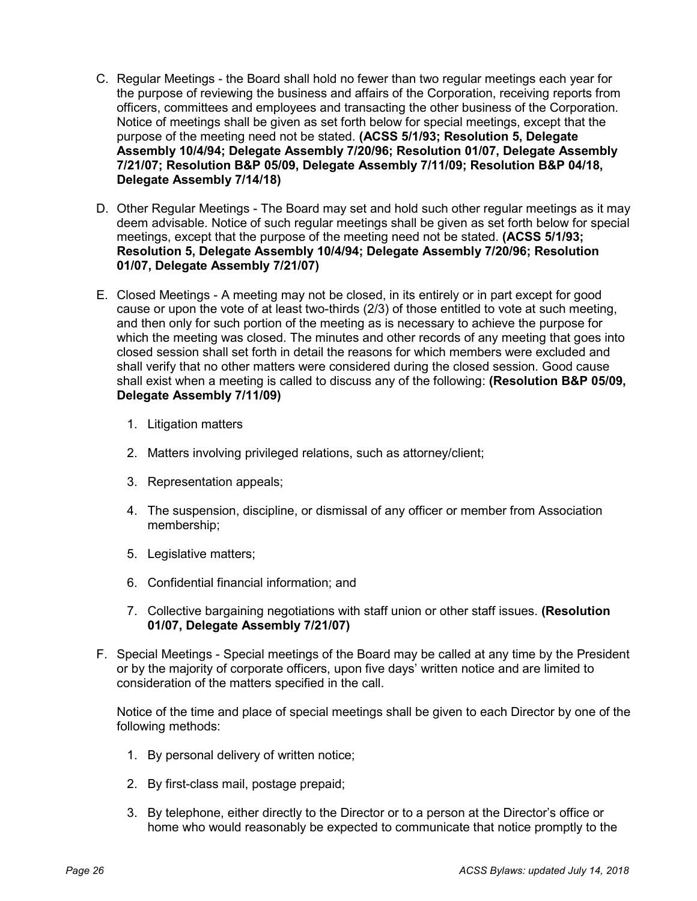C. Regular Meetings - the Board shall hold no fewer than two regular meetings each year for the purpose of reviewing the business and affairs of the Corporation, receiving reports from officers, committees and employees and transacting the other business of the Corporation. Notice of meetings shall be given as set forth below for special meetings, except that the purpose of the meeting need not be stated. **(ACSS 5/1/93; Resolution 5, Delegate Assembly 10/4/94; Delegate Assembly 7/20/96; Resolution 01/07, Delegate Assembly 7/21/07; Resolution B&P 05/09, Delegate Assembly 7/11/09; Resolution B&P 04/18, Delegate Assembly 7/14/18)**

D. Other Regular Meetings - The Board may set and hold such other regular meetings as it may deem advisable. Notice of such regular meetings shall be given as set forth below for special meetings, except that the purpose of the meeting need not be stated. **(ACSS 5/1/93; Resolution 5, Delegate Assembly 10/4/94; Delegate Assembly 7/20/96; Resolution 01/07, Delegate Assembly 7/21/07)**

E. Closed Meetings - A meeting may not be closed, in its entirely or in part except for good cause or upon the vote of at least two-thirds (2/3) of those entitled to vote at such meeting, and then only for such portion of the meeting as is necessary to achieve the purpose for which the meeting was closed. The minutes and other records of any meeting that goes into closed session shall set forth in detail the reasons for which members were excluded and shall verify that no other matters were considered during the closed session. Good cause shall exist when a meeting is called to discuss any of the following: **(Resolution B&P 05/09, Delegate Assembly 7/11/09)**

   1. Litigation matters

   2. Matters involving privileged relations, such as attorney/client;

   3. Representation appeals;

   4. The suspension, discipline, or dismissal of any officer or member from Association membership;

   5. Legislative matters;

   6. Confidential financial information; and

   7. Collective bargaining negotiations with staff union or other staff issues. **(Resolution 01/07, Delegate Assembly 7/21/07)**

F. Special Meetings - Special meetings of the Board may be called at any time by the President or by the majority of corporate officers, upon five days' written notice and are limited to consideration of the matters specified in the call.

   Notice of the time and place of special meetings shall be given to each Director by one of the following methods:

   1. By personal delivery of written notice;

   2. By first-class mail, postage prepaid;

   3. By telephone, either directly to the Director or to a person at the Director's office or home who would reasonably be expected to communicate that notice promptly to the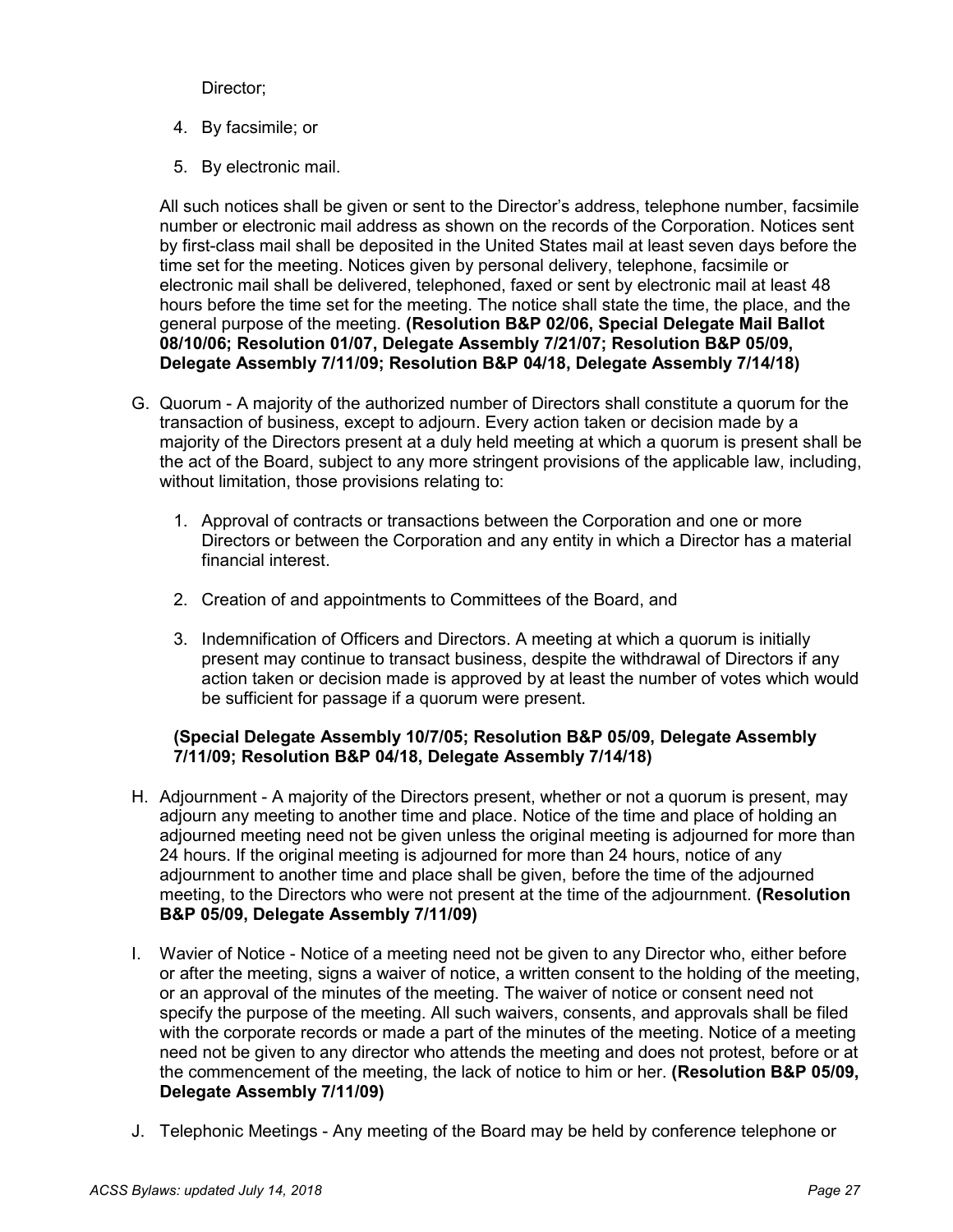Director;

4. By facsimile; or
5. By electronic mail.

All such notices shall be given or sent to the Director's address, telephone number, facsimile number or electronic mail address as shown on the records of the Corporation. Notices sent by first-class mail shall be deposited in the United States mail at least seven days before the time set for the meeting. Notices given by personal delivery, telephone, facsimile or electronic mail shall be delivered, telephoned, faxed or sent by electronic mail at least 48 hours before the time set for the meeting. The notice shall state the time, the place, and the general purpose of the meeting. **(Resolution B&P 02/06, Special Delegate Mail Ballot 08/10/06; Resolution 01/07, Delegate Assembly 7/21/07; Resolution B&P 05/09, Delegate Assembly 7/11/09; Resolution B&P 04/18, Delegate Assembly 7/14/18)**

G. Quorum - A majority of the authorized number of Directors shall constitute a quorum for the transaction of business, except to adjourn. Every action taken or decision made by a majority of the Directors present at a duly held meeting at which a quorum is present shall be the act of the Board, subject to any more stringent provisions of the applicable law, including, without limitation, those provisions relating to:

   1. Approval of contracts or transactions between the Corporation and one or more Directors or between the Corporation and any entity in which a Director has a material financial interest.
   2. Creation of and appointments to Committees of the Board, and
   3. Indemnification of Officers and Directors. A meeting at which a quorum is initially present may continue to transact business, despite the withdrawal of Directors if any action taken or decision made is approved by at least the number of votes which would be sufficient for passage if a quorum were present.

   **(Special Delegate Assembly 10/7/05; Resolution B&P 05/09, Delegate Assembly 7/11/09; Resolution B&P 04/18, Delegate Assembly 7/14/18)**

H. Adjournment - A majority of the Directors present, whether or not a quorum is present, may adjourn any meeting to another time and place. Notice of the time and place of holding an adjourned meeting need not be given unless the original meeting is adjourned for more than 24 hours. If the original meeting is adjourned for more than 24 hours, notice of any adjournment to another time and place shall be given, before the time of the adjourned meeting, to the Directors who were not present at the time of the adjournment. **(Resolution B&P 05/09, Delegate Assembly 7/11/09)**

I. Wavier of Notice - Notice of a meeting need not be given to any Director who, either before or after the meeting, signs a waiver of notice, a written consent to the holding of the meeting, or an approval of the minutes of the meeting. The waiver of notice or consent need not specify the purpose of the meeting. All such waivers, consents, and approvals shall be filed with the corporate records or made a part of the minutes of the meeting. Notice of a meeting need not be given to any director who attends the meeting and does not protest, before or at the commencement of the meeting, the lack of notice to him or her. **(Resolution B&P 05/09, Delegate Assembly 7/11/09)**

J. Telephonic Meetings - Any meeting of the Board may be held by conference telephone or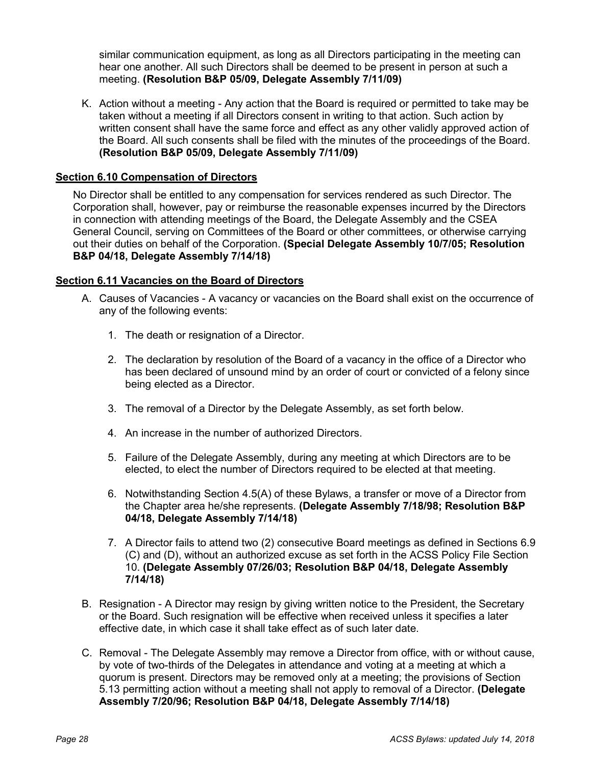similar communication equipment, as long as all Directors participating in the meeting can hear one another. All such Directors shall be deemed to be present in person at such a meeting. **(Resolution B&P 05/09, Delegate Assembly 7/11/09)**

K. Action without a meeting - Any action that the Board is required or permitted to take may be taken without a meeting if all Directors consent in writing to that action. Such action by written consent shall have the same force and effect as any other validly approved action of the Board. All such consents shall be filed with the minutes of the proceedings of the Board. **(Resolution B&P 05/09, Delegate Assembly 7/11/09)**

**Section 6.10 Compensation of Directors**

No Director shall be entitled to any compensation for services rendered as such Director. The Corporation shall, however, pay or reimburse the reasonable expenses incurred by the Directors in connection with attending meetings of the Board, the Delegate Assembly and the CSEA General Council, serving on Committees of the Board or other committees, or otherwise carrying out their duties on behalf of the Corporation. **(Special Delegate Assembly 10/7/05; Resolution B&P 04/18, Delegate Assembly 7/14/18)**

**Section 6.11 Vacancies on the Board of Directors**

A. Causes of Vacancies - A vacancy or vacancies on the Board shall exist on the occurrence of any of the following events:

   1. The death or resignation of a Director.

   2. The declaration by resolution of the Board of a vacancy in the office of a Director who has been declared of unsound mind by an order of court or convicted of a felony since being elected as a Director.

   3. The removal of a Director by the Delegate Assembly, as set forth below.

   4. An increase in the number of authorized Directors.

   5. Failure of the Delegate Assembly, during any meeting at which Directors are to be elected, to elect the number of Directors required to be elected at that meeting.

   6. Notwithstanding Section 4.5(A) of these Bylaws, a transfer or move of a Director from the Chapter area he/she represents. **(Delegate Assembly 7/18/98; Resolution B&P 04/18, Delegate Assembly 7/14/18)**

   7. A Director fails to attend two (2) consecutive Board meetings as defined in Sections 6.9 (C) and (D), without an authorized excuse as set forth in the ACSS Policy File Section 10. **(Delegate Assembly 07/26/03; Resolution B&P 04/18, Delegate Assembly 7/14/18)**

B. Resignation - A Director may resign by giving written notice to the President, the Secretary or the Board. Such resignation will be effective when received unless it specifies a later effective date, in which case it shall take effect as of such later date.

C. Removal - The Delegate Assembly may remove a Director from office, with or without cause, by vote of two-thirds of the Delegates in attendance and voting at a meeting at which a quorum is present. Directors may be removed only at a meeting; the provisions of Section 5.13 permitting action without a meeting shall not apply to removal of a Director. **(Delegate Assembly 7/20/96; Resolution B&P 04/18, Delegate Assembly 7/14/18)**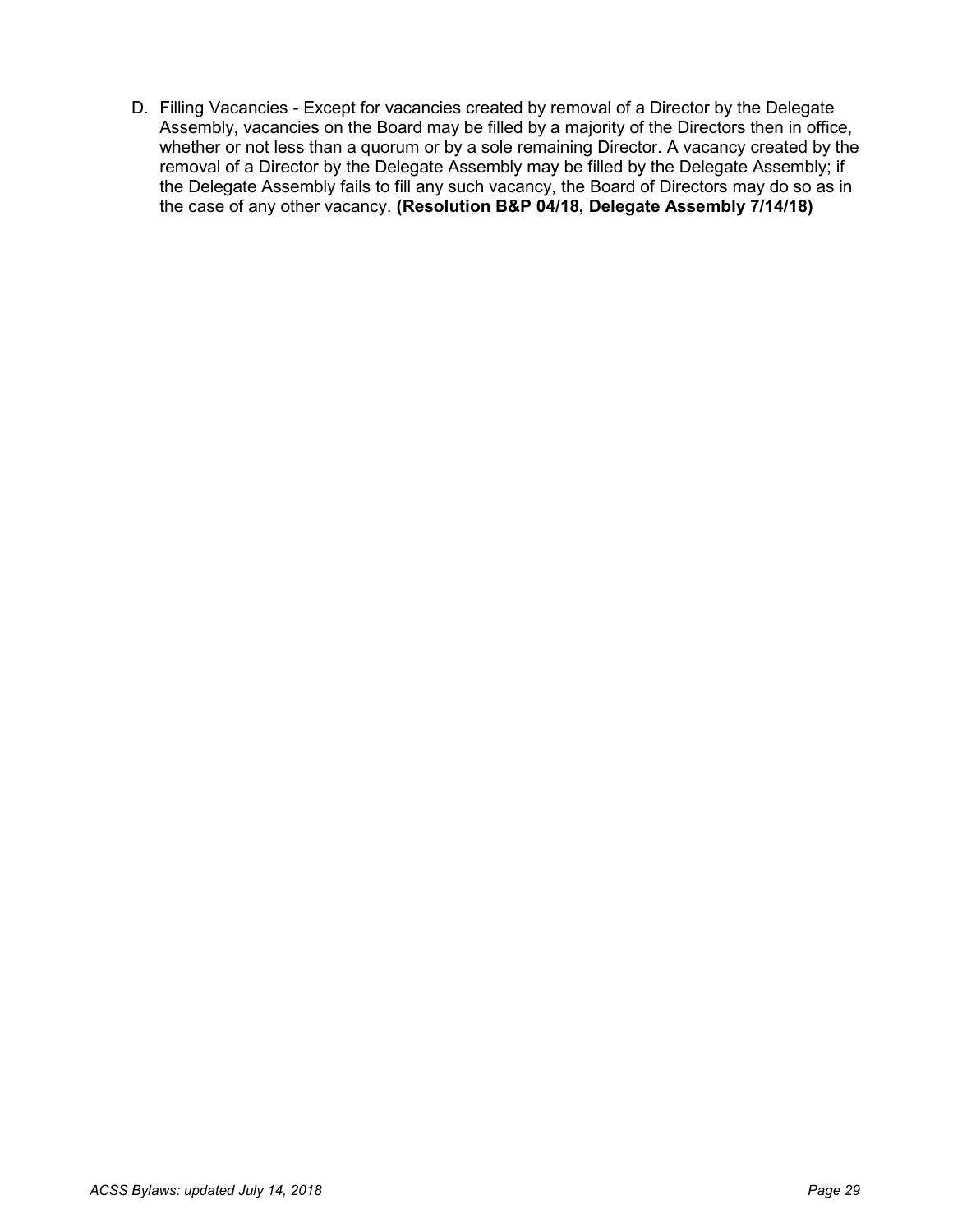D. Filling Vacancies - Except for vacancies created by removal of a Director by the Delegate Assembly, vacancies on the Board may be filled by a majority of the Directors then in office, whether or not less than a quorum or by a sole remaining Director. A vacancy created by the removal of a Director by the Delegate Assembly may be filled by the Delegate Assembly; if the Delegate Assembly fails to fill any such vacancy, the Board of Directors may do so as in the case of any other vacancy. **(Resolution B&P 04/18, Delegate Assembly 7/14/18)**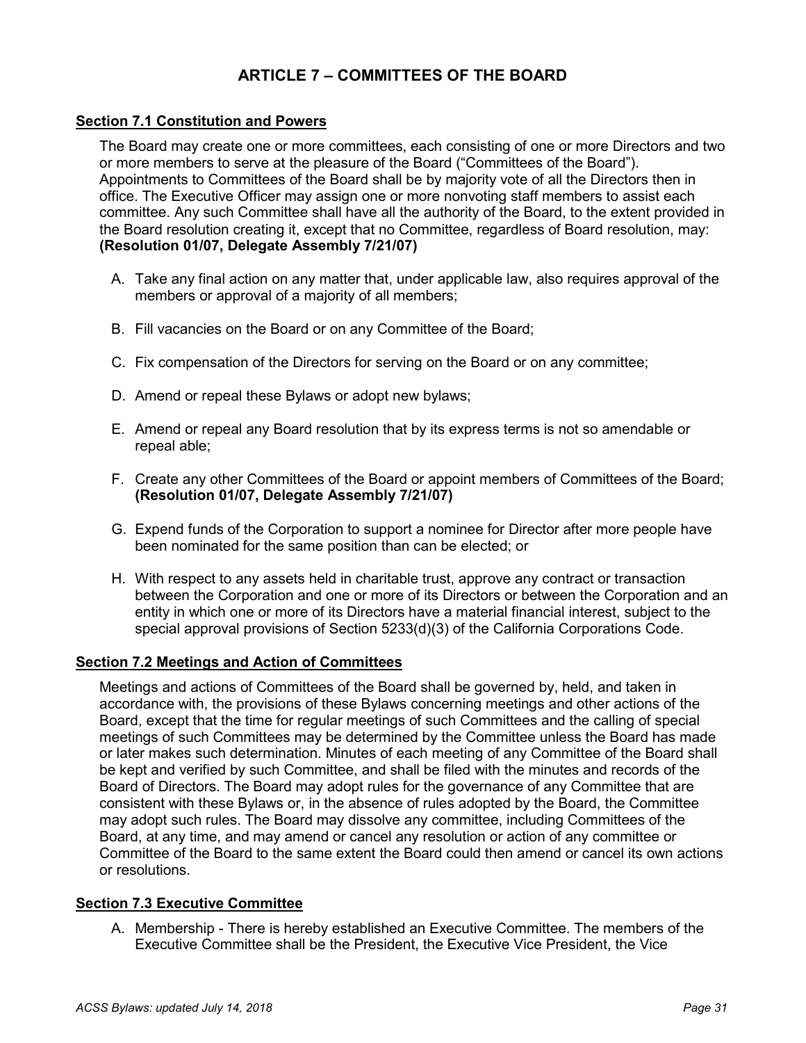# ARTICLE 7 – COMMITTEES OF THE BOARD

## Section 7.1 Constitution and Powers

The Board may create one or more committees, each consisting of one or more Directors and two or more members to serve at the pleasure of the Board ("Committees of the Board"). Appointments to Committees of the Board shall be by majority vote of all the Directors then in office. The Executive Officer may assign one or more nonvoting staff members to assist each committee. Any such Committee shall have all the authority of the Board, to the extent provided in the Board resolution creating it, except that no Committee, regardless of Board resolution, may: **(Resolution 01/07, Delegate Assembly 7/21/07)**

A. Take any final action on any matter that, under applicable law, also requires approval of the members or approval of a majority of all members;

B. Fill vacancies on the Board or on any Committee of the Board;

C. Fix compensation of the Directors for serving on the Board or on any committee;

D. Amend or repeal these Bylaws or adopt new bylaws;

E. Amend or repeal any Board resolution that by its express terms is not so amendable or repeal able;

F. Create any other Committees of the Board or appoint members of Committees of the Board; **(Resolution 01/07, Delegate Assembly 7/21/07)**

G. Expend funds of the Corporation to support a nominee for Director after more people have been nominated for the same position than can be elected; or

H. With respect to any assets held in charitable trust, approve any contract or transaction between the Corporation and one or more of its Directors or between the Corporation and an entity in which one or more of its Directors have a material financial interest, subject to the special approval provisions of Section 5233(d)(3) of the California Corporations Code.

## Section 7.2 Meetings and Action of Committees

Meetings and actions of Committees of the Board shall be governed by, held, and taken in accordance with, the provisions of these Bylaws concerning meetings and other actions of the Board, except that the time for regular meetings of such Committees and the calling of special meetings of such Committees may be determined by the Committee unless the Board has made or later makes such determination. Minutes of each meeting of any Committee of the Board shall be kept and verified by such Committee, and shall be filed with the minutes and records of the Board of Directors. The Board may adopt rules for the governance of any Committee that are consistent with these Bylaws or, in the absence of rules adopted by the Board, the Committee may adopt such rules. The Board may dissolve any committee, including Committees of the Board, at any time, and may amend or cancel any resolution or action of any committee or Committee of the Board to the same extent the Board could then amend or cancel its own actions or resolutions.

## Section 7.3 Executive Committee

A. Membership - There is hereby established an Executive Committee. The members of the Executive Committee shall be the President, the Executive Vice President, the Vice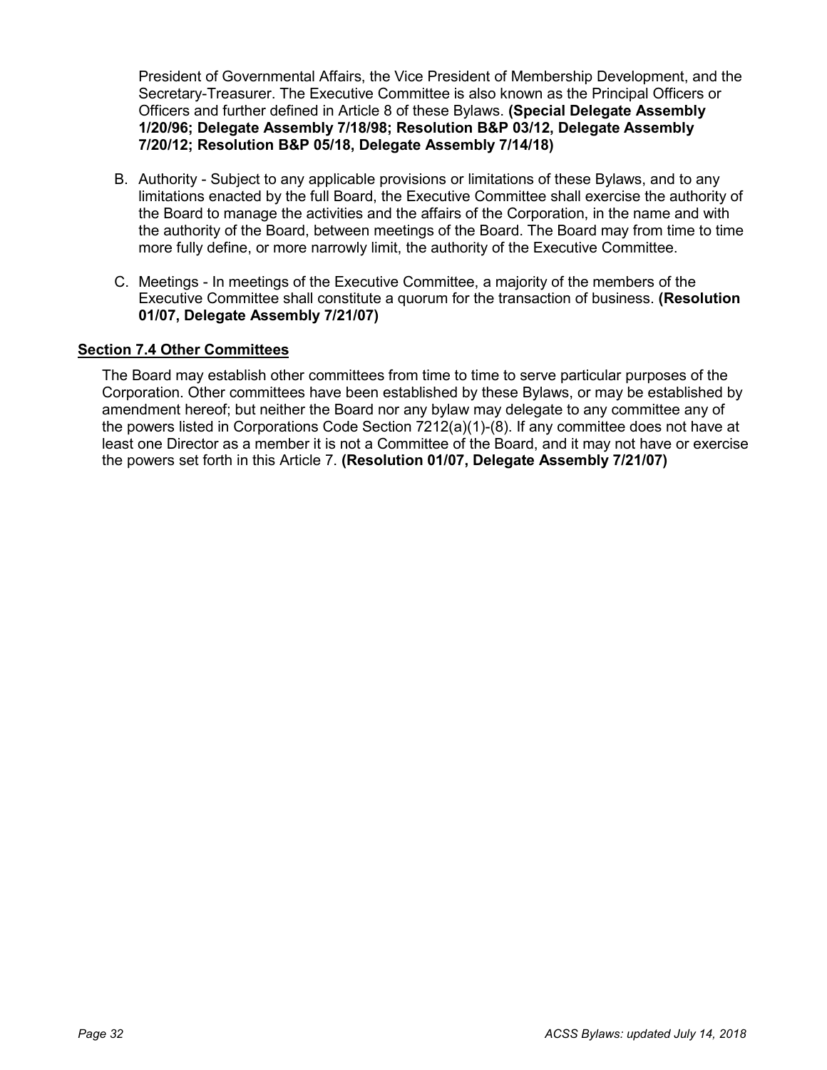President of Governmental Affairs, the Vice President of Membership Development, and the Secretary-Treasurer. The Executive Committee is also known as the Principal Officers or Officers and further defined in Article 8 of these Bylaws. **(Special Delegate Assembly 1/20/96; Delegate Assembly 7/18/98; Resolution B&P 03/12, Delegate Assembly 7/20/12; Resolution B&P 05/18, Delegate Assembly 7/14/18)**

B. Authority - Subject to any applicable provisions or limitations of these Bylaws, and to any limitations enacted by the full Board, the Executive Committee shall exercise the authority of the Board to manage the activities and the affairs of the Corporation, in the name and with the authority of the Board, between meetings of the Board. The Board may from time to time more fully define, or more narrowly limit, the authority of the Executive Committee.

C. Meetings - In meetings of the Executive Committee, a majority of the members of the Executive Committee shall constitute a quorum for the transaction of business. **(Resolution 01/07, Delegate Assembly 7/21/07)**

### Section 7.4 Other Committees

The Board may establish other committees from time to time to serve particular purposes of the Corporation. Other committees have been established by these Bylaws, or may be established by amendment hereof; but neither the Board nor any bylaw may delegate to any committee any of the powers listed in Corporations Code Section 7212(a)(1)-(8). If any committee does not have at least one Director as a member it is not a Committee of the Board, and it may not have or exercise the powers set forth in this Article 7. **(Resolution 01/07, Delegate Assembly 7/21/07)**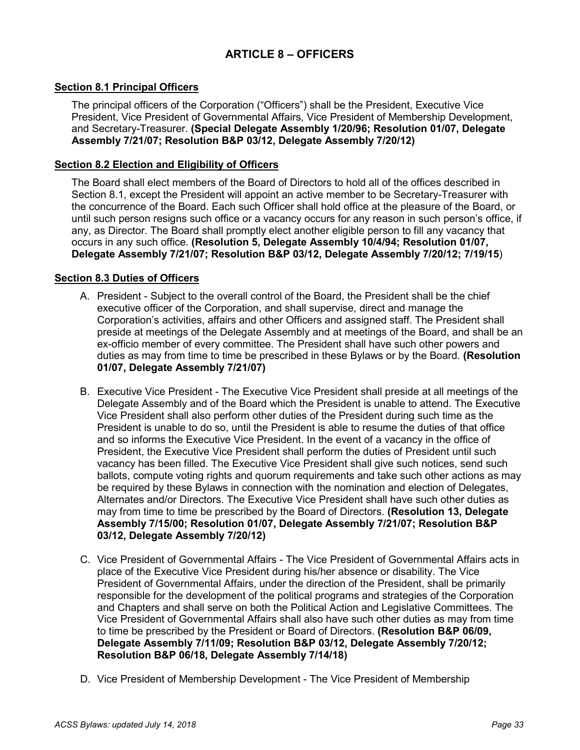# ARTICLE 8 – OFFICERS

## Section 8.1 Principal Officers

The principal officers of the Corporation ("Officers") shall be the President, Executive Vice President, Vice President of Governmental Affairs, Vice President of Membership Development, and Secretary-Treasurer. **(Special Delegate Assembly 1/20/96; Resolution 01/07, Delegate Assembly 7/21/07; Resolution B&P 03/12, Delegate Assembly 7/20/12)**

## Section 8.2 Election and Eligibility of Officers

The Board shall elect members of the Board of Directors to hold all of the offices described in Section 8.1, except the President will appoint an active member to be Secretary-Treasurer with the concurrence of the Board. Each such Officer shall hold office at the pleasure of the Board, or until such person resigns such office or a vacancy occurs for any reason in such person's office, if any, as Director. The Board shall promptly elect another eligible person to fill any vacancy that occurs in any such office. **(Resolution 5, Delegate Assembly 10/4/94; Resolution 01/07, Delegate Assembly 7/21/07; Resolution B&P 03/12, Delegate Assembly 7/20/12; 7/19/15**)

## Section 8.3 Duties of Officers

A. President - Subject to the overall control of the Board, the President shall be the chief executive officer of the Corporation, and shall supervise, direct and manage the Corporation's activities, affairs and other Officers and assigned staff. The President shall preside at meetings of the Delegate Assembly and at meetings of the Board, and shall be an ex-officio member of every committee. The President shall have such other powers and duties as may from time to time be prescribed in these Bylaws or by the Board. **(Resolution 01/07, Delegate Assembly 7/21/07)**

B. Executive Vice President - The Executive Vice President shall preside at all meetings of the Delegate Assembly and of the Board which the President is unable to attend. The Executive Vice President shall also perform other duties of the President during such time as the President is unable to do so, until the President is able to resume the duties of that office and so informs the Executive Vice President. In the event of a vacancy in the office of President, the Executive Vice President shall perform the duties of President until such vacancy has been filled. The Executive Vice President shall give such notices, send such ballots, compute voting rights and quorum requirements and take such other actions as may be required by these Bylaws in connection with the nomination and election of Delegates, Alternates and/or Directors. The Executive Vice President shall have such other duties as may from time to time be prescribed by the Board of Directors. **(Resolution 13, Delegate Assembly 7/15/00; Resolution 01/07, Delegate Assembly 7/21/07; Resolution B&P 03/12, Delegate Assembly 7/20/12)**

C. Vice President of Governmental Affairs - The Vice President of Governmental Affairs acts in place of the Executive Vice President during his/her absence or disability. The Vice President of Governmental Affairs, under the direction of the President, shall be primarily responsible for the development of the political programs and strategies of the Corporation and Chapters and shall serve on both the Political Action and Legislative Committees. The Vice President of Governmental Affairs shall also have such other duties as may from time to time be prescribed by the President or Board of Directors. **(Resolution B&P 06/09, Delegate Assembly 7/11/09; Resolution B&P 03/12, Delegate Assembly 7/20/12; Resolution B&P 06/18, Delegate Assembly 7/14/18)**

D. Vice President of Membership Development - The Vice President of Membership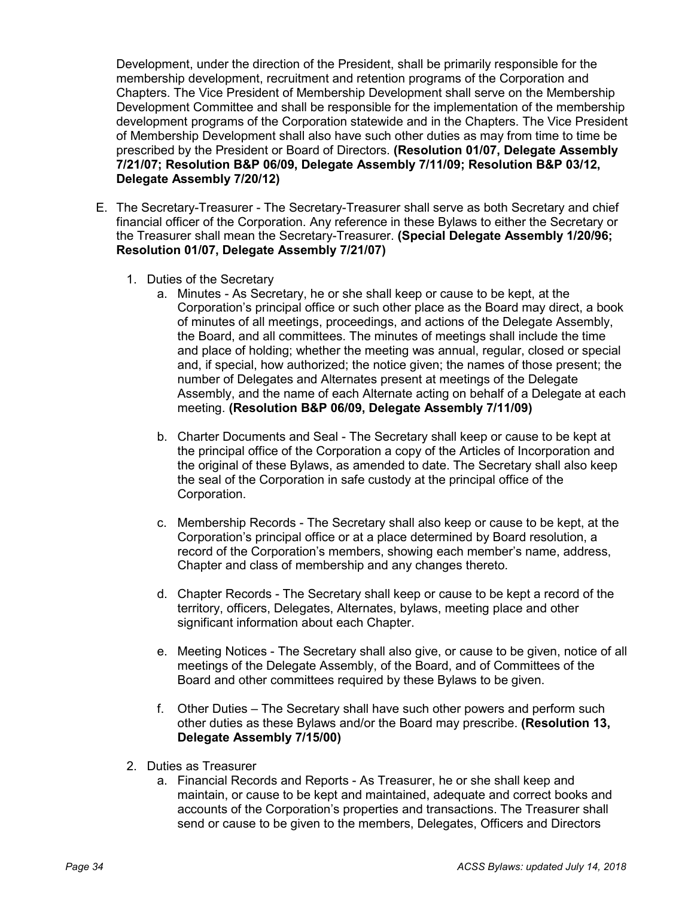Development, under the direction of the President, shall be primarily responsible for the membership development, recruitment and retention programs of the Corporation and Chapters. The Vice President of Membership Development shall serve on the Membership Development Committee and shall be responsible for the implementation of the membership development programs of the Corporation statewide and in the Chapters. The Vice President of Membership Development shall also have such other duties as may from time to time be prescribed by the President or Board of Directors. **(Resolution 01/07, Delegate Assembly 7/21/07; Resolution B&P 06/09, Delegate Assembly 7/11/09; Resolution B&P 03/12, Delegate Assembly 7/20/12)**

E. The Secretary-Treasurer - The Secretary-Treasurer shall serve as both Secretary and chief financial officer of the Corporation. Any reference in these Bylaws to either the Secretary or the Treasurer shall mean the Secretary-Treasurer. **(Special Delegate Assembly 1/20/96; Resolution 01/07, Delegate Assembly 7/21/07)**

   1. Duties of the Secretary
      a. Minutes - As Secretary, he or she shall keep or cause to be kept, at the Corporation's principal office or such other place as the Board may direct, a book of minutes of all meetings, proceedings, and actions of the Delegate Assembly, the Board, and all committees. The minutes of meetings shall include the time and place of holding; whether the meeting was annual, regular, closed or special and, if special, how authorized; the notice given; the names of those present; the number of Delegates and Alternates present at meetings of the Delegate Assembly, and the name of each Alternate acting on behalf of a Delegate at each meeting. **(Resolution B&P 06/09, Delegate Assembly 7/11/09)**

      b. Charter Documents and Seal - The Secretary shall keep or cause to be kept at the principal office of the Corporation a copy of the Articles of Incorporation and the original of these Bylaws, as amended to date. The Secretary shall also keep the seal of the Corporation in safe custody at the principal office of the Corporation.

      c. Membership Records - The Secretary shall also keep or cause to be kept, at the Corporation's principal office or at a place determined by Board resolution, a record of the Corporation's members, showing each member's name, address, Chapter and class of membership and any changes thereto.

      d. Chapter Records - The Secretary shall keep or cause to be kept a record of the territory, officers, Delegates, Alternates, bylaws, meeting place and other significant information about each Chapter.

      e. Meeting Notices - The Secretary shall also give, or cause to be given, notice of all meetings of the Delegate Assembly, of the Board, and of Committees of the Board and other committees required by these Bylaws to be given.

      f. Other Duties – The Secretary shall have such other powers and perform such other duties as these Bylaws and/or the Board may prescribe. **(Resolution 13, Delegate Assembly 7/15/00)**

   2. Duties as Treasurer
      a. Financial Records and Reports - As Treasurer, he or she shall keep and maintain, or cause to be kept and maintained, adequate and correct books and accounts of the Corporation's properties and transactions. The Treasurer shall send or cause to be given to the members, Delegates, Officers and Directors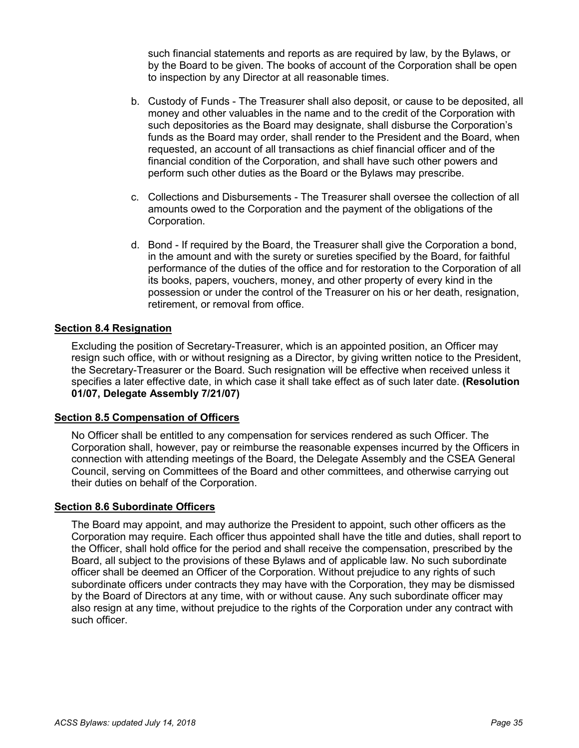such financial statements and reports as are required by law, by the Bylaws, or by the Board to be given. The books of account of the Corporation shall be open to inspection by any Director at all reasonable times.

b. Custody of Funds - The Treasurer shall also deposit, or cause to be deposited, all money and other valuables in the name and to the credit of the Corporation with such depositories as the Board may designate, shall disburse the Corporation's funds as the Board may order, shall render to the President and the Board, when requested, an account of all transactions as chief financial officer and of the financial condition of the Corporation, and shall have such other powers and perform such other duties as the Board or the Bylaws may prescribe.

c. Collections and Disbursements - The Treasurer shall oversee the collection of all amounts owed to the Corporation and the payment of the obligations of the Corporation.

d. Bond - If required by the Board, the Treasurer shall give the Corporation a bond, in the amount and with the surety or sureties specified by the Board, for faithful performance of the duties of the office and for restoration to the Corporation of all its books, papers, vouchers, money, and other property of every kind in the possession or under the control of the Treasurer on his or her death, resignation, retirement, or removal from office.

## Section 8.4 Resignation

Excluding the position of Secretary-Treasurer, which is an appointed position, an Officer may resign such office, with or without resigning as a Director, by giving written notice to the President, the Secretary-Treasurer or the Board. Such resignation will be effective when received unless it specifies a later effective date, in which case it shall take effect as of such later date. **(Resolution 01/07, Delegate Assembly 7/21/07)**

## Section 8.5 Compensation of Officers

No Officer shall be entitled to any compensation for services rendered as such Officer. The Corporation shall, however, pay or reimburse the reasonable expenses incurred by the Officers in connection with attending meetings of the Board, the Delegate Assembly and the CSEA General Council, serving on Committees of the Board and other committees, and otherwise carrying out their duties on behalf of the Corporation.

## Section 8.6 Subordinate Officers

The Board may appoint, and may authorize the President to appoint, such other officers as the Corporation may require. Each officer thus appointed shall have the title and duties, shall report to the Officer, shall hold office for the period and shall receive the compensation, prescribed by the Board, all subject to the provisions of these Bylaws and of applicable law. No such subordinate officer shall be deemed an Officer of the Corporation. Without prejudice to any rights of such subordinate officers under contracts they may have with the Corporation, they may be dismissed by the Board of Directors at any time, with or without cause. Any such subordinate officer may also resign at any time, without prejudice to the rights of the Corporation under any contract with such officer.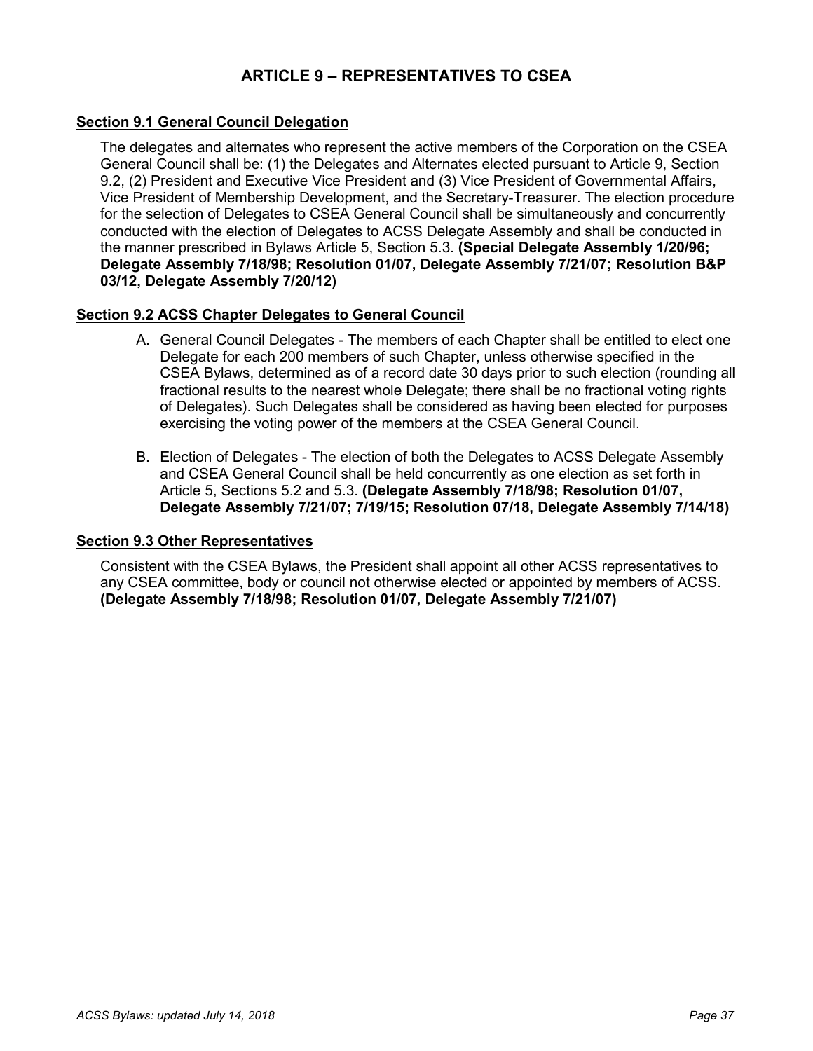# ARTICLE 9 – REPRESENTATIVES TO CSEA

## Section 9.1 General Council Delegation

The delegates and alternates who represent the active members of the Corporation on the CSEA General Council shall be: (1) the Delegates and Alternates elected pursuant to Article 9, Section 9.2, (2) President and Executive Vice President and (3) Vice President of Governmental Affairs, Vice President of Membership Development, and the Secretary-Treasurer. The election procedure for the selection of Delegates to CSEA General Council shall be simultaneously and concurrently conducted with the election of Delegates to ACSS Delegate Assembly and shall be conducted in the manner prescribed in Bylaws Article 5, Section 5.3. **(Special Delegate Assembly 1/20/96; Delegate Assembly 7/18/98; Resolution 01/07, Delegate Assembly 7/21/07; Resolution B&P 03/12, Delegate Assembly 7/20/12)**

## Section 9.2 ACSS Chapter Delegates to General Council

A. General Council Delegates - The members of each Chapter shall be entitled to elect one Delegate for each 200 members of such Chapter, unless otherwise specified in the CSEA Bylaws, determined as of a record date 30 days prior to such election (rounding all fractional results to the nearest whole Delegate; there shall be no fractional voting rights of Delegates). Such Delegates shall be considered as having been elected for purposes exercising the voting power of the members at the CSEA General Council.

B. Election of Delegates - The election of both the Delegates to ACSS Delegate Assembly and CSEA General Council shall be held concurrently as one election as set forth in Article 5, Sections 5.2 and 5.3. **(Delegate Assembly 7/18/98; Resolution 01/07, Delegate Assembly 7/21/07; 7/19/15; Resolution 07/18, Delegate Assembly 7/14/18)**

## Section 9.3 Other Representatives

Consistent with the CSEA Bylaws, the President shall appoint all other ACSS representatives to any CSEA committee, body or council not otherwise elected or appointed by members of ACSS. **(Delegate Assembly 7/18/98; Resolution 01/07, Delegate Assembly 7/21/07)**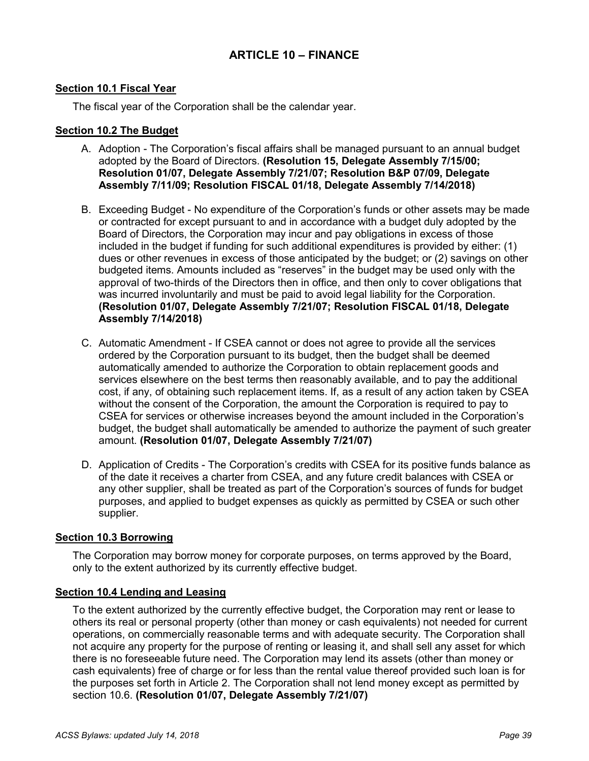## ARTICLE 10 – FINANCE

### Section 10.1 Fiscal Year

The fiscal year of the Corporation shall be the calendar year.

### Section 10.2 The Budget

A. Adoption - The Corporation's fiscal affairs shall be managed pursuant to an annual budget adopted by the Board of Directors. **(Resolution 15, Delegate Assembly 7/15/00; Resolution 01/07, Delegate Assembly 7/21/07; Resolution B&P 07/09, Delegate Assembly 7/11/09; Resolution FISCAL 01/18, Delegate Assembly 7/14/2018)**

B. Exceeding Budget - No expenditure of the Corporation's funds or other assets may be made or contracted for except pursuant to and in accordance with a budget duly adopted by the Board of Directors, the Corporation may incur and pay obligations in excess of those included in the budget if funding for such additional expenditures is provided by either: (1) dues or other revenues in excess of those anticipated by the budget; or (2) savings on other budgeted items. Amounts included as "reserves" in the budget may be used only with the approval of two-thirds of the Directors then in office, and then only to cover obligations that was incurred involuntarily and must be paid to avoid legal liability for the Corporation. **(Resolution 01/07, Delegate Assembly 7/21/07; Resolution FISCAL 01/18, Delegate Assembly 7/14/2018)**

C. Automatic Amendment - If CSEA cannot or does not agree to provide all the services ordered by the Corporation pursuant to its budget, then the budget shall be deemed automatically amended to authorize the Corporation to obtain replacement goods and services elsewhere on the best terms then reasonably available, and to pay the additional cost, if any, of obtaining such replacement items. If, as a result of any action taken by CSEA without the consent of the Corporation, the amount the Corporation is required to pay to CSEA for services or otherwise increases beyond the amount included in the Corporation's budget, the budget shall automatically be amended to authorize the payment of such greater amount. **(Resolution 01/07, Delegate Assembly 7/21/07)**

D. Application of Credits - The Corporation's credits with CSEA for its positive funds balance as of the date it receives a charter from CSEA, and any future credit balances with CSEA or any other supplier, shall be treated as part of the Corporation's sources of funds for budget purposes, and applied to budget expenses as quickly as permitted by CSEA or such other supplier.

### Section 10.3 Borrowing

The Corporation may borrow money for corporate purposes, on terms approved by the Board, only to the extent authorized by its currently effective budget.

### Section 10.4 Lending and Leasing

To the extent authorized by the currently effective budget, the Corporation may rent or lease to others its real or personal property (other than money or cash equivalents) not needed for current operations, on commercially reasonable terms and with adequate security. The Corporation shall not acquire any property for the purpose of renting or leasing it, and shall sell any asset for which there is no foreseeable future need. The Corporation may lend its assets (other than money or cash equivalents) free of charge or for less than the rental value thereof provided such loan is for the purposes set forth in Article 2. The Corporation shall not lend money except as permitted by section 10.6. **(Resolution 01/07, Delegate Assembly 7/21/07)**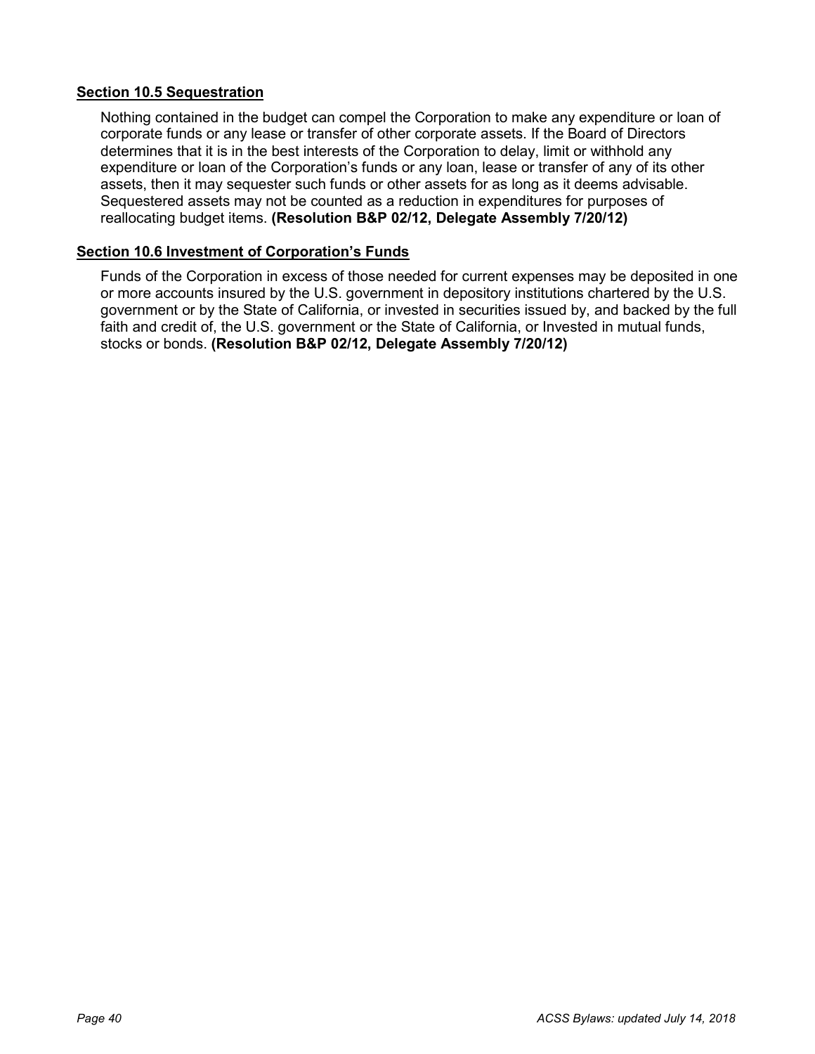### Section 10.5 Sequestration

Nothing contained in the budget can compel the Corporation to make any expenditure or loan of corporate funds or any lease or transfer of other corporate assets. If the Board of Directors determines that it is in the best interests of the Corporation to delay, limit or withhold any expenditure or loan of the Corporation's funds or any loan, lease or transfer of any of its other assets, then it may sequester such funds or other assets for as long as it deems advisable. Sequestered assets may not be counted as a reduction in expenditures for purposes of reallocating budget items. **(Resolution B&P 02/12, Delegate Assembly 7/20/12)**

### Section 10.6 Investment of Corporation's Funds

Funds of the Corporation in excess of those needed for current expenses may be deposited in one or more accounts insured by the U.S. government in depository institutions chartered by the U.S. government or by the State of California, or invested in securities issued by, and backed by the full faith and credit of, the U.S. government or the State of California, or Invested in mutual funds, stocks or bonds. **(Resolution B&P 02/12, Delegate Assembly 7/20/12)**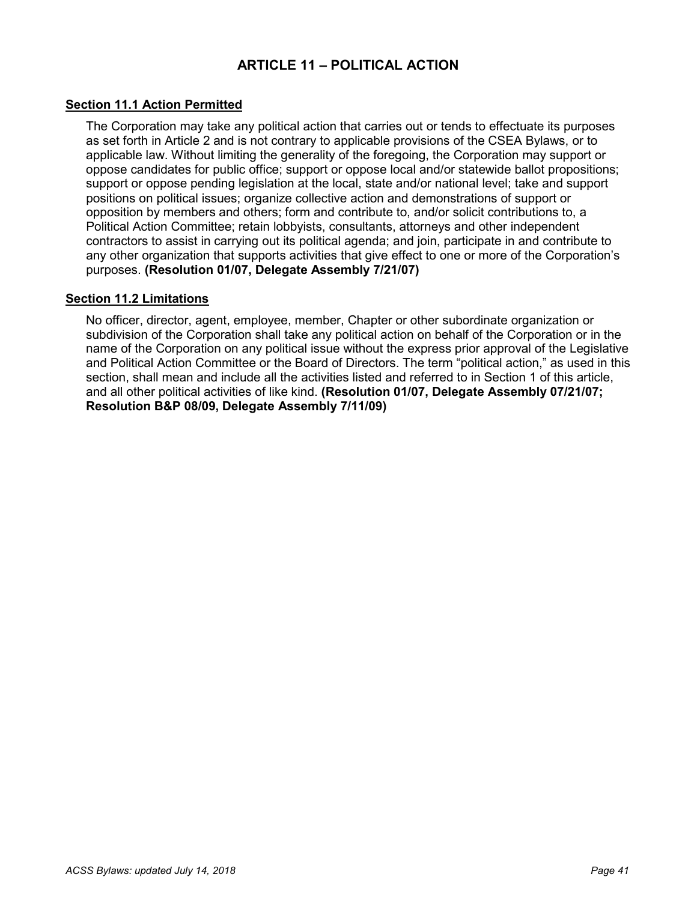# ARTICLE 11 – POLITICAL ACTION

## Section 11.1 Action Permitted

The Corporation may take any political action that carries out or tends to effectuate its purposes as set forth in Article 2 and is not contrary to applicable provisions of the CSEA Bylaws, or to applicable law. Without limiting the generality of the foregoing, the Corporation may support or oppose candidates for public office; support or oppose local and/or statewide ballot propositions; support or oppose pending legislation at the local, state and/or national level; take and support positions on political issues; organize collective action and demonstrations of support or opposition by members and others; form and contribute to, and/or solicit contributions to, a Political Action Committee; retain lobbyists, consultants, attorneys and other independent contractors to assist in carrying out its political agenda; and join, participate in and contribute to any other organization that supports activities that give effect to one or more of the Corporation's purposes. **(Resolution 01/07, Delegate Assembly 7/21/07)**

## Section 11.2 Limitations

No officer, director, agent, employee, member, Chapter or other subordinate organization or subdivision of the Corporation shall take any political action on behalf of the Corporation or in the name of the Corporation on any political issue without the express prior approval of the Legislative and Political Action Committee or the Board of Directors. The term "political action," as used in this section, shall mean and include all the activities listed and referred to in Section 1 of this article, and all other political activities of like kind. **(Resolution 01/07, Delegate Assembly 07/21/07; Resolution B&P 08/09, Delegate Assembly 7/11/09)**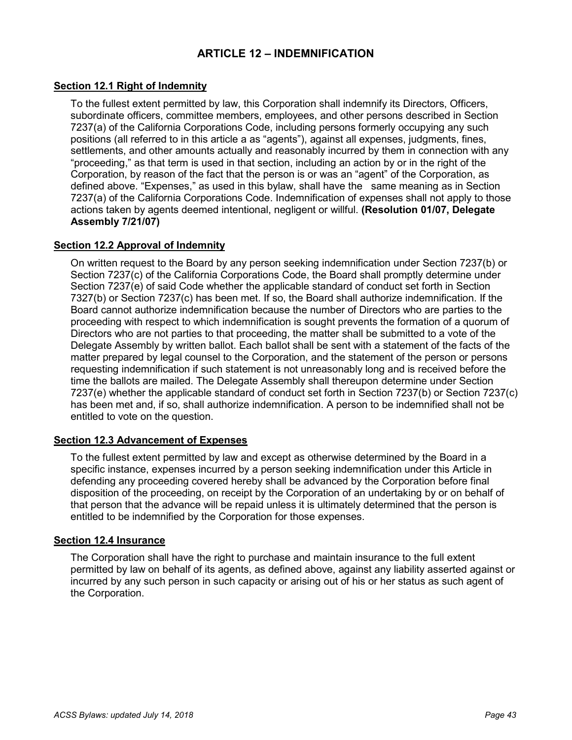# ARTICLE 12 – INDEMNIFICATION

## Section 12.1 Right of Indemnity

To the fullest extent permitted by law, this Corporation shall indemnify its Directors, Officers, subordinate officers, committee members, employees, and other persons described in Section 7237(a) of the California Corporations Code, including persons formerly occupying any such positions (all referred to in this article a as "agents"), against all expenses, judgments, fines, settlements, and other amounts actually and reasonably incurred by them in connection with any "proceeding," as that term is used in that section, including an action by or in the right of the Corporation, by reason of the fact that the person is or was an "agent" of the Corporation, as defined above. "Expenses," as used in this bylaw, shall have the same meaning as in Section 7237(a) of the California Corporations Code. Indemnification of expenses shall not apply to those actions taken by agents deemed intentional, negligent or willful. **(Resolution 01/07, Delegate Assembly 7/21/07)**

## Section 12.2 Approval of Indemnity

On written request to the Board by any person seeking indemnification under Section 7237(b) or Section 7237(c) of the California Corporations Code, the Board shall promptly determine under Section 7237(e) of said Code whether the applicable standard of conduct set forth in Section 7327(b) or Section 7237(c) has been met. If so, the Board shall authorize indemnification. If the Board cannot authorize indemnification because the number of Directors who are parties to the proceeding with respect to which indemnification is sought prevents the formation of a quorum of Directors who are not parties to that proceeding, the matter shall be submitted to a vote of the Delegate Assembly by written ballot. Each ballot shall be sent with a statement of the facts of the matter prepared by legal counsel to the Corporation, and the statement of the person or persons requesting indemnification if such statement is not unreasonably long and is received before the time the ballots are mailed. The Delegate Assembly shall thereupon determine under Section 7237(e) whether the applicable standard of conduct set forth in Section 7237(b) or Section 7237(c) has been met and, if so, shall authorize indemnification. A person to be indemnified shall not be entitled to vote on the question.

## Section 12.3 Advancement of Expenses

To the fullest extent permitted by law and except as otherwise determined by the Board in a specific instance, expenses incurred by a person seeking indemnification under this Article in defending any proceeding covered hereby shall be advanced by the Corporation before final disposition of the proceeding, on receipt by the Corporation of an undertaking by or on behalf of that person that the advance will be repaid unless it is ultimately determined that the person is entitled to be indemnified by the Corporation for those expenses.

## Section 12.4 Insurance

The Corporation shall have the right to purchase and maintain insurance to the full extent permitted by law on behalf of its agents, as defined above, against any liability asserted against or incurred by any such person in such capacity or arising out of his or her status as such agent of the Corporation.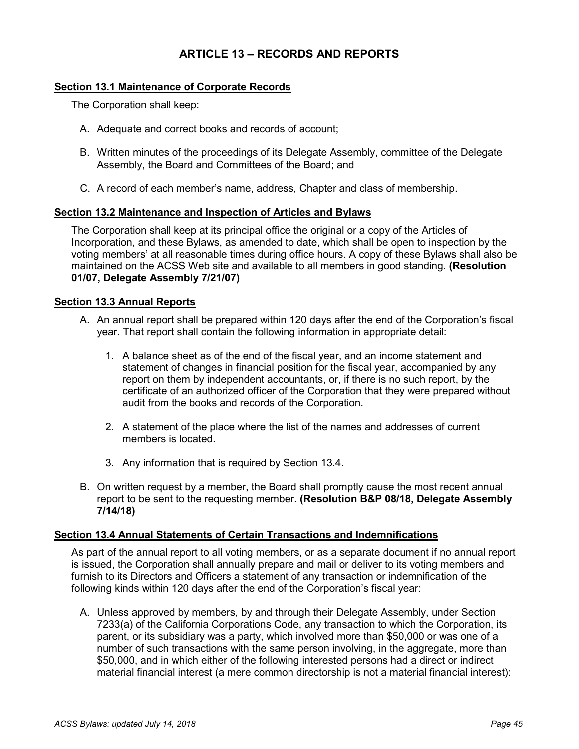## ARTICLE 13 – RECORDS AND REPORTS

**Section 13.1 Maintenance of Corporate Records**

The Corporation shall keep:

A. Adequate and correct books and records of account;

B. Written minutes of the proceedings of its Delegate Assembly, committee of the Delegate Assembly, the Board and Committees of the Board; and

C. A record of each member's name, address, Chapter and class of membership.

**Section 13.2 Maintenance and Inspection of Articles and Bylaws**

The Corporation shall keep at its principal office the original or a copy of the Articles of Incorporation, and these Bylaws, as amended to date, which shall be open to inspection by the voting members' at all reasonable times during office hours. A copy of these Bylaws shall also be maintained on the ACSS Web site and available to all members in good standing. **(Resolution 01/07, Delegate Assembly 7/21/07)**

**Section 13.3 Annual Reports**

A. An annual report shall be prepared within 120 days after the end of the Corporation's fiscal year. That report shall contain the following information in appropriate detail:

   1. A balance sheet as of the end of the fiscal year, and an income statement and statement of changes in financial position for the fiscal year, accompanied by any report on them by independent accountants, or, if there is no such report, by the certificate of an authorized officer of the Corporation that they were prepared without audit from the books and records of the Corporation.

   2. A statement of the place where the list of the names and addresses of current members is located.

   3. Any information that is required by Section 13.4.

B. On written request by a member, the Board shall promptly cause the most recent annual report to be sent to the requesting member. **(Resolution B&P 08/18, Delegate Assembly 7/14/18)**

**Section 13.4 Annual Statements of Certain Transactions and Indemnifications**

As part of the annual report to all voting members, or as a separate document if no annual report is issued, the Corporation shall annually prepare and mail or deliver to its voting members and furnish to its Directors and Officers a statement of any transaction or indemnification of the following kinds within 120 days after the end of the Corporation's fiscal year:

A. Unless approved by members, by and through their Delegate Assembly, under Section 7233(a) of the California Corporations Code, any transaction to which the Corporation, its parent, or its subsidiary was a party, which involved more than $50,000 or was one of a number of such transactions with the same person involving, in the aggregate, more than $50,000, and in which either of the following interested persons had a direct or indirect material financial interest (a mere common directorship is not a material financial interest):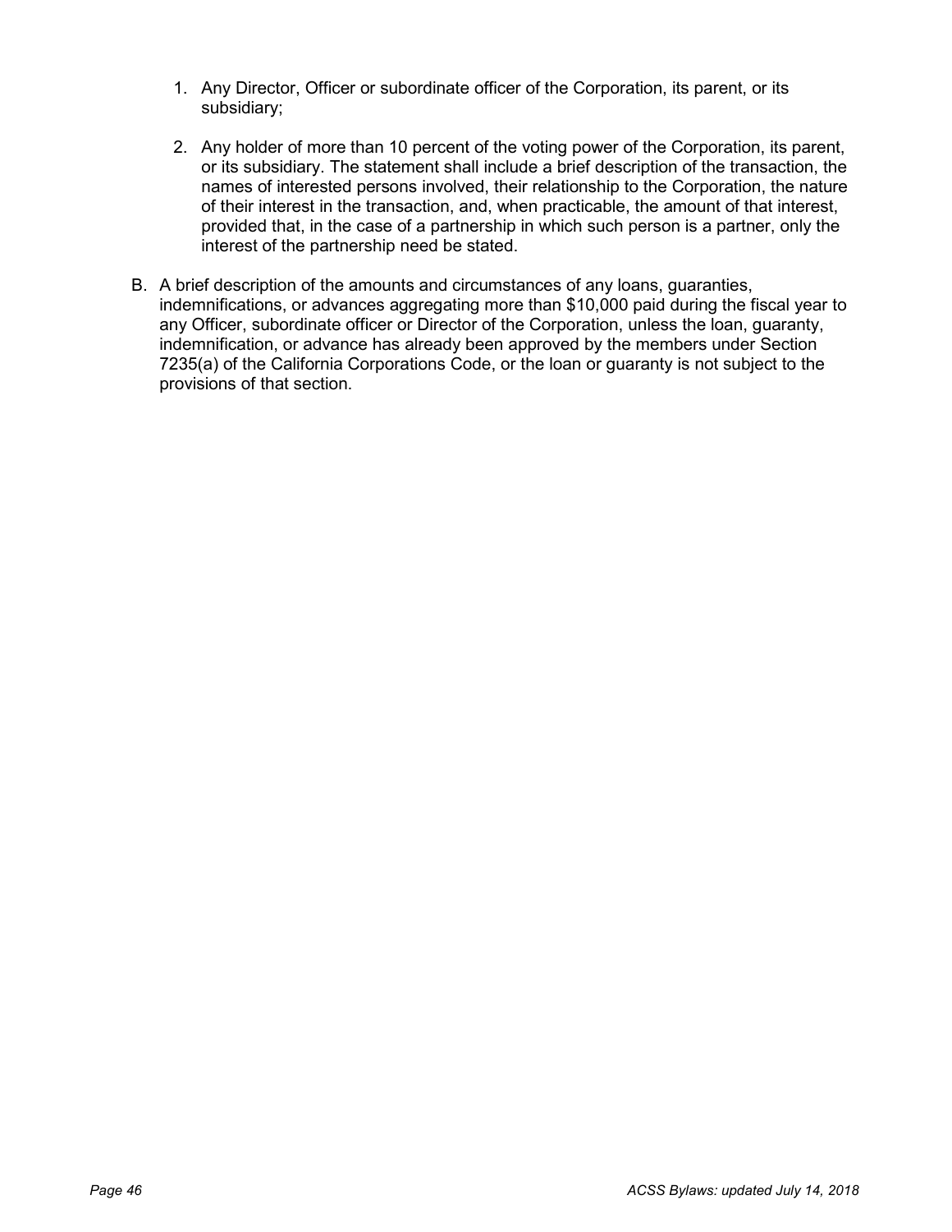1. Any Director, Officer or subordinate officer of the Corporation, its parent, or its subsidiary;

2. Any holder of more than 10 percent of the voting power of the Corporation, its parent, or its subsidiary. The statement shall include a brief description of the transaction, the names of interested persons involved, their relationship to the Corporation, the nature of their interest in the transaction, and, when practicable, the amount of that interest, provided that, in the case of a partnership in which such person is a partner, only the interest of the partnership need be stated.

B. A brief description of the amounts and circumstances of any loans, guaranties, indemnifications, or advances aggregating more than $10,000 paid during the fiscal year to any Officer, subordinate officer or Director of the Corporation, unless the loan, guaranty, indemnification, or advance has already been approved by the members under Section 7235(a) of the California Corporations Code, or the loan or guaranty is not subject to the provisions of that section.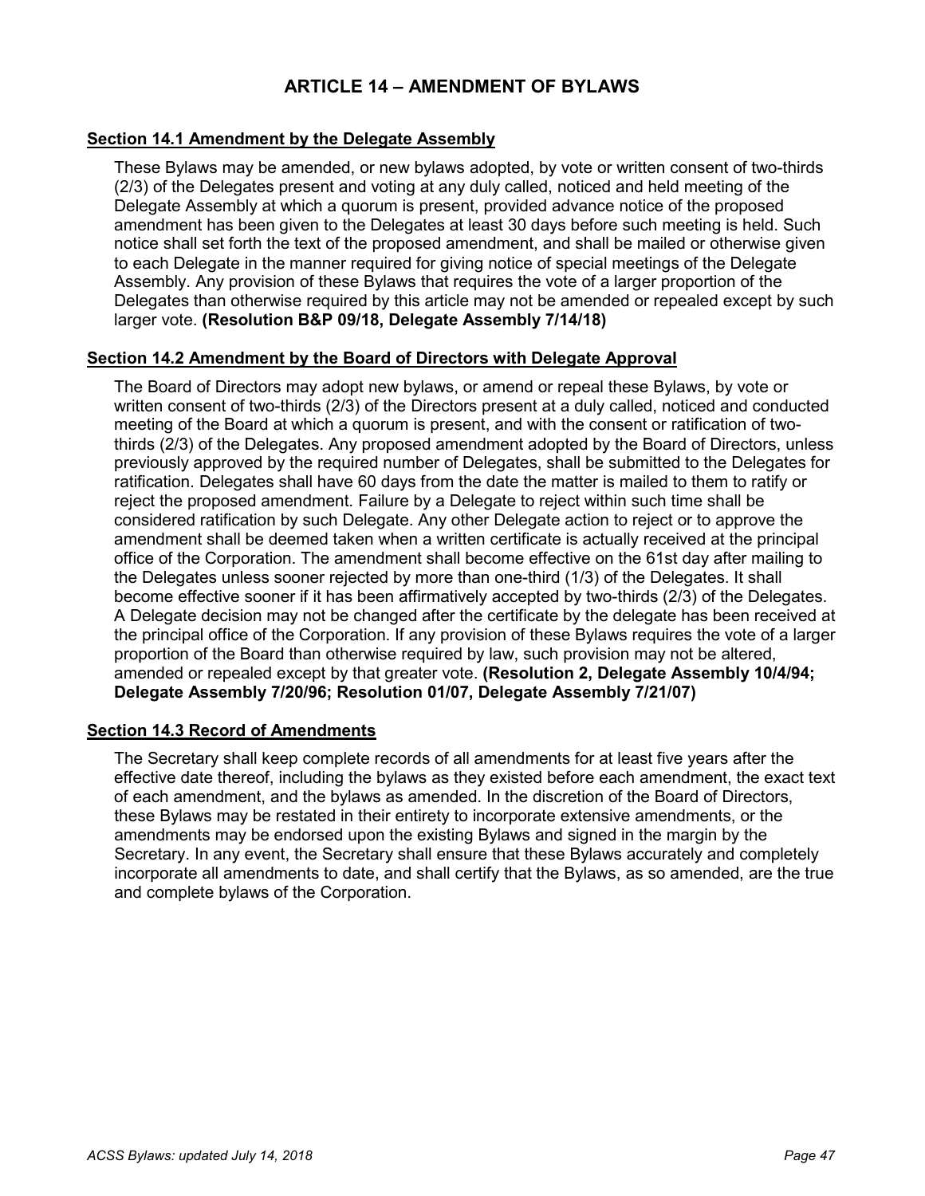# ARTICLE 14 – AMENDMENT OF BYLAWS

## Section 14.1 Amendment by the Delegate Assembly

These Bylaws may be amended, or new bylaws adopted, by vote or written consent of two-thirds (2/3) of the Delegates present and voting at any duly called, noticed and held meeting of the Delegate Assembly at which a quorum is present, provided advance notice of the proposed amendment has been given to the Delegates at least 30 days before such meeting is held. Such notice shall set forth the text of the proposed amendment, and shall be mailed or otherwise given to each Delegate in the manner required for giving notice of special meetings of the Delegate Assembly. Any provision of these Bylaws that requires the vote of a larger proportion of the Delegates than otherwise required by this article may not be amended or repealed except by such larger vote. **(Resolution B&P 09/18, Delegate Assembly 7/14/18)**

## Section 14.2 Amendment by the Board of Directors with Delegate Approval

The Board of Directors may adopt new bylaws, or amend or repeal these Bylaws, by vote or written consent of two-thirds (2/3) of the Directors present at a duly called, noticed and conducted meeting of the Board at which a quorum is present, and with the consent or ratification of two-thirds (2/3) of the Delegates. Any proposed amendment adopted by the Board of Directors, unless previously approved by the required number of Delegates, shall be submitted to the Delegates for ratification. Delegates shall have 60 days from the date the matter is mailed to them to ratify or reject the proposed amendment. Failure by a Delegate to reject within such time shall be considered ratification by such Delegate. Any other Delegate action to reject or to approve the amendment shall be deemed taken when a written certificate is actually received at the principal office of the Corporation. The amendment shall become effective on the 61st day after mailing to the Delegates unless sooner rejected by more than one-third (1/3) of the Delegates. It shall become effective sooner if it has been affirmatively accepted by two-thirds (2/3) of the Delegates. A Delegate decision may not be changed after the certificate by the delegate has been received at the principal office of the Corporation. If any provision of these Bylaws requires the vote of a larger proportion of the Board than otherwise required by law, such provision may not be altered, amended or repealed except by that greater vote. **(Resolution 2, Delegate Assembly 10/4/94; Delegate Assembly 7/20/96; Resolution 01/07, Delegate Assembly 7/21/07)**

## Section 14.3 Record of Amendments

The Secretary shall keep complete records of all amendments for at least five years after the effective date thereof, including the bylaws as they existed before each amendment, the exact text of each amendment, and the bylaws as amended. In the discretion of the Board of Directors, these Bylaws may be restated in their entirety to incorporate extensive amendments, or the amendments may be endorsed upon the existing Bylaws and signed in the margin by the Secretary. In any event, the Secretary shall ensure that these Bylaws accurately and completely incorporate all amendments to date, and shall certify that the Bylaws, as so amended, are the true and complete bylaws of the Corporation.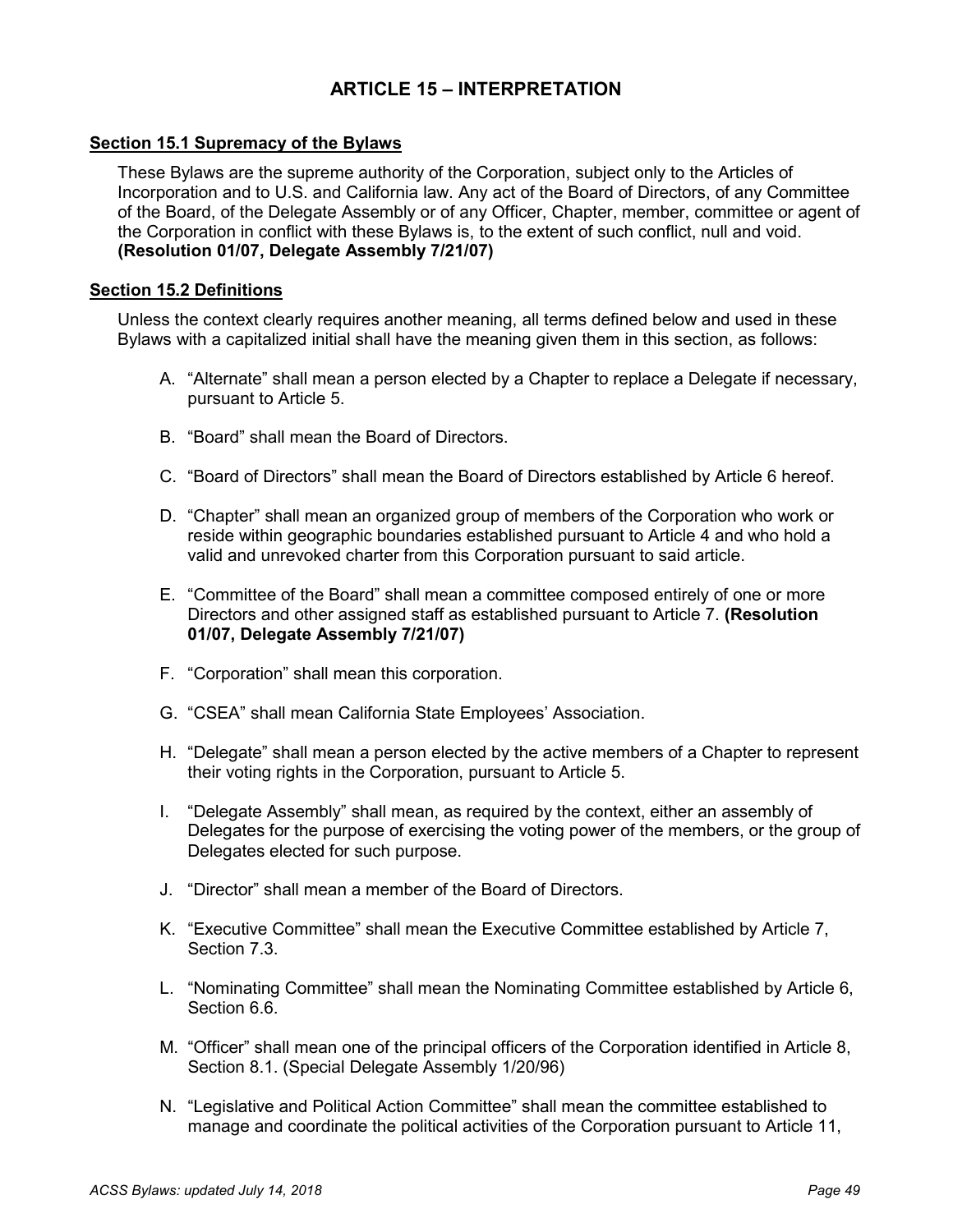# ARTICLE 15 – INTERPRETATION

## Section 15.1 Supremacy of the Bylaws

These Bylaws are the supreme authority of the Corporation, subject only to the Articles of Incorporation and to U.S. and California law. Any act of the Board of Directors, of any Committee of the Board, of the Delegate Assembly or of any Officer, Chapter, member, committee or agent of the Corporation in conflict with these Bylaws is, to the extent of such conflict, null and void. **(Resolution 01/07, Delegate Assembly 7/21/07)**

## Section 15.2 Definitions

Unless the context clearly requires another meaning, all terms defined below and used in these Bylaws with a capitalized initial shall have the meaning given them in this section, as follows:

A. “Alternate” shall mean a person elected by a Chapter to replace a Delegate if necessary, pursuant to Article 5.

B. “Board” shall mean the Board of Directors.

C. “Board of Directors” shall mean the Board of Directors established by Article 6 hereof.

D. “Chapter” shall mean an organized group of members of the Corporation who work or reside within geographic boundaries established pursuant to Article 4 and who hold a valid and unrevoked charter from this Corporation pursuant to said article.

E. “Committee of the Board” shall mean a committee composed entirely of one or more Directors and other assigned staff as established pursuant to Article 7. **(Resolution 01/07, Delegate Assembly 7/21/07)**

F. “Corporation” shall mean this corporation.

G. “CSEA” shall mean California State Employees’ Association.

H. “Delegate” shall mean a person elected by the active members of a Chapter to represent their voting rights in the Corporation, pursuant to Article 5.

I. “Delegate Assembly” shall mean, as required by the context, either an assembly of Delegates for the purpose of exercising the voting power of the members, or the group of Delegates elected for such purpose.

J. “Director” shall mean a member of the Board of Directors.

K. “Executive Committee” shall mean the Executive Committee established by Article 7, Section 7.3.

L. “Nominating Committee” shall mean the Nominating Committee established by Article 6, Section 6.6.

M. “Officer” shall mean one of the principal officers of the Corporation identified in Article 8, Section 8.1. (Special Delegate Assembly 1/20/96)

N. “Legislative and Political Action Committee” shall mean the committee established to manage and coordinate the political activities of the Corporation pursuant to Article 11,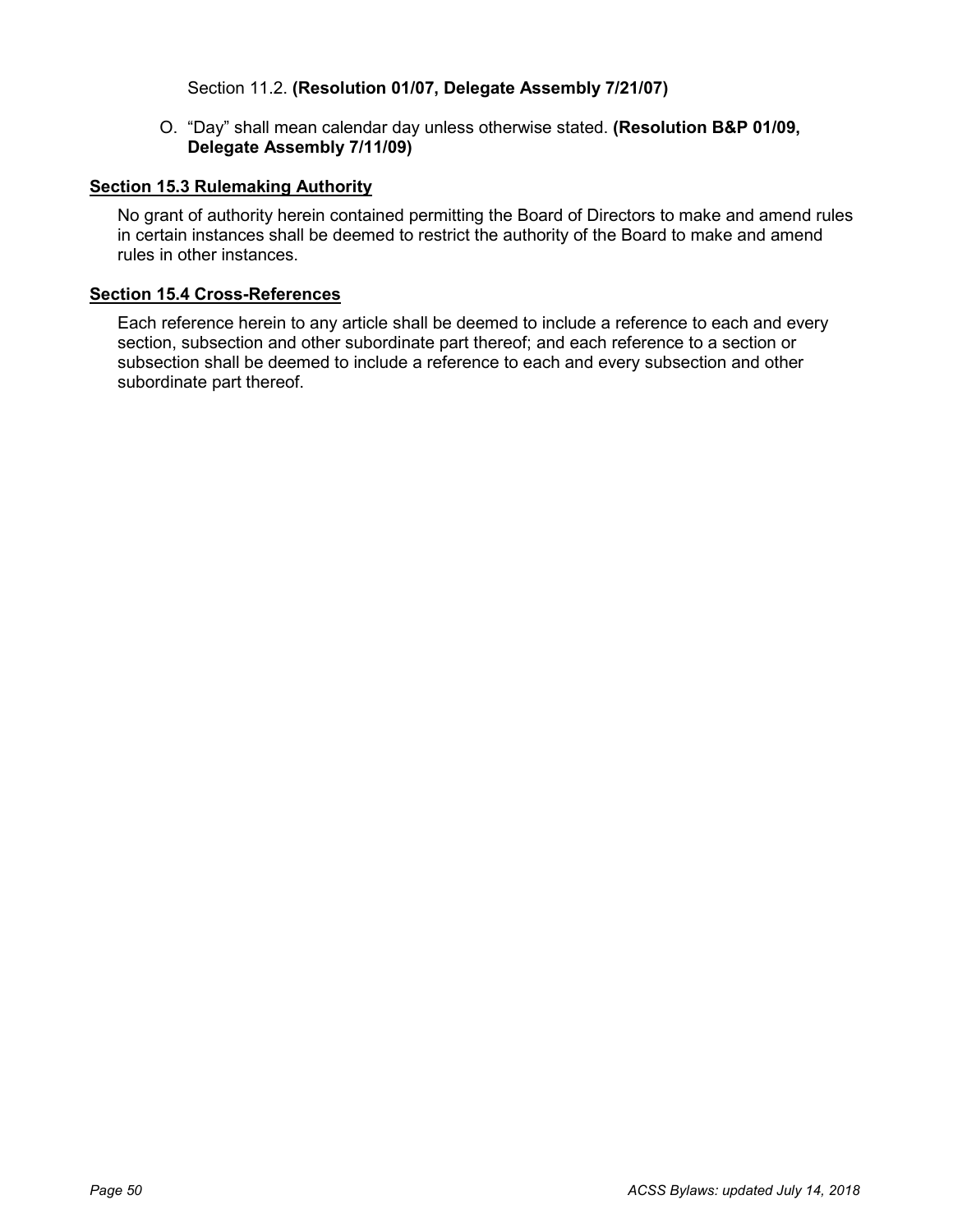Section 11.2. **(Resolution 01/07, Delegate Assembly 7/21/07)**

O. "Day" shall mean calendar day unless otherwise stated. **(Resolution B&P 01/09, Delegate Assembly 7/11/09)**

## Section 15.3 Rulemaking Authority

No grant of authority herein contained permitting the Board of Directors to make and amend rules in certain instances shall be deemed to restrict the authority of the Board to make and amend rules in other instances.

## Section 15.4 Cross-References

Each reference herein to any article shall be deemed to include a reference to each and every section, subsection and other subordinate part thereof; and each reference to a section or subsection shall be deemed to include a reference to each and every subsection and other subordinate part thereof.